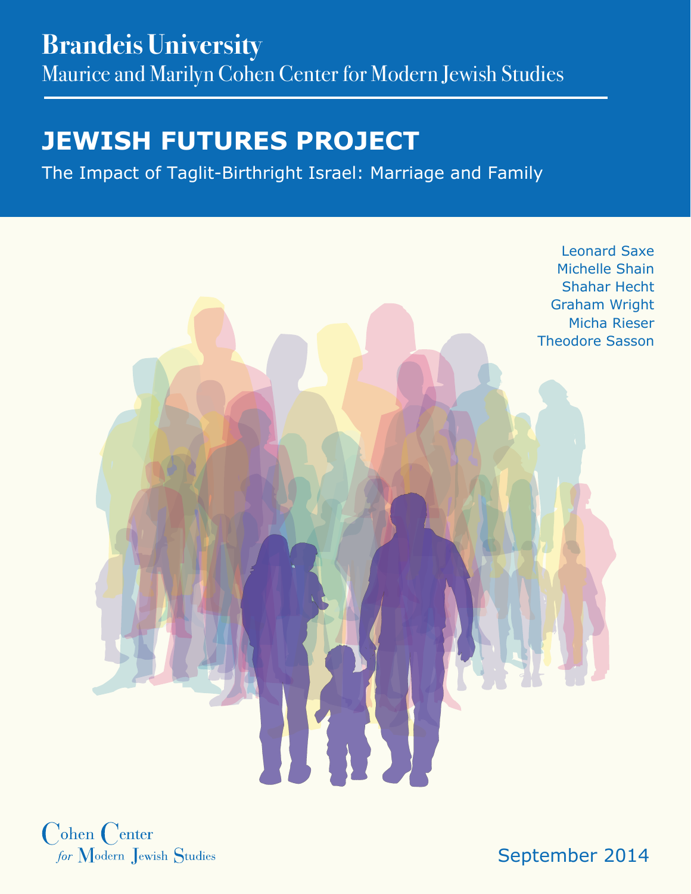# Brandeis University

Maurice and Marilyn Cohen Center for Modern Jewish Studies

## JEWISH FUTURES PROJECT

The Impact of Taglit-Birthright Israel: Marriage and Family

Leonard Saxe
Michelle Shain
Shahar Hecht
Graham Wright
Micha Rieser
Theodore Sasson

Cohen Center for Modern Jewish Studies

September 2014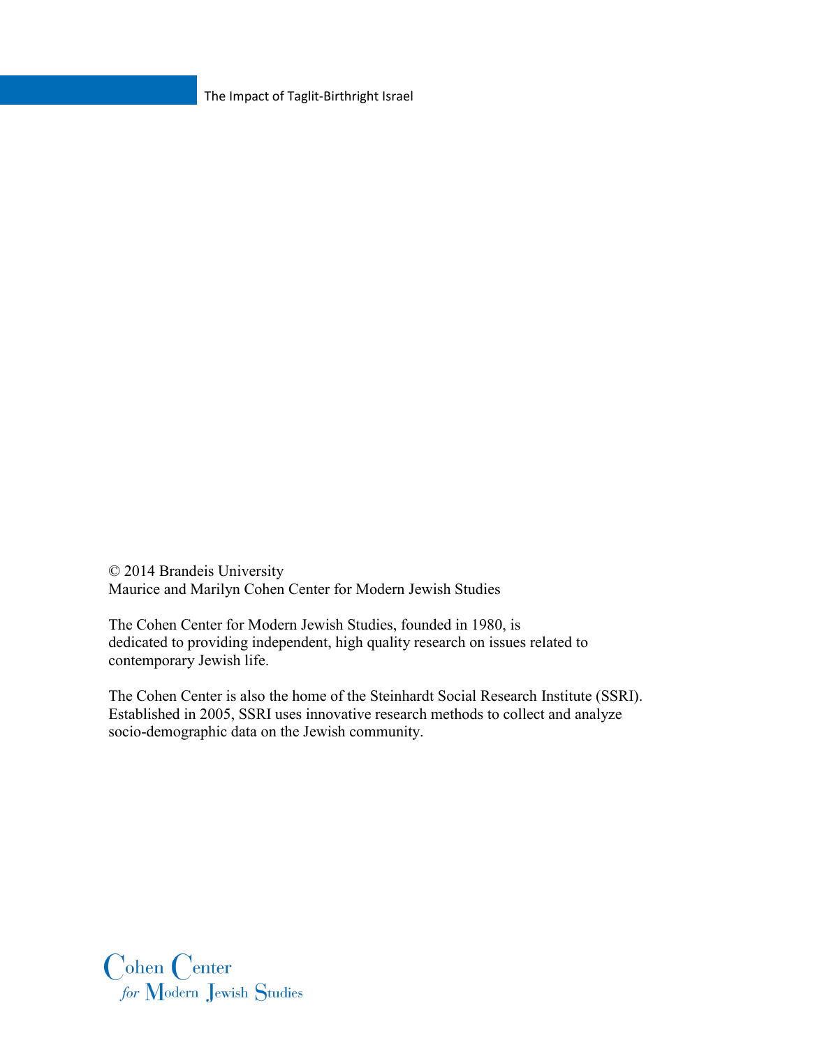© 2014 Brandeis University
Maurice and Marilyn Cohen Center for Modern Jewish Studies

The Cohen Center for Modern Jewish Studies, founded in 1980, is dedicated to providing independent, high quality research on issues related to contemporary Jewish life.

The Cohen Center is also the home of the Steinhardt Social Research Institute (SSRI). Established in 2005, SSRI uses innovative research methods to collect and analyze socio-demographic data on the Jewish community.

Cohen Center
*for* Modern Jewish Studies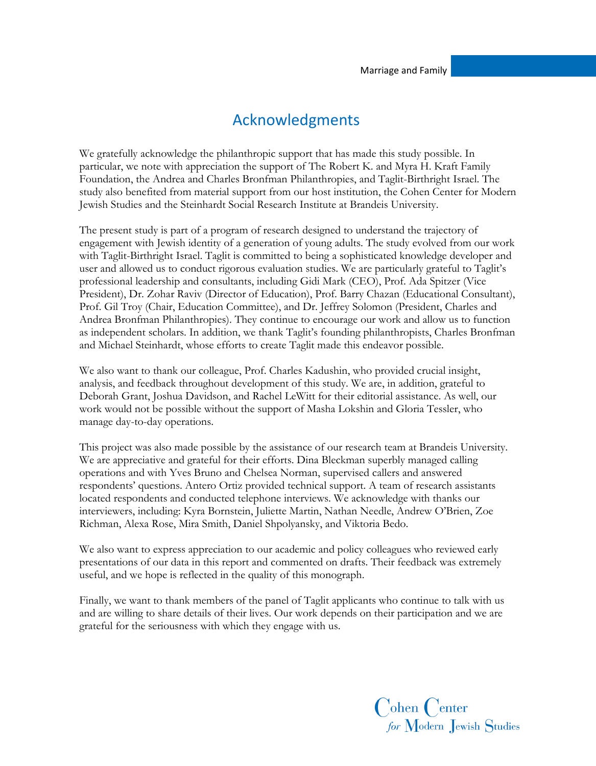# Acknowledgments

We gratefully acknowledge the philanthropic support that has made this study possible. In particular, we note with appreciation the support of The Robert K. and Myra H. Kraft Family Foundation, the Andrea and Charles Bronfman Philanthropies, and Taglit-Birthright Israel. The study also benefited from material support from our host institution, the Cohen Center for Modern Jewish Studies and the Steinhardt Social Research Institute at Brandeis University.

The present study is part of a program of research designed to understand the trajectory of engagement with Jewish identity of a generation of young adults. The study evolved from our work with Taglit-Birthright Israel. Taglit is committed to being a sophisticated knowledge developer and user and allowed us to conduct rigorous evaluation studies. We are particularly grateful to Taglit's professional leadership and consultants, including Gidi Mark (CEO), Prof. Ada Spitzer (Vice President), Dr. Zohar Raviv (Director of Education), Prof. Barry Chazan (Educational Consultant), Prof. Gil Troy (Chair, Education Committee), and Dr. Jeffrey Solomon (President, Charles and Andrea Bronfman Philanthropies). They continue to encourage our work and allow us to function as independent scholars. In addition, we thank Taglit's founding philanthropists, Charles Bronfman and Michael Steinhardt, whose efforts to create Taglit made this endeavor possible.

We also want to thank our colleague, Prof. Charles Kadushin, who provided crucial insight, analysis, and feedback throughout development of this study. We are, in addition, grateful to Deborah Grant, Joshua Davidson, and Rachel LeWitt for their editorial assistance. As well, our work would not be possible without the support of Masha Lokshin and Gloria Tessler, who manage day-to-day operations.

This project was also made possible by the assistance of our research team at Brandeis University. We are appreciative and grateful for their efforts. Dina Bleckman superbly managed calling operations and with Yves Bruno and Chelsea Norman, supervised callers and answered respondents' questions. Antero Ortiz provided technical support. A team of research assistants located respondents and conducted telephone interviews. We acknowledge with thanks our interviewers, including: Kyra Bornstein, Juliette Martin, Nathan Needle, Andrew O'Brien, Zoe Richman, Alexa Rose, Mira Smith, Daniel Shpolyansky, and Viktoria Bedo.

We also want to express appreciation to our academic and policy colleagues who reviewed early presentations of our data in this report and commented on drafts. Their feedback was extremely useful, and we hope is reflected in the quality of this monograph.

Finally, we want to thank members of the panel of Taglit applicants who continue to talk with us and are willing to share details of their lives. Our work depends on their participation and we are grateful for the seriousness with which they engage with us.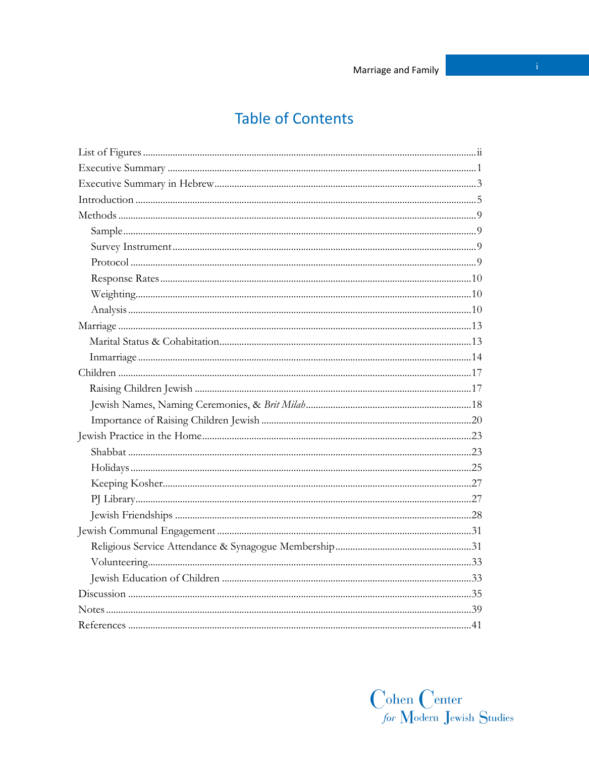# Table of Contents

- List of Figures ..... ii
- Executive Summary ..... 1
- Executive Summary in Hebrew ..... 3
- Introduction ..... 5
- Methods ..... 9
  - Sample ..... 9
  - Survey Instrument ..... 9
  - Protocol ..... 9
  - Response Rates ..... 10
  - Weighting ..... 10
  - Analysis ..... 10
- Marriage ..... 13
  - Marital Status & Cohabitation ..... 13
  - Inmarriage ..... 14
- Children ..... 17
  - Raising Children Jewish ..... 17
  - Jewish Names, Naming Ceremonies, & *Brit Milah* ..... 18
  - Importance of Raising Children Jewish ..... 20
- Jewish Practice in the Home ..... 23
  - Shabbat ..... 23
  - Holidays ..... 25
  - Keeping Kosher ..... 27
  - PJ Library ..... 27
  - Jewish Friendships ..... 28
- Jewish Communal Engagement ..... 31
  - Religious Service Attendance & Synagogue Membership ..... 31
  - Volunteering ..... 33
  - Jewish Education of Children ..... 33
- Discussion ..... 35
- Notes ..... 39
- References ..... 41

Cohen Center *for* Modern Jewish Studies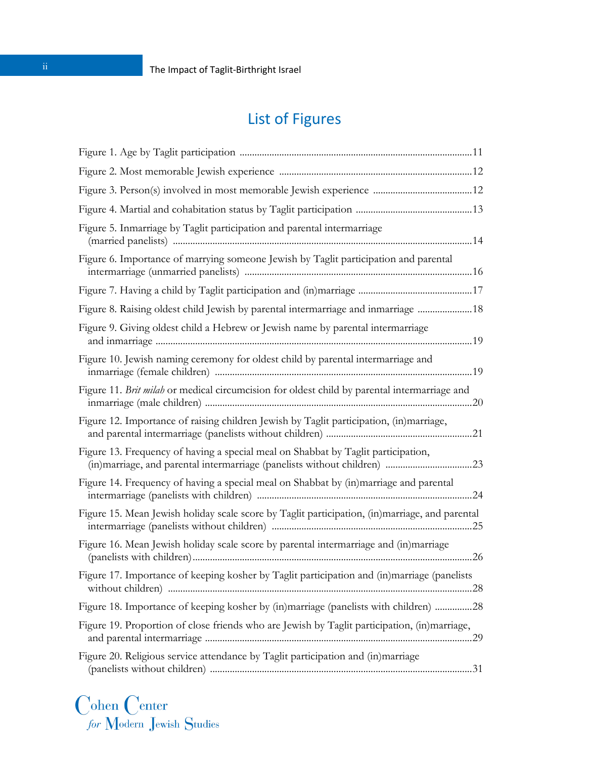## List of Figures

Figure 1. Age by Taglit participation ....................................................................................11

Figure 2. Most memorable Jewish experience ....................................................................12

Figure 3. Person(s) involved in most memorable Jewish experience ......................................12

Figure 4. Martial and cohabitation status by Taglit participation ..........................................13

Figure 5. Inmarriage by Taglit participation and parental intermarriage (married panelists) ........................................................................................................................14

Figure 6. Importance of marrying someone Jewish by Taglit participation and parental intermarriage (unmarried panelists) ...................................................................................16

Figure 7. Having a child by Taglit participation and (in)marriage ..........................................17

Figure 8. Raising oldest child Jewish by parental intermarriage and inmarriage ......................18

Figure 9. Giving oldest child a Hebrew or Jewish name by parental intermarriage and inmarriage ........................................................................................................................19

Figure 10. Jewish naming ceremony for oldest child by parental intermarriage and inmarriage (female children) ..............................................................................................19

Figure 11. *Brit milah* or medical circumcision for oldest child by parental intermarriage and inmarriage (male children) ...........................................................................................20

Figure 12. Importance of raising children Jewish by Taglit participation, (in)marriage, and parental intermarriage (panelists without children) ..........................................................21

Figure 13. Frequency of having a special meal on Shabbat by Taglit participation, (in)marriage, and parental intermarriage (panelists without children) ...................................23

Figure 14. Frequency of having a special meal on Shabbat by (in)marriage and parental intermarriage (panelists with children) ..............................................................................24

Figure 15. Mean Jewish holiday scale score by Taglit participation, (in)marriage, and parental intermarriage (panelists without children) ...........................................................................25

Figure 16. Mean Jewish holiday scale score by parental intermarriage and (in)marriage (panelists with children)........................................................................................................26

Figure 17. Importance of keeping kosher by Taglit participation and (in)marriage (panelists without children) ..............................................................................................................28

Figure 18. Importance of keeping kosher by (in)marriage (panelists with children) ...............28

Figure 19. Proportion of close friends who are Jewish by Taglit participation, (in)marriage, and parental intermarriage ..................................................................................................29

Figure 20. Religious service attendance by Taglit participation and (in)marriage (panelists without children) ..............................................................................................................31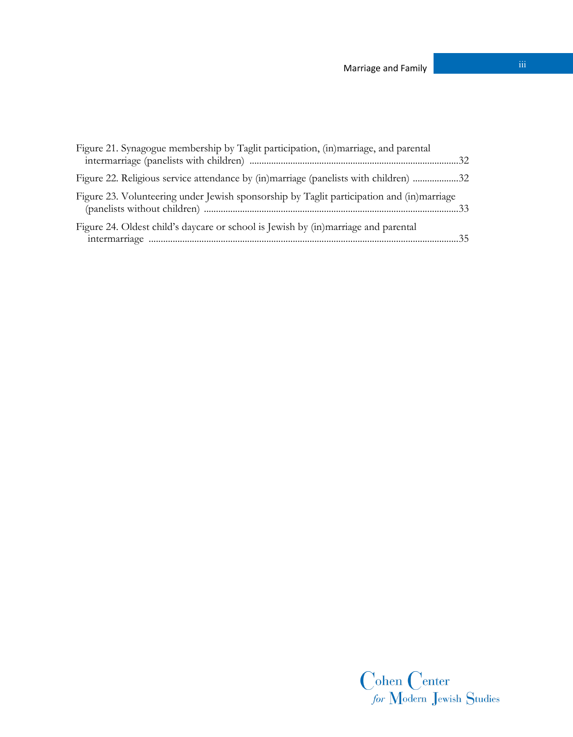Figure 21. Synagogue membership by Taglit participation, (in)marriage, and parental intermarriage (panelists with children) ....................................................................................32

Figure 22. Religious service attendance by (in)marriage (panelists with children) ...................32

Figure 23. Volunteering under Jewish sponsorship by Taglit participation and (in)marriage (panelists without children) .........................................................................................33

Figure 24. Oldest child's daycare or school is Jewish by (in)marriage and parental intermarriage .................................................................................................................35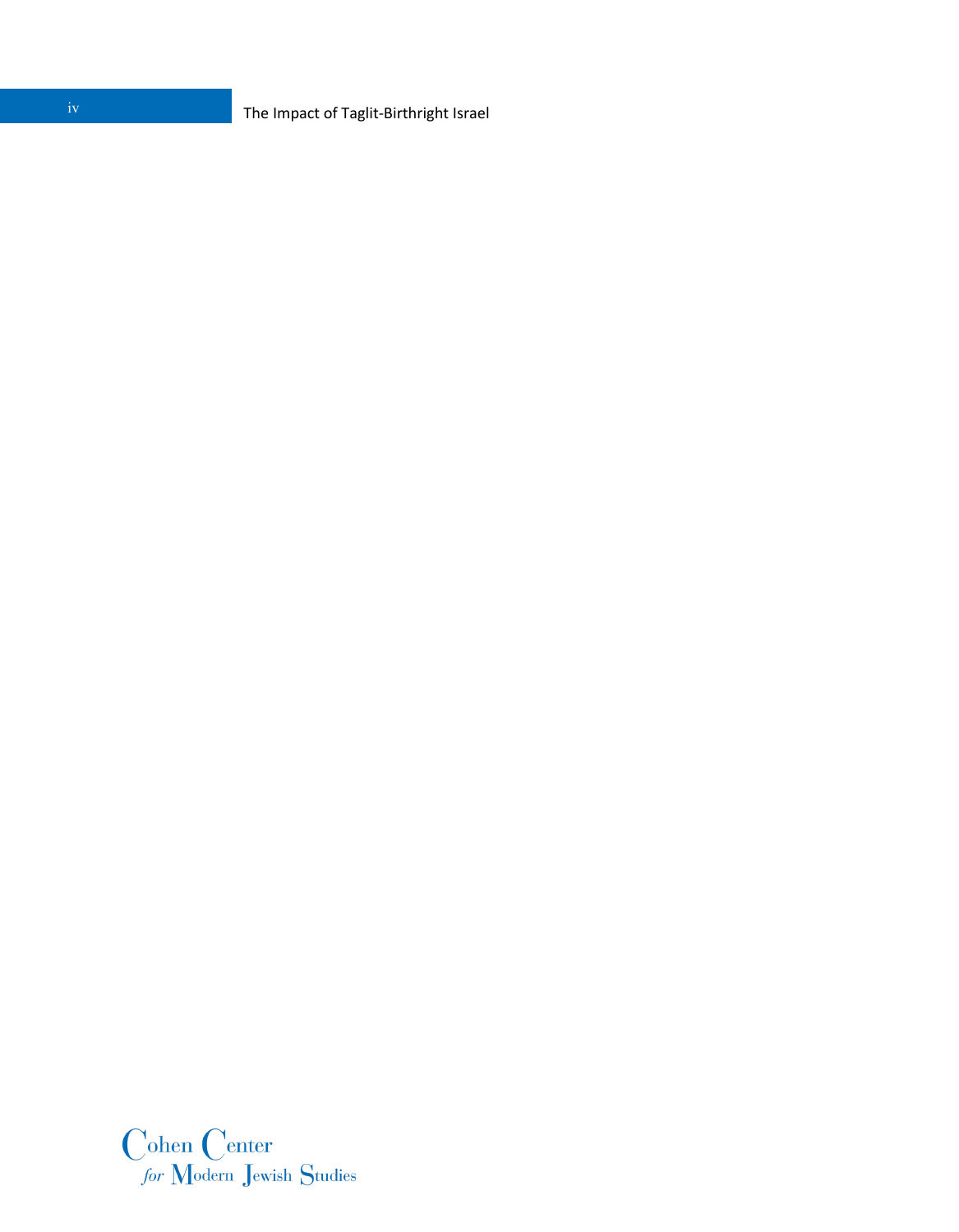Cohen Center
*for* Modern Jewish Studies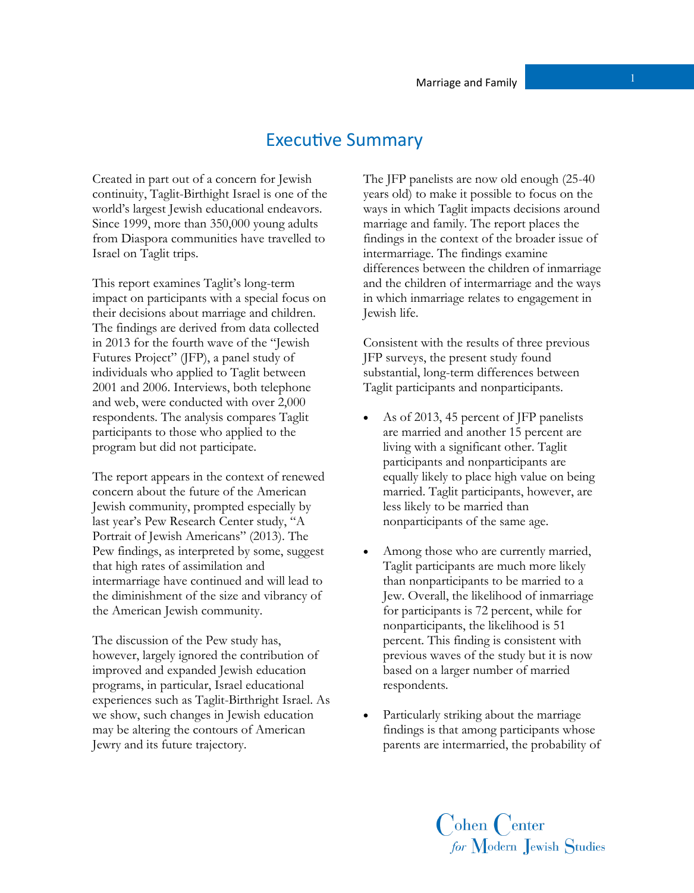# Executive Summary

Created in part out of a concern for Jewish continuity, Taglit-Birthight Israel is one of the world's largest Jewish educational endeavors. Since 1999, more than 350,000 young adults from Diaspora communities have travelled to Israel on Taglit trips.

This report examines Taglit's long-term impact on participants with a special focus on their decisions about marriage and children. The findings are derived from data collected in 2013 for the fourth wave of the "Jewish Futures Project" (JFP), a panel study of individuals who applied to Taglit between 2001 and 2006. Interviews, both telephone and web, were conducted with over 2,000 respondents. The analysis compares Taglit participants to those who applied to the program but did not participate.

The report appears in the context of renewed concern about the future of the American Jewish community, prompted especially by last year's Pew Research Center study, "A Portrait of Jewish Americans" (2013). The Pew findings, as interpreted by some, suggest that high rates of assimilation and intermarriage have continued and will lead to the diminishment of the size and vibrancy of the American Jewish community.

The discussion of the Pew study has, however, largely ignored the contribution of improved and expanded Jewish education programs, in particular, Israel educational experiences such as Taglit-Birthight Israel. As we show, such changes in Jewish education may be altering the contours of American Jewry and its future trajectory.

The JFP panelists are now old enough (25-40 years old) to make it possible to focus on the ways in which Taglit impacts decisions around marriage and family. The report places the findings in the context of the broader issue of intermarriage. The findings examine differences between the children of inmarriage and the children of intermarriage and the ways in which inmarriage relates to engagement in Jewish life.

Consistent with the results of three previous JFP surveys, the present study found substantial, long-term differences between Taglit participants and nonparticipants.

- As of 2013, 45 percent of JFP panelists are married and another 15 percent are living with a significant other. Taglit participants and nonparticipants are equally likely to place high value on being married. Taglit participants, however, are less likely to be married than nonparticipants of the same age.
- Among those who are currently married, Taglit participants are much more likely than nonparticipants to be married to a Jew. Overall, the likelihood of inmarriage for participants is 72 percent, while for nonparticipants, the likelihood is 51 percent. This finding is consistent with previous waves of the study but it is now based on a larger number of married respondents.
- Particularly striking about the marriage findings is that among participants whose parents are intermarried, the probability of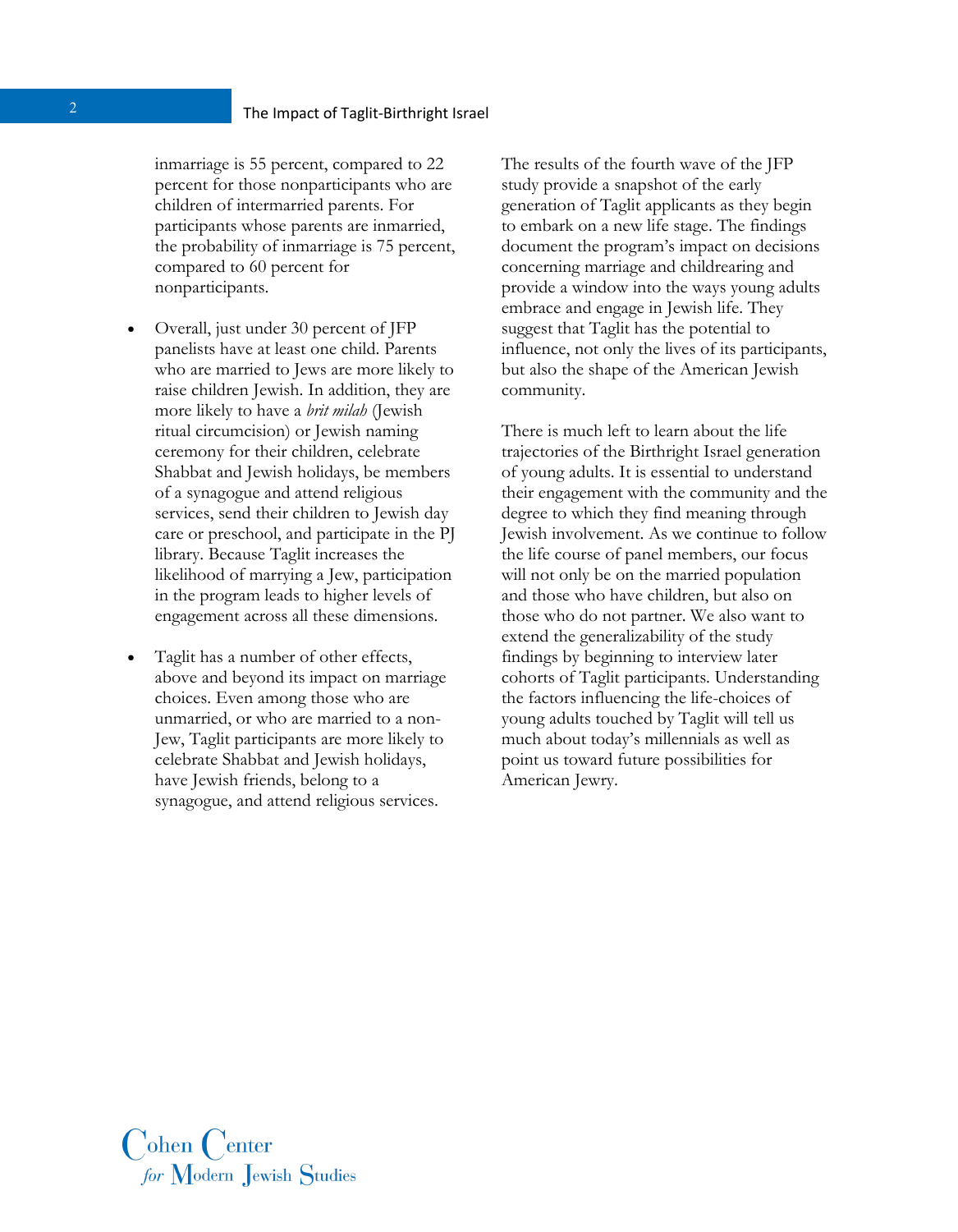inmarriage is 55 percent, compared to 22 percent for those nonparticipants who are children of intermarried parents. For participants whose parents are inmarried, the probability of inmarriage is 75 percent, compared to 60 percent for nonparticipants.

- Overall, just under 30 percent of JFP panelists have at least one child. Parents who are married to Jews are more likely to raise children Jewish. In addition, they are more likely to have a *brit milah* (Jewish ritual circumcision) or Jewish naming ceremony for their children, celebrate Shabbat and Jewish holidays, be members of a synagogue and attend religious services, send their children to Jewish day care or preschool, and participate in the PJ library. Because Taglit increases the likelihood of marrying a Jew, participation in the program leads to higher levels of engagement across all these dimensions.

- Taglit has a number of other effects, above and beyond its impact on marriage choices. Even among those who are unmarried, or who are married to a non-Jew, Taglit participants are more likely to celebrate Shabbat and Jewish holidays, have Jewish friends, belong to a synagogue, and attend religious services.

The results of the fourth wave of the JFP study provide a snapshot of the early generation of Taglit applicants as they begin to embark on a new life stage. The findings document the program's impact on decisions concerning marriage and childrearing and provide a window into the ways young adults embrace and engage in Jewish life. They suggest that Taglit has the potential to influence, not only the lives of its participants, but also the shape of the American Jewish community.

There is much left to learn about the life trajectories of the Birthright Israel generation of young adults. It is essential to understand their engagement with the community and the degree to which they find meaning through Jewish involvement. As we continue to follow the life course of panel members, our focus will not only be on the married population and those who have children, but also on those who do not partner. We also want to extend the generalizability of the study findings by beginning to interview later cohorts of Taglit participants. Understanding the factors influencing the life-choices of young adults touched by Taglit will tell us much about today's millennials as well as point us toward future possibilities for American Jewry.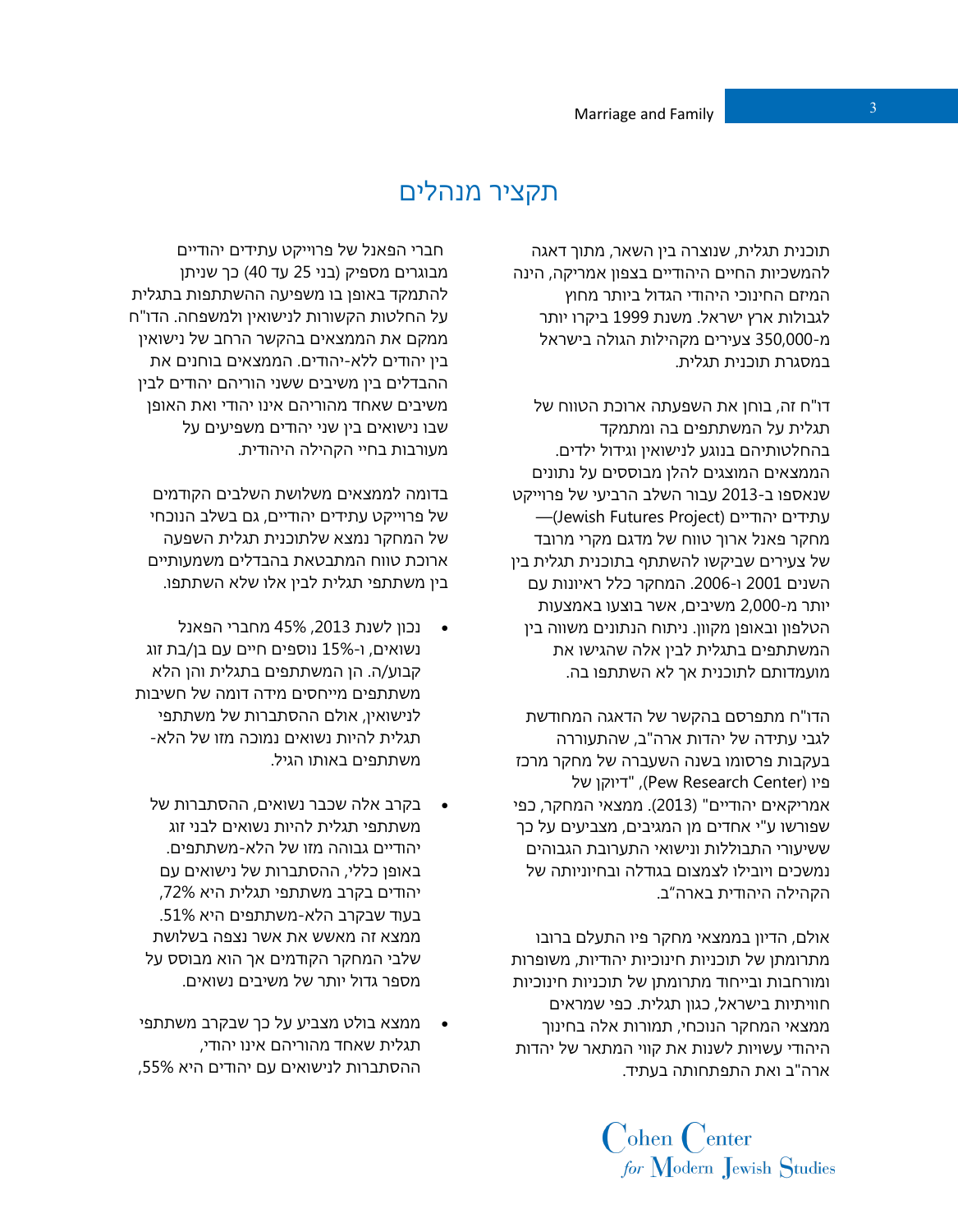# תקציר מנהלים

תוכנית תגלית, שנוצרה בין השאר, מתוך דאגה להמשכיות החיים היהודיים בצפון אמריקה, הינה המיזם החינוכי היהודי הגדול ביותר מחוץ לגבולות ארץ ישראל. משנת 1999 ביקרו יותר מ-350,000 צעירים מקהילות הגולה בישראל במסגרת תוכנית תגלית.

דו"ח זה, בוחן את השפעתה ארוכת הטווח של תגלית על המשתתפים בה ומתמקד בהחלטותיהם בנוגע לנישואין וגידול ילדים. הממצאים המוצגים להלן מבוססים על נתונים שנאספו ב-2013 עבור השלב הרביעי של פרוייקט עתידים יהודיים (Jewish Futures Project)—מחקר פאנל ארוך טווח של מדגם מקרי מרובד של צעירים שביקשו להשתתף בתוכנית תגלית בין השנים 2001 ו-2006. המחקר כלל ראיונות עם יותר מ-2,000 משיבים, אשר בוצעו באמצעות הטלפון ובאופן מקוון. ניתוח הנתונים משווה בין המשתתפים בתגלית לבין אלה שהגישו את מועמדותם לתוכנית אך לא השתתפו בה.

הדו"ח מתפרסם בהקשר של הדאגה המחודשת לגבי עתידה של יהדות ארה"ב, שהתעוררה בעקבות פרסומו בשנה השעברה של מחקר מרכז פיו (Pew Research Center), "דיוקן של אמריקאים יהודיים" (2013). ממצאי המחקר, כפי שפורשו ע"י אחדים מן המגיבים, מצביעים על כך ששיעורי התבוללות ונישואי התערובת הגבוהים נמשכים ויובילו לצמצום בגודלה ובחיוניותה של הקהילה היהודית בארה"ב.

אולם, הדיון בממצאי מחקר פיו התעלם ברובו מתרומתן של תוכניות חינוכיות יהודיות, משופרות ומורחבות ובייחוד מתרומתן של תוכניות חינוכיות חוויתיות בישראל, כגון תגלית. כפי שמראים ממצאי המחקר הנוכחי, תמורות אלה בחינוך היהודי עשויות לשנות את קווי המתאר של יהדות ארה"ב ואת התפתחותה בעתיד.

חברי הפאנל של פרוייקט עתידים יהודיים מבוגרים מספיק (בני 25 עד 40) כך שניתן להתמקד באופן בו משפיעה ההשתתפות בתגלית על החלטות הקשורות לנישואין ולמשפחה. הדו"ח ממקם את הממצאים בהקשר הרחב של נישואין בין יהודים ללא-יהודים. הממצאים בוחנים את ההבדלים בין משיבים ששני הוריהם יהודים לבין משיבים שאחד מהוריהם אינו יהודי ואת האופן שבו נישואים בין שני יהודים משפיעים על מעורבות בחיי הקהילה היהודית.

בדומה לממצאים משלושת השלבים הקודמים של פרוייקט עתידים יהודיים, גם בשלב הנוכחי של המחקר נמצא שלתוכנית תגלית השפעה ארוכת טווח המתבטאת בהבדלים משמעותיים בין משתתפי תגלית לבין אלו שלא השתתפו.

- נכון לשנת 2013, 45% מחברי הפאנל נשואים, ו-15% נוספים חיים עם בן/בת זוג קבוע/ה. הן המשתתפים בתגלית והן הלא משתתפים מייחסים מידה דומה של חשיבות לנישואין, אולם ההסתברות של משתתפי תגלית להיות נשואים נמוכה מזו של הלא-משתתפים באותו הגיל.
- בקרב אלה שכבר נשואים, ההסתברות של משתתפי תגלית להיות נשואים לבני זוג יהודיים גבוהה מזו של הלא-משתתפים. באופן כללי, ההסתברות של נישואים עם יהודים בקרב משתתפי תגלית היא 72%, בעוד שבקרב הלא-משתתפים היא 51%. ממצא זה מאשש את אשר נצפה בשלושת שלבי המחקר הקודמים אך הוא מבוסס על מספר גדול יותר של משיבים נשואים.
- ממצא בולט מצביע על כך שבקרב משתתפי תגלית שאחד מהוריהם אינו יהודי, ההסתברות לנישואים עם יהודים היא 55%,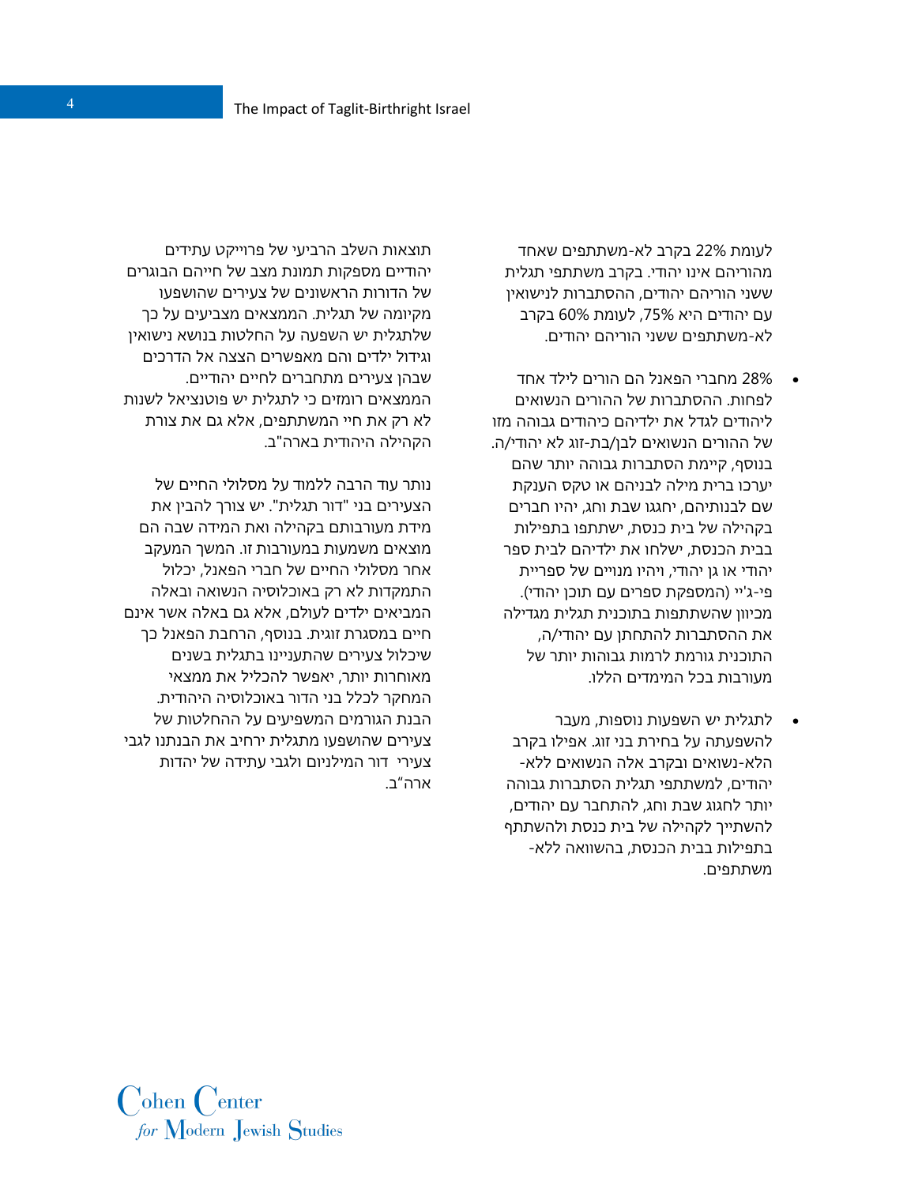לעומת 22% בקרב לא-משתתפים שאחד מהוריהם אינו יהודי. בקרב משתתפי תגלית ששני הוריהם יהודים, ההסתברות לנישואין עם יהודים היא 75%, לעומת 60% בקרב לא-משתתפים ששני הוריהם יהודים.

- 28% מחברי הפאנל הם הורים לילד אחד לפחות. ההסתברות של ההורים הנשואים ליהודים לגדל את ילדיהם כיהודים גבוהה מזו של ההורים הנשואים לבן/בת-זוג לא יהודי/ה. בנוסף, קיימת הסתברות גבוהה יותר שהם יערכו ברית מילה לבניהם או טקס הענקת שם לבנותיהם, יחגגו שבת וחג, יהיו חברים בקהילה של בית כנסת, ישתתפו בתפילות בבית הכנסת, ישלחו את ילדיהם לבית ספר יהודי או גן יהודי, ויהיו מנויים של ספריית פי-ג'יי (המספקת ספרים עם תוכן יהודי). מכיוון שהשתתפות בתוכנית תגלית מגדילה את ההסתברות להתחתן עם יהודי/ה, התוכנית גורמת לרמות גבוהות יותר של מעורבות בכל המימדים הללו.

- לתגלית יש השפעות נוספות, מעבר להשפעתה על בחירת בני זוג. אפילו בקרב הלא-נשואים ובקרב אלה הנשואים ללא-יהודים, למשתתפי תגלית הסתברות גבוהה יותר לחגוג שבת וחג, להתחבר עם יהודים, להשתייך לקהילה של בית כנסת ולהשתתף בתפילות בבית הכנסת, בהשוואה ללא-משתתפים.

תוצאות השלב הרביעי של פרוייקט עתידים יהודיים מספקות תמונת מצב של חייהם הבוגרים של הדורות הראשונים של צעירים שהושפעו מקיומה של תגלית. הממצאים מצביעים על כך שלתגלית יש השפעה על החלטות בנושא נישואין וגידול ילדים והם מאפשרים הצצה אל הדרכים שבהן צעירים מתחברים לחיים יהודיים. הממצאים רומזים כי לתגלית יש פוטנציאל לשנות לא רק את חיי המשתתפים, אלא גם את צורת הקהילה היהודית בארה"ב.

נותר עוד הרבה ללמוד על מסלולי החיים של הצעירים בני "דור תגלית". יש צורך להבין את מידת מעורבותם בקהילה ואת המידה שבה הם מוצאים משמעות במעורבות זו. המשך המעקב אחר מסלולי החיים של חברי הפאנל, יכלול התמקדות לא רק באוכלוסיה הנשואה ובאלה המביאים ילדים לעולם, אלא גם באלה אשר אינם חיים במסגרת זוגית. בנוסף, הרחבת הפאנל כך שיכלול צעירים שהתעניינו בתגלית בשנים מאוחרות יותר, יאפשר להכליל את ממצאי המחקר לכלל בני הדור באוכלוסיה היהודית. הבנת הגורמים המשפיעים על ההחלטות של צעירים שהושפעו מתגלית ירחיב את הבנתנו לגבי צעירי דור המילניום ולגבי עתידה של יהדות ארה"ב.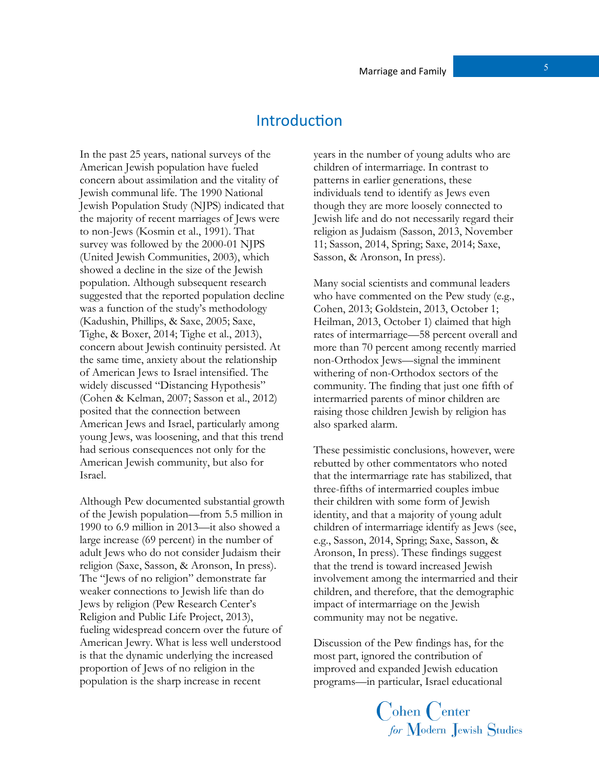## Introduction

In the past 25 years, national surveys of the American Jewish population have fueled concern about assimilation and the vitality of Jewish communal life. The 1990 National Jewish Population Study (NJPS) indicated that the majority of recent marriages of Jews were to non-Jews (Kosmin et al., 1991). That survey was followed by the 2000-01 NJPS (United Jewish Communities, 2003), which showed a decline in the size of the Jewish population. Although subsequent research suggested that the reported population decline was a function of the study's methodology (Kadushin, Phillips, & Saxe, 2005; Saxe, Tighe, & Boxer, 2014; Tighe et al., 2013), concern about Jewish continuity persisted. At the same time, anxiety about the relationship of American Jews to Israel intensified. The widely discussed "Distancing Hypothesis" (Cohen & Kelman, 2007; Sasson et al., 2012) posited that the connection between American Jews and Israel, particularly among young Jews, was loosening, and that this trend had serious consequences not only for the American Jewish community, but also for Israel.

Although Pew documented substantial growth of the Jewish population—from 5.5 million in 1990 to 6.9 million in 2013—it also showed a large increase (69 percent) in the number of adult Jews who do not consider Judaism their religion (Saxe, Sasson, & Aronson, In press). The "Jews of no religion" demonstrate far weaker connections to Jewish life than do Jews by religion (Pew Research Center's Religion and Public Life Project, 2013), fueling widespread concern over the future of American Jewry. What is less well understood is that the dynamic underlying the increased proportion of Jews of no religion in the population is the sharp increase in recent years in the number of young adults who are children of intermarriage. In contrast to patterns in earlier generations, these individuals tend to identify as Jews even though they are more loosely connected to Jewish life and do not necessarily regard their religion as Judaism (Sasson, 2013, November 11; Sasson, 2014, Spring; Saxe, 2014; Saxe, Sasson, & Aronson, In press).

Many social scientists and communal leaders who have commented on the Pew study (e.g., Cohen, 2013; Goldstein, 2013, October 1; Heilman, 2013, October 1) claimed that high rates of intermarriage—58 percent overall and more than 70 percent among recently married non-Orthodox Jews—signal the imminent withering of non-Orthodox sectors of the community. The finding that just one fifth of intermarried parents of minor children are raising those children Jewish by religion has also sparked alarm.

These pessimistic conclusions, however, were rebutted by other commentators who noted that the intermarriage rate has stabilized, that three-fifths of intermarried couples imbue their children with some form of Jewish identity, and that a majority of young adult children of intermarriage identify as Jews (see, e.g., Sasson, 2014, Spring; Saxe, Sasson, & Aronson, In press). These findings suggest that the trend is toward increased Jewish involvement among the intermarried and their children, and therefore, that the demographic impact of intermarriage on the Jewish community may not be negative.

Discussion of the Pew findings has, for the most part, ignored the contribution of improved and expanded Jewish education programs—in particular, Israel educational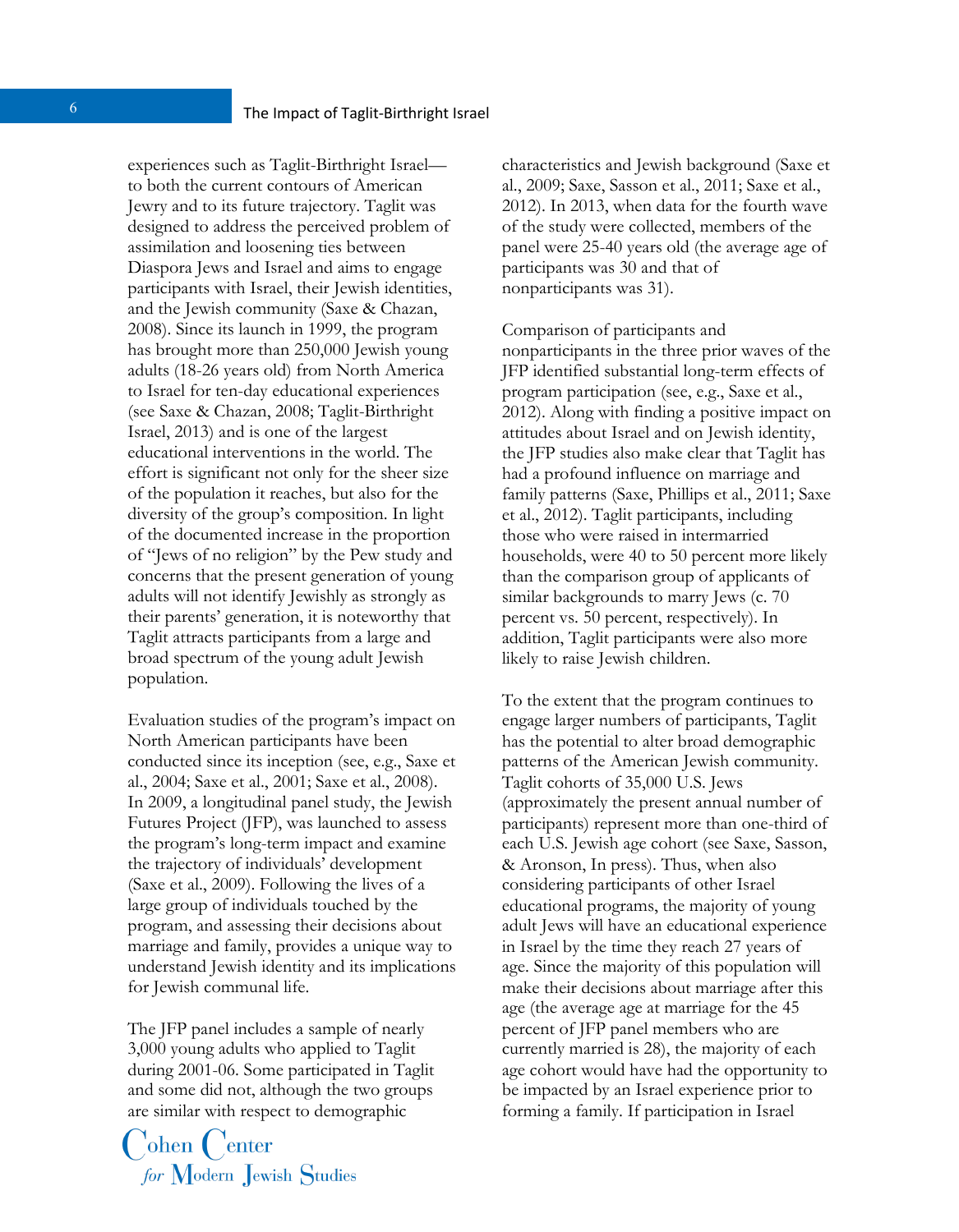experiences such as Taglit-Birthright Israel—to both the current contours of American Jewry and to its future trajectory. Taglit was designed to address the perceived problem of assimilation and loosening ties between Diaspora Jews and Israel and aims to engage participants with Israel, their Jewish identities, and the Jewish community (Saxe & Chazan, 2008). Since its launch in 1999, the program has brought more than 250,000 Jewish young adults (18-26 years old) from North America to Israel for ten-day educational experiences (see Saxe & Chazan, 2008; Taglit-Birthright Israel, 2013) and is one of the largest educational interventions in the world. The effort is significant not only for the sheer size of the population it reaches, but also for the diversity of the group's composition. In light of the documented increase in the proportion of "Jews of no religion" by the Pew study and concerns that the present generation of young adults will not identify Jewishly as strongly as their parents' generation, it is noteworthy that Taglit attracts participants from a large and broad spectrum of the young adult Jewish population.

Evaluation studies of the program's impact on North American participants have been conducted since its inception (see, e.g., Saxe et al., 2004; Saxe et al., 2001; Saxe et al., 2008). In 2009, a longitudinal panel study, the Jewish Futures Project (JFP), was launched to assess the program's long-term impact and examine the trajectory of individuals' development (Saxe et al., 2009). Following the lives of a large group of individuals touched by the program, and assessing their decisions about marriage and family, provides a unique way to understand Jewish identity and its implications for Jewish communal life.

The JFP panel includes a sample of nearly 3,000 young adults who applied to Taglit during 2001-06. Some participated in Taglit and some did not, although the two groups are similar with respect to demographic characteristics and Jewish background (Saxe et al., 2009; Saxe, Sasson et al., 2011; Saxe et al., 2012). In 2013, when data for the fourth wave of the study were collected, members of the panel were 25-40 years old (the average age of participants was 30 and that of nonparticipants was 31).

Comparison of participants and nonparticipants in the three prior waves of the JFP identified substantial long-term effects of program participation (see, e.g., Saxe et al., 2012). Along with finding a positive impact on attitudes about Israel and on Jewish identity, the JFP studies also make clear that Taglit has had a profound influence on marriage and family patterns (Saxe, Phillips et al., 2011; Saxe et al., 2012). Taglit participants, including those who were raised in intermarried households, were 40 to 50 percent more likely than the comparison group of applicants of similar backgrounds to marry Jews (c. 70 percent vs. 50 percent, respectively). In addition, Taglit participants were also more likely to raise Jewish children.

To the extent that the program continues to engage larger numbers of participants, Taglit has the potential to alter broad demographic patterns of the American Jewish community. Taglit cohorts of 35,000 U.S. Jews (approximately the present annual number of participants) represent more than one-third of each U.S. Jewish age cohort (see Saxe, Sasson, & Aronson, In press). Thus, when also considering participants of other Israel educational programs, the majority of young adult Jews will have an educational experience in Israel by the time they reach 27 years of age. Since the majority of this population will make their decisions about marriage after this age (the average age at marriage for the 45 percent of JFP panel members who are currently married is 28), the majority of each age cohort would have had the opportunity to be impacted by an Israel experience prior to forming a family. If participation in Israel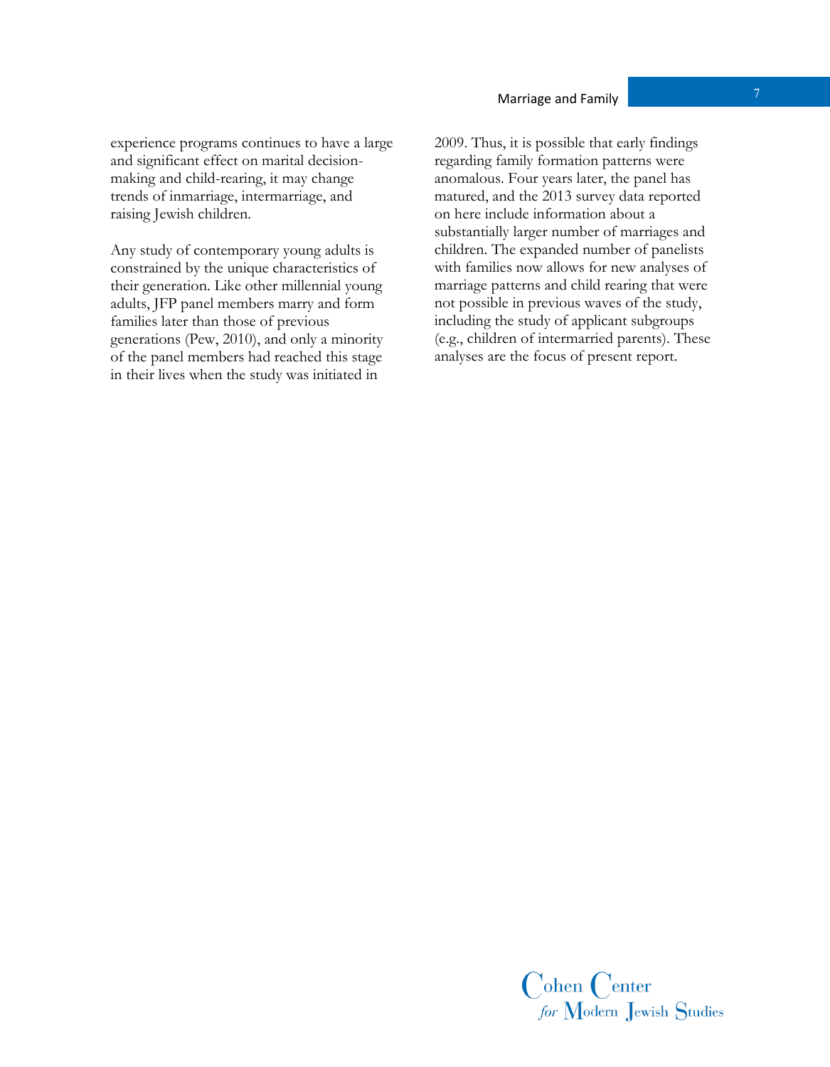experience programs continues to have a large and significant effect on marital decision-making and child-rearing, it may change trends of inmarriage, intermarriage, and raising Jewish children.

Any study of contemporary young adults is constrained by the unique characteristics of their generation. Like other millennial young adults, JFP panel members marry and form families later than those of previous generations (Pew, 2010), and only a minority of the panel members had reached this stage in their lives when the study was initiated in 2009. Thus, it is possible that early findings regarding family formation patterns were anomalous. Four years later, the panel has matured, and the 2013 survey data reported on here include information about a substantially larger number of marriages and children. The expanded number of panelists with families now allows for new analyses of marriage patterns and child rearing that were not possible in previous waves of the study, including the study of applicant subgroups (e.g., children of intermarried parents). These analyses are the focus of present report.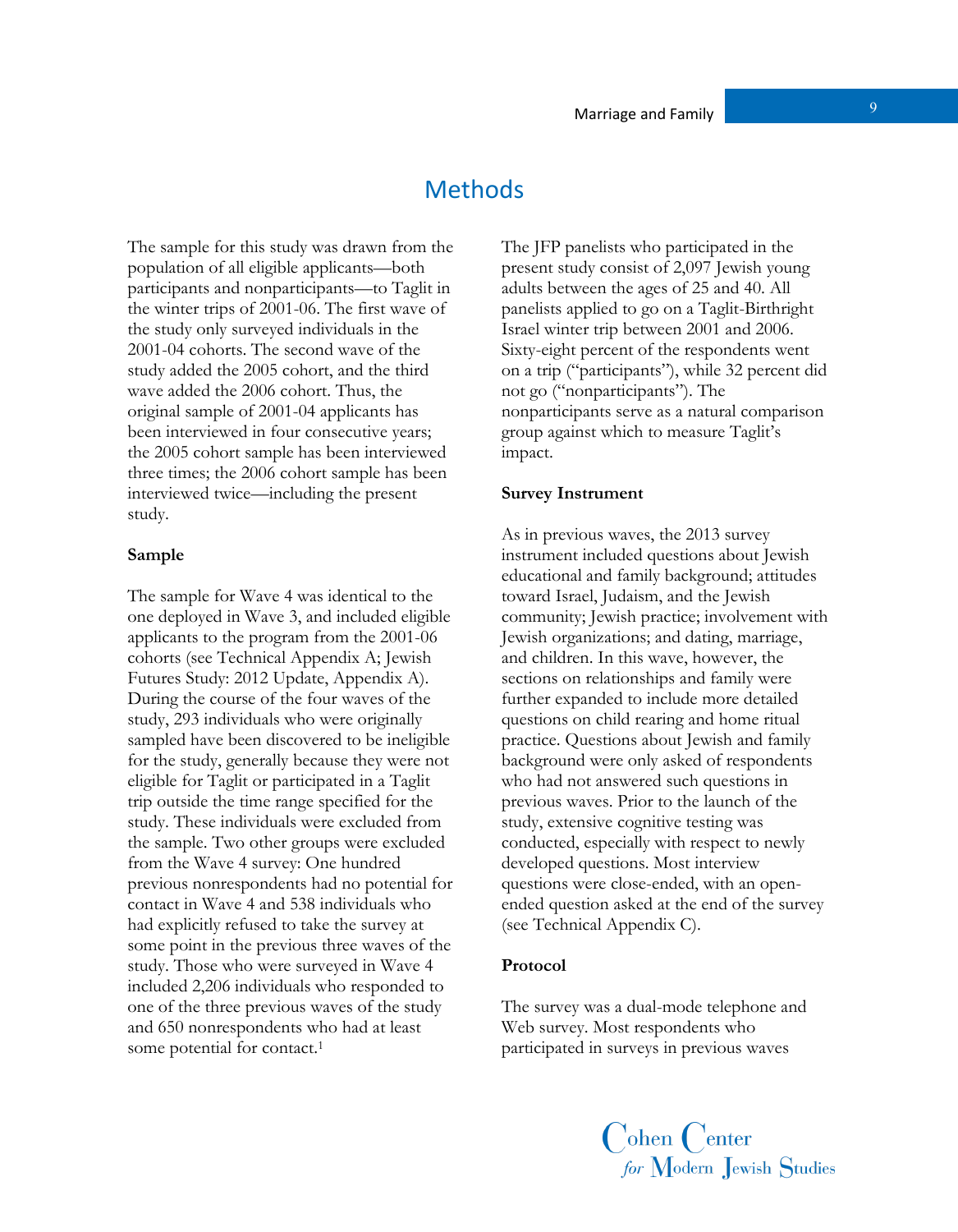# Methods

The sample for this study was drawn from the population of all eligible applicants—both participants and nonparticipants—to Taglit in the winter trips of 2001-06. The first wave of the study only surveyed individuals in the 2001-04 cohorts. The second wave of the study added the 2005 cohort, and the third wave added the 2006 cohort. Thus, the original sample of 2001-04 applicants has been interviewed in four consecutive years; the 2005 cohort sample has been interviewed three times; the 2006 cohort sample has been interviewed twice—including the present study.

**Sample**

The sample for Wave 4 was identical to the one deployed in Wave 3, and included eligible applicants to the program from the 2001-06 cohorts (see Technical Appendix A; Jewish Futures Study: 2012 Update, Appendix A). During the course of the four waves of the study, 293 individuals who were originally sampled have been discovered to be ineligible for the study, generally because they were not eligible for Taglit or participated in a Taglit trip outside the time range specified for the study. These individuals were excluded from the sample. Two other groups were excluded from the Wave 4 survey: One hundred previous nonrespondents had no potential for contact in Wave 4 and 538 individuals who had explicitly refused to take the survey at some point in the previous three waves of the study. Those who were surveyed in Wave 4 included 2,206 individuals who responded to one of the three previous waves of the study and 650 nonrespondents who had at least some potential for contact.[1]

The JFP panelists who participated in the present study consist of 2,097 Jewish young adults between the ages of 25 and 40. All panelists applied to go on a Taglit-Birthright Israel winter trip between 2001 and 2006. Sixty-eight percent of the respondents went on a trip ("participants"), while 32 percent did not go ("nonparticipants"). The nonparticipants serve as a natural comparison group against which to measure Taglit's impact.

**Survey Instrument**

As in previous waves, the 2013 survey instrument included questions about Jewish educational and family background; attitudes toward Israel, Judaism, and the Jewish community; Jewish practice; involvement with Jewish organizations; and dating, marriage, and children. In this wave, however, the sections on relationships and family were further expanded to include more detailed questions on child rearing and home ritual practice. Questions about Jewish and family background were only asked of respondents who had not answered such questions in previous waves. Prior to the launch of the study, extensive cognitive testing was conducted, especially with respect to newly developed questions. Most interview questions were close-ended, with an open-ended question asked at the end of the survey (see Technical Appendix C).

**Protocol**

The survey was a dual-mode telephone and Web survey. Most respondents who participated in surveys in previous waves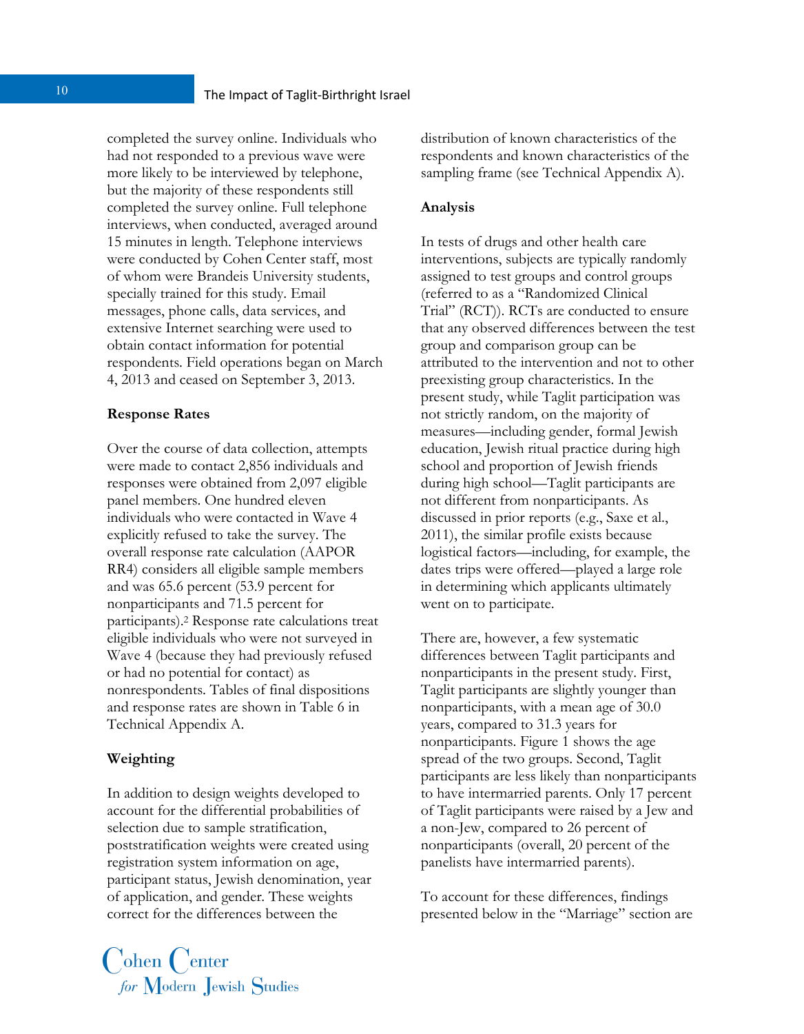completed the survey online. Individuals who had not responded to a previous wave were more likely to be interviewed by telephone, but the majority of these respondents still completed the survey online. Full telephone interviews, when conducted, averaged around 15 minutes in length. Telephone interviews were conducted by Cohen Center staff, most of whom were Brandeis University students, specially trained for this study. Email messages, phone calls, data services, and extensive Internet searching were used to obtain contact information for potential respondents. Field operations began on March 4, 2013 and ceased on September 3, 2013.

**Response Rates**

Over the course of data collection, attempts were made to contact 2,856 individuals and responses were obtained from 2,097 eligible panel members. One hundred eleven individuals who were contacted in Wave 4 explicitly refused to take the survey. The overall response rate calculation (AAPOR RR4) considers all eligible sample members and was 65.6 percent (53.9 percent for nonparticipants and 71.5 percent for participants).[2] Response rate calculations treat eligible individuals who were not surveyed in Wave 4 (because they had previously refused or had no potential for contact) as nonrespondents. Tables of final dispositions and response rates are shown in Table 6 in Technical Appendix A.

**Weighting**

In addition to design weights developed to account for the differential probabilities of selection due to sample stratification, poststratification weights were created using registration system information on age, participant status, Jewish denomination, year of application, and gender. These weights correct for the differences between the distribution of known characteristics of the respondents and known characteristics of the sampling frame (see Technical Appendix A).

**Analysis**

In tests of drugs and other health care interventions, subjects are typically randomly assigned to test groups and control groups (referred to as a "Randomized Clinical Trial" (RCT)). RCTs are conducted to ensure that any observed differences between the test group and comparison group can be attributed to the intervention and not to other preexisting group characteristics. In the present study, while Taglit participation was not strictly random, on the majority of measures—including gender, formal Jewish education, Jewish ritual practice during high school and proportion of Jewish friends during high school—Taglit participants are not different from nonparticipants. As discussed in prior reports (e.g., Saxe et al., 2011), the similar profile exists because logistical factors—including, for example, the dates trips were offered—played a large role in determining which applicants ultimately went on to participate.

There are, however, a few systematic differences between Taglit participants and nonparticipants in the present study. First, Taglit participants are slightly younger than nonparticipants, with a mean age of 30.0 years, compared to 31.3 years for nonparticipants. Figure 1 shows the age spread of the two groups. Second, Taglit participants are less likely than nonparticipants to have intermarried parents. Only 17 percent of Taglit participants were raised by a Jew and a non-Jew, compared to 26 percent of nonparticipants (overall, 20 percent of the panelists have intermarried parents).

To account for these differences, findings presented below in the "Marriage" section are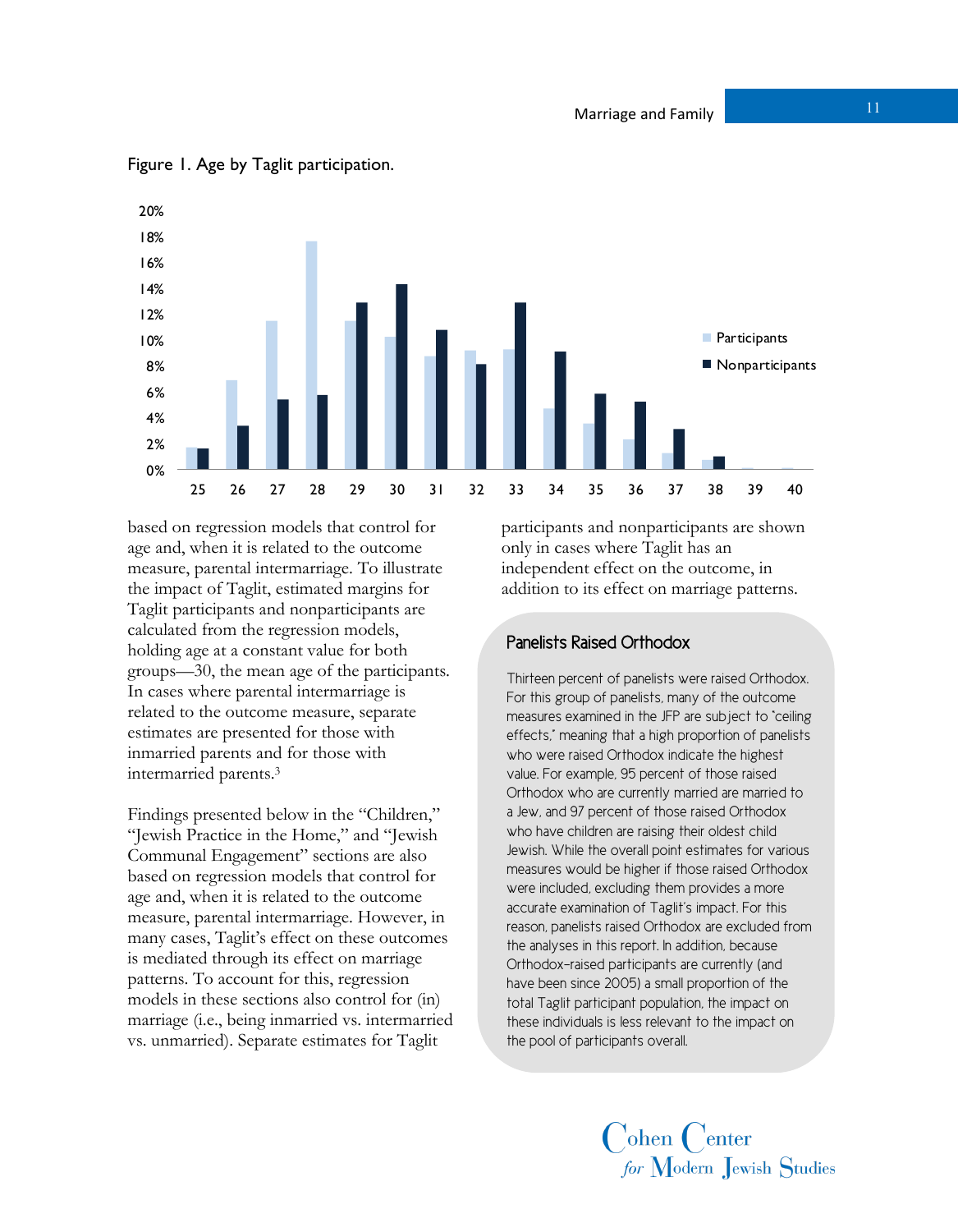Figure 1. Age by Taglit participation.

based on regression models that control for age and, when it is related to the outcome measure, parental intermarriage. To illustrate the impact of Taglit, estimated margins for Taglit participants and nonparticipants are calculated from the regression models, holding age at a constant value for both groups—30, the mean age of the participants. In cases where parental intermarriage is related to the outcome measure, separate estimates are presented for those with inmarried parents and for those with intermarried parents.[3]

Findings presented below in the "Children," "Jewish Practice in the Home," and "Jewish Communal Engagement" sections are also based on regression models that control for age and, when it is related to the outcome measure, parental intermarriage. However, in many cases, Taglit's effect on these outcomes is mediated through its effect on marriage patterns. To account for this, regression models in these sections also control for (in)marriage (i.e., being inmarried vs. intermarried vs. unmarried). Separate estimates for Taglit participants and nonparticipants are shown only in cases where Taglit has an independent effect on the outcome, in addition to its effect on marriage patterns.

### Panelists Raised Orthodox

Thirteen percent of panelists were raised Orthodox. For this group of panelists, many of the outcome measures examined in the JFP are subject to "ceiling effects," meaning that a high proportion of panelists who were raised Orthodox indicate the highest value. For example, 95 percent of those raised Orthodox who are currently married are married to a Jew, and 97 percent of those raised Orthodox who have children are raising their oldest child Jewish. While the overall point estimates for various measures would be higher if those raised Orthodox were included, excluding them provides a more accurate examination of Taglit's impact. For this reason, panelists raised Orthodox are excluded from the analyses in this report. In addition, because Orthodox-raised participants are currently (and have been since 2005) a small proportion of the total Taglit participant population, the impact on these individuals is less relevant to the impact on the pool of participants overall.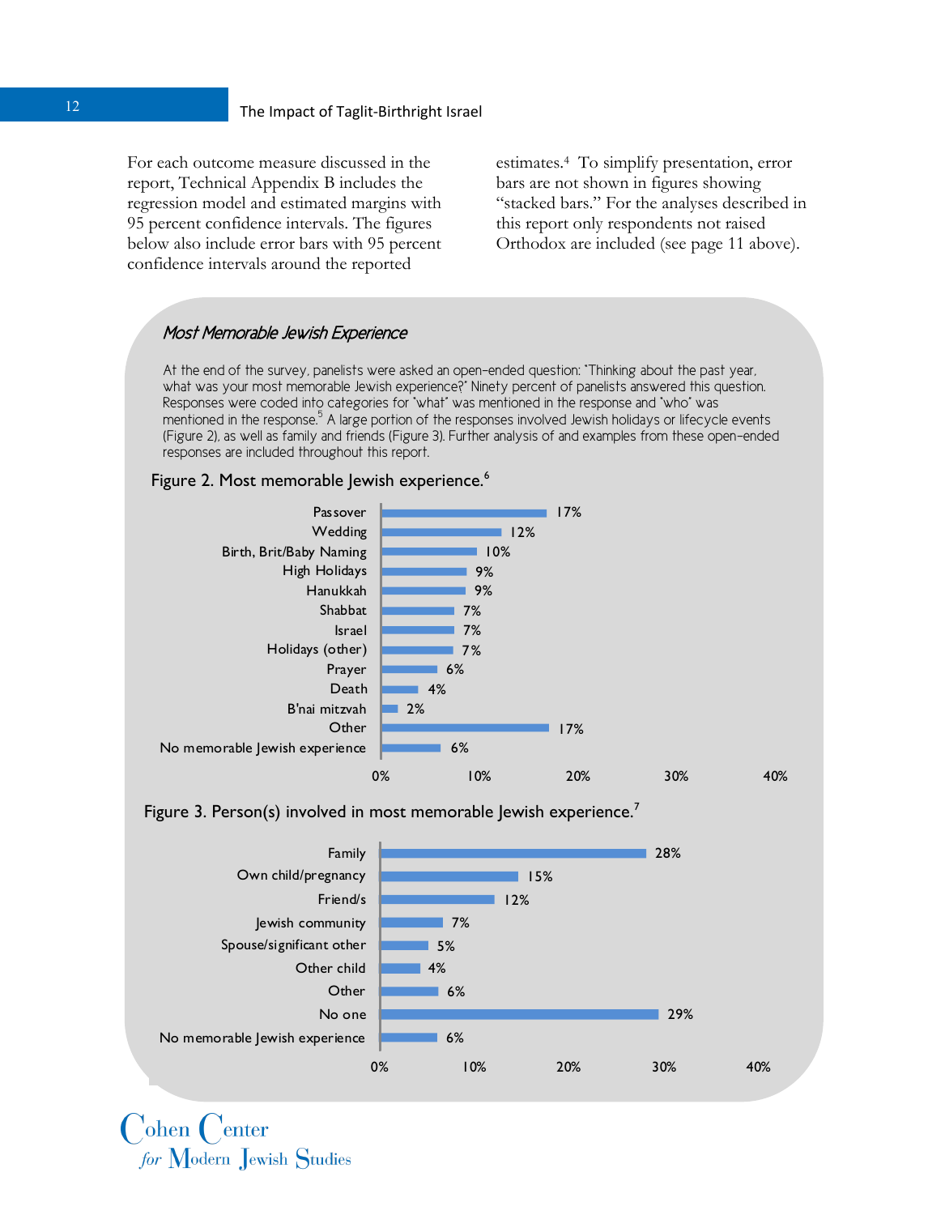For each outcome measure discussed in the report, Technical Appendix B includes the regression model and estimated margins with 95 percent confidence intervals. The figures below also include error bars with 95 percent confidence intervals around the reported estimates.[4] To simplify presentation, error bars are not shown in figures showing "stacked bars." For the analyses described in this report only respondents not raised Orthodox are included (see page 11 above).

### *Most Memorable Jewish Experience*

At the end of the survey, panelists were asked an open-ended question: "Thinking about the past year, what was your most memorable Jewish experience?" Ninety percent of panelists answered this question. Responses were coded into categories for "what" was mentioned in the response and "who" was mentioned in the response.[5] A large portion of the responses involved Jewish holidays or lifecycle events (Figure 2), as well as family and friends (Figure 3). Further analysis of and examples from these open-ended responses are included throughout this report.

Figure 2. Most memorable Jewish experience.[6]

| Experience | Percent |
|---|---|
| Passover | 17% |
| Wedding | 12% |
| Birth, Brit/Baby Naming | 10% |
| High Holidays | 9% |
| Hanukkah | 9% |
| Shabbat | 7% |
| Israel | 7% |
| Holidays (other) | 7% |
| Prayer | 6% |
| Death | 4% |
| B'nai mitzvah | 2% |
| Other | 17% |
| No memorable Jewish experience | 6% |

Figure 3. Person(s) involved in most memorable Jewish experience.[7]

| Person(s) | Percent |
|---|---|
| Family | 28% |
| Own child/pregnancy | 15% |
| Friend/s | 12% |
| Jewish community | 7% |
| Spouse/significant other | 5% |
| Other child | 4% |
| Other | 6% |
| No one | 29% |
| No memorable Jewish experience | 6% |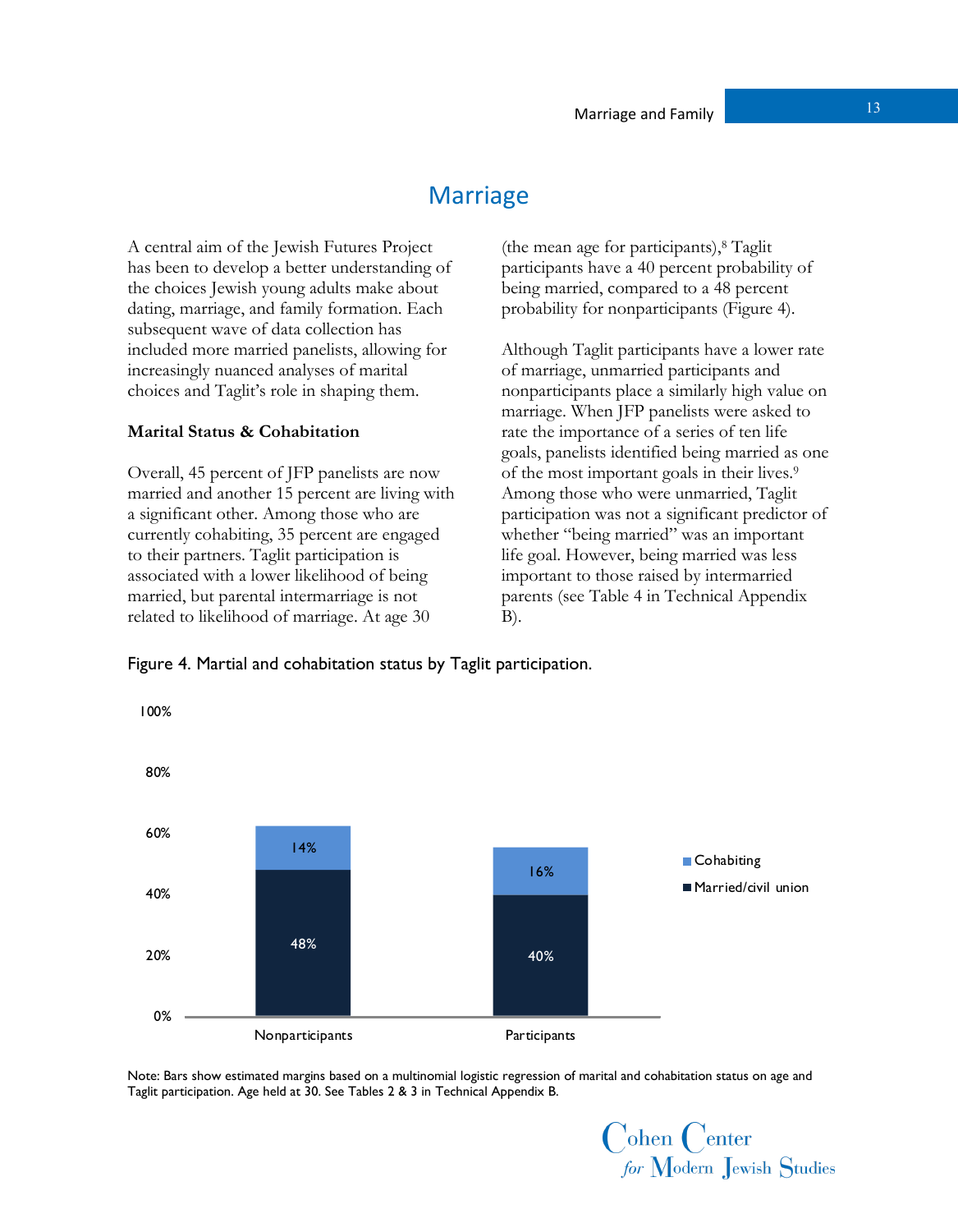# Marriage

A central aim of the Jewish Futures Project has been to develop a better understanding of the choices Jewish young adults make about dating, marriage, and family formation. Each subsequent wave of data collection has included more married panelists, allowing for increasingly nuanced analyses of marital choices and Taglit's role in shaping them.

**Marital Status & Cohabitation**

Overall, 45 percent of JFP panelists are now married and another 15 percent are living with a significant other. Among those who are currently cohabiting, 35 percent are engaged to their partners. Taglit participation is associated with a lower likelihood of being married, but parental intermarriage is not related to likelihood of marriage. At age 30 (the mean age for participants),[8] Taglit participants have a 40 percent probability of being married, compared to a 48 percent probability for nonparticipants (Figure 4).

Although Taglit participants have a lower rate of marriage, unmarried participants and nonparticipants place a similarly high value on marriage. When JFP panelists were asked to rate the importance of a series of ten life goals, panelists identified being married as one of the most important goals in their lives.[9] Among those who were unmarried, Taglit participation was not a significant predictor of whether "being married" was an important life goal. However, being married was less important to those raised by intermarried parents (see Table 4 in Technical Appendix B).

Figure 4. Martial and cohabitation status by Taglit participation.

| | Married/civil union | Cohabiting |
|---|---|---|
| Nonparticipants | 48% | 14% |
| Participants | 40% | 16% |

Note: Bars show estimated margins based on a multinomial logistic regression of marital and cohabitation status on age and Taglit participation. Age held at 30. See Tables 2 & 3 in Technical Appendix B.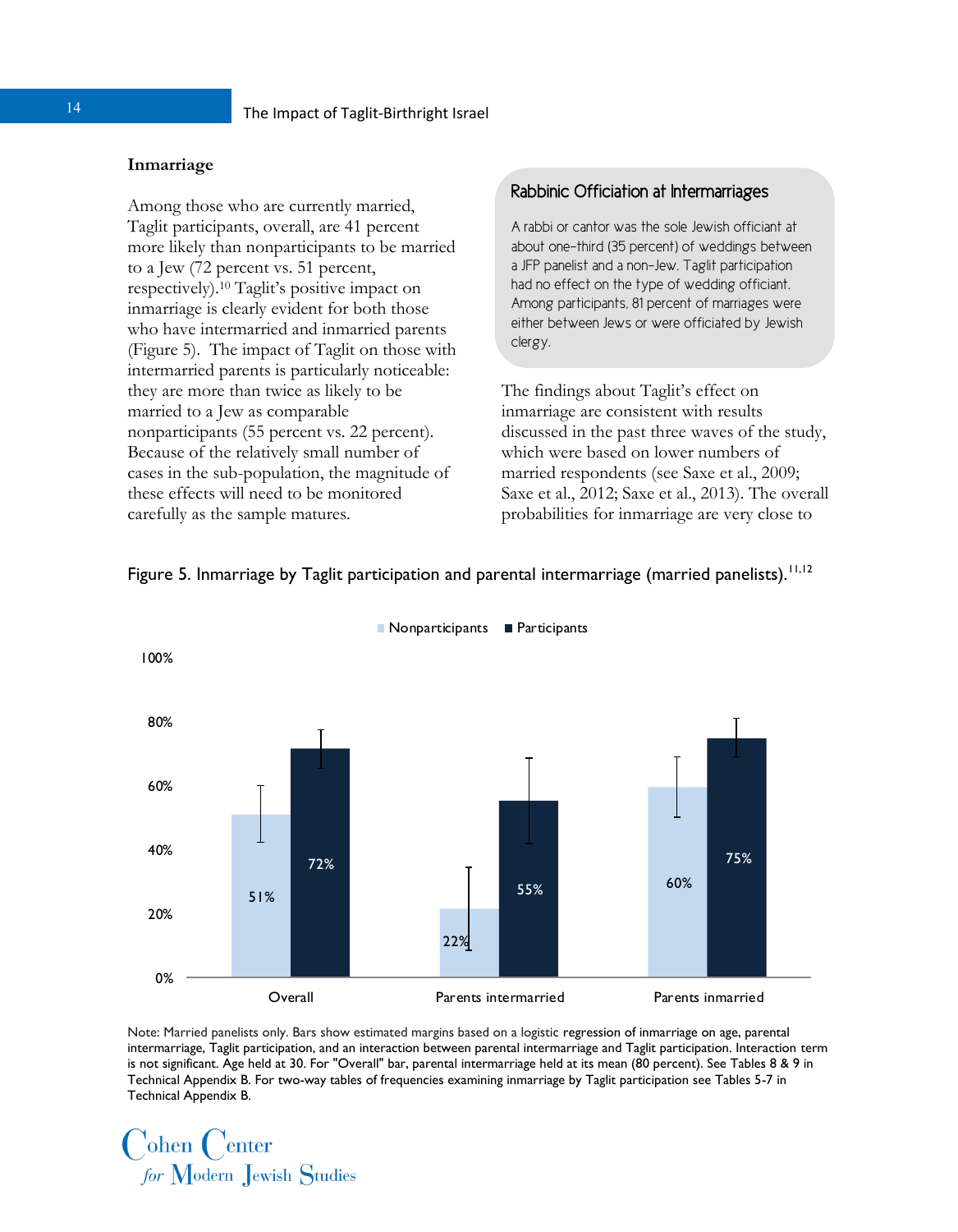### Inmarriage

Among those who are currently married, Taglit participants, overall, are 41 percent more likely than nonparticipants to be married to a Jew (72 percent vs. 51 percent, respectively).[10] Taglit's positive impact on inmarriage is clearly evident for both those who have intermarried and inmarried parents (Figure 5). The impact of Taglit on those with intermarried parents is particularly noticeable: they are more than twice as likely to be married to a Jew as comparable nonparticipants (55 percent vs. 22 percent). Because of the relatively small number of cases in the sub-population, the magnitude of these effects will need to be monitored carefully as the sample matures.

> **Rabbinic Officiation at Intermarriages**
>
> A rabbi or cantor was the sole Jewish officiant at about one-third (35 percent) of weddings between a JFP panelist and a non-Jew. Taglit participation had no effect on the type of wedding officiant. Among participants, 81 percent of marriages were either between Jews or were officiated by Jewish clergy.

The findings about Taglit's effect on inmarriage are consistent with results discussed in the past three waves of the study, which were based on lower numbers of married respondents (see Saxe et al., 2009; Saxe et al., 2012; Saxe et al., 2013). The overall probabilities for inmarriage are very close to

Figure 5. Inmarriage by Taglit participation and parental intermarriage (married panelists).[11,12]

| | Nonparticipants | Participants |
|---|---|---|
| Overall | 51% | 72% |
| Parents intermarried | 22% | 55% |
| Parents inmarried | 60% | 75% |

Note: Married panelists only. Bars show estimated margins based on a logistic regression of inmarriage on age, parental intermarriage, Taglit participation, and an interaction between parental intermarriage and Taglit participation. Interaction term is not significant. Age held at 30. For "Overall" bar, parental intermarriage held at its mean (80 percent). See Tables 8 & 9 in Technical Appendix B. For two-way tables of frequencies examining inmarriage by Taglit participation see Tables 5-7 in Technical Appendix B.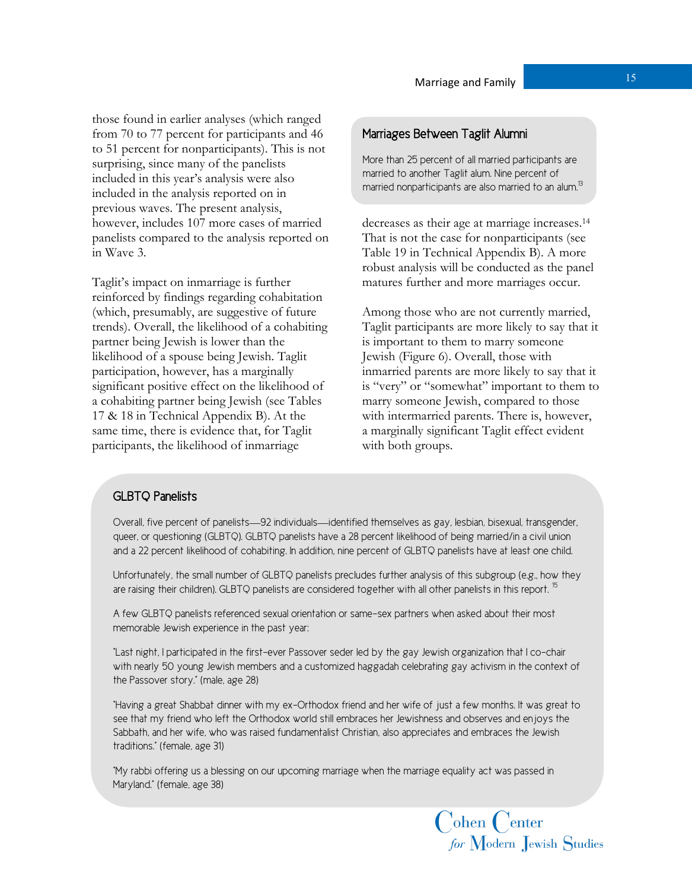those found in earlier analyses (which ranged from 70 to 77 percent for participants and 46 to 51 percent for nonparticipants). This is not surprising, since many of the panelists included in this year's analysis were also included in the analysis reported on in previous waves. The present analysis, however, includes 107 more cases of married panelists compared to the analysis reported on in Wave 3.

Taglit's impact on inmarriage is further reinforced by findings regarding cohabitation (which, presumably, are suggestive of future trends). Overall, the likelihood of a cohabiting partner being Jewish is lower than the likelihood of a spouse being Jewish. Taglit participation, however, has a marginally significant positive effect on the likelihood of a cohabiting partner being Jewish (see Tables 17 & 18 in Technical Appendix B). At the same time, there is evidence that, for Taglit participants, the likelihood of inmarriage decreases as their age at marriage increases.[14] That is not the case for nonparticipants (see Table 19 in Technical Appendix B). A more robust analysis will be conducted as the panel matures further and more marriages occur.

### Marriages Between Taglit Alumni

More than 25 percent of all married participants are married to another Taglit alum. Nine percent of married nonparticipants are also married to an alum.[13]

Among those who are not currently married, Taglit participants are more likely to say that it is important to them to marry someone Jewish (Figure 6). Overall, those with inmarried parents are more likely to say that it is "very" or "somewhat" important to them to marry someone Jewish, compared to those with intermarried parents. There is, however, a marginally significant Taglit effect evident with both groups.

### GLBTQ Panelists

Overall, five percent of panelists—92 individuals—identified themselves as gay, lesbian, bisexual, transgender, queer, or questioning (GLBTQ). GLBTQ panelists have a 28 percent likelihood of being married/in a civil union and a 22 percent likelihood of cohabiting. In addition, nine percent of GLBTQ panelists have at least one child.

Unfortunately, the small number of GLBTQ panelists precludes further analysis of this subgroup (e.g., how they are raising their children). GLBTQ panelists are considered together with all other panelists in this report.[15]

A few GLBTQ panelists referenced sexual orientation or same-sex partners when asked about their most memorable Jewish experience in the past year:

"Last night, I participated in the first-ever Passover seder led by the gay Jewish organization that I co-chair with nearly 50 young Jewish members and a customized haggadah celebrating gay activism in the context of the Passover story." (male, age 28)

"Having a great Shabbat dinner with my ex-Orthodox friend and her wife of just a few months. It was great to see that my friend who left the Orthodox world still embraces her Jewishness and observes and enjoys the Sabbath, and her wife, who was raised fundamentalist Christian, also appreciates and embraces the Jewish traditions." (female, age 31)

"My rabbi offering us a blessing on our upcoming marriage when the marriage equality act was passed in Maryland." (female, age 38)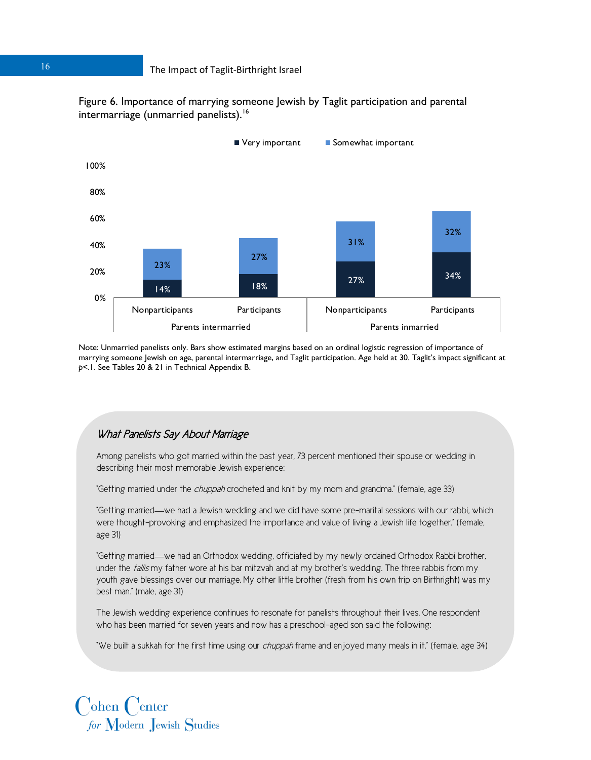Figure 6. Importance of marrying someone Jewish by Taglit participation and parental intermarriage (unmarried panelists).[16]

| | Parents intermarried | | Parents inmarried | |
|---|---|---|---|---|
| | Nonparticipants | Participants | Nonparticipants | Participants |
| Very important | 14% | 18% | 27% | 34% |
| Somewhat important | 23% | 27% | 31% | 32% |

Note: Unmarried panelists only. Bars show estimated margins based on an ordinal logistic regression of importance of marrying someone Jewish on age, parental intermarriage, and Taglit participation. Age held at 30. Taglit's impact significant at $p<.1$. See Tables 20 & 21 in Technical Appendix B.

### *What Panelists Say About Marriage*

Among panelists who got married within the past year, 73 percent mentioned their spouse or wedding in describing their most memorable Jewish experience:

"Getting married under the *chuppah* crocheted and knit by my mom and grandma." (female, age 33)

"Getting married—we had a Jewish wedding and we did have some pre-marital sessions with our rabbi, which were thought-provoking and emphasized the importance and value of living a Jewish life together." (female, age 31)

"Getting married—we had an Orthodox wedding, officiated by my newly ordained Orthodox Rabbi brother, under the *tallis* my father wore at his bar mitzvah and at my brother's wedding. The three rabbis from my youth gave blessings over our marriage. My other little brother (fresh from his own trip on Birthright) was my best man." (male, age 31)

The Jewish wedding experience continues to resonate for panelists throughout their lives. One respondent who has been married for seven years and now has a preschool-aged son said the following:

"We built a sukkah for the first time using our *chuppah* frame and enjoyed many meals in it." (female, age 34)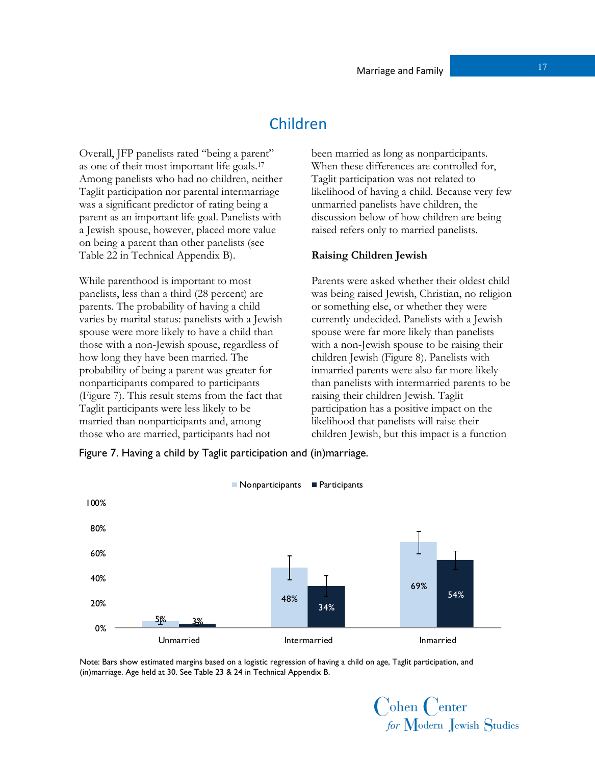## Children

Overall, JFP panelists rated "being a parent" as one of their most important life goals.[17] Among panelists who had no children, neither Taglit participation nor parental intermarriage was a significant predictor of rating being a parent as an important life goal. Panelists with a Jewish spouse, however, placed more value on being a parent than other panelists (see Table 22 in Technical Appendix B).

While parenthood is important to most panelists, less than a third (28 percent) are parents. The probability of having a child varies by marital status: panelists with a Jewish spouse were more likely to have a child than those with a non-Jewish spouse, regardless of how long they have been married. The probability of being a parent was greater for nonparticipants compared to participants (Figure 7). This result stems from the fact that Taglit participants were less likely to be married than nonparticipants and, among those who are married, participants had not been married as long as nonparticipants. When these differences are controlled for, Taglit participation was not related to likelihood of having a child. Because very few unmarried panelists have children, the discussion below of how children are being raised refers only to married panelists.

### Raising Children Jewish

Parents were asked whether their oldest child was being raised Jewish, Christian, no religion or something else, or whether they were currently undecided. Panelists with a Jewish spouse were far more likely than panelists with a non-Jewish spouse to be raising their children Jewish (Figure 8). Panelists with inmarried parents were also far more likely than panelists with intermarried parents to be raising their children Jewish. Taglit participation has a positive impact on the likelihood that panelists will raise their children Jewish, but this impact is a function

Figure 7. Having a child by Taglit participation and (in)marriage.

| | Nonparticipants | Participants |
|---|---|---|
| Unmarried | 5% | 3% |
| Intermarried | 48% | 34% |
| Inmarried | 69% | 54% |

Note: Bars show estimated margins based on a logistic regression of having a child on age, Taglit participation, and (in)marriage. Age held at 30. See Table 23 & 24 in Technical Appendix B.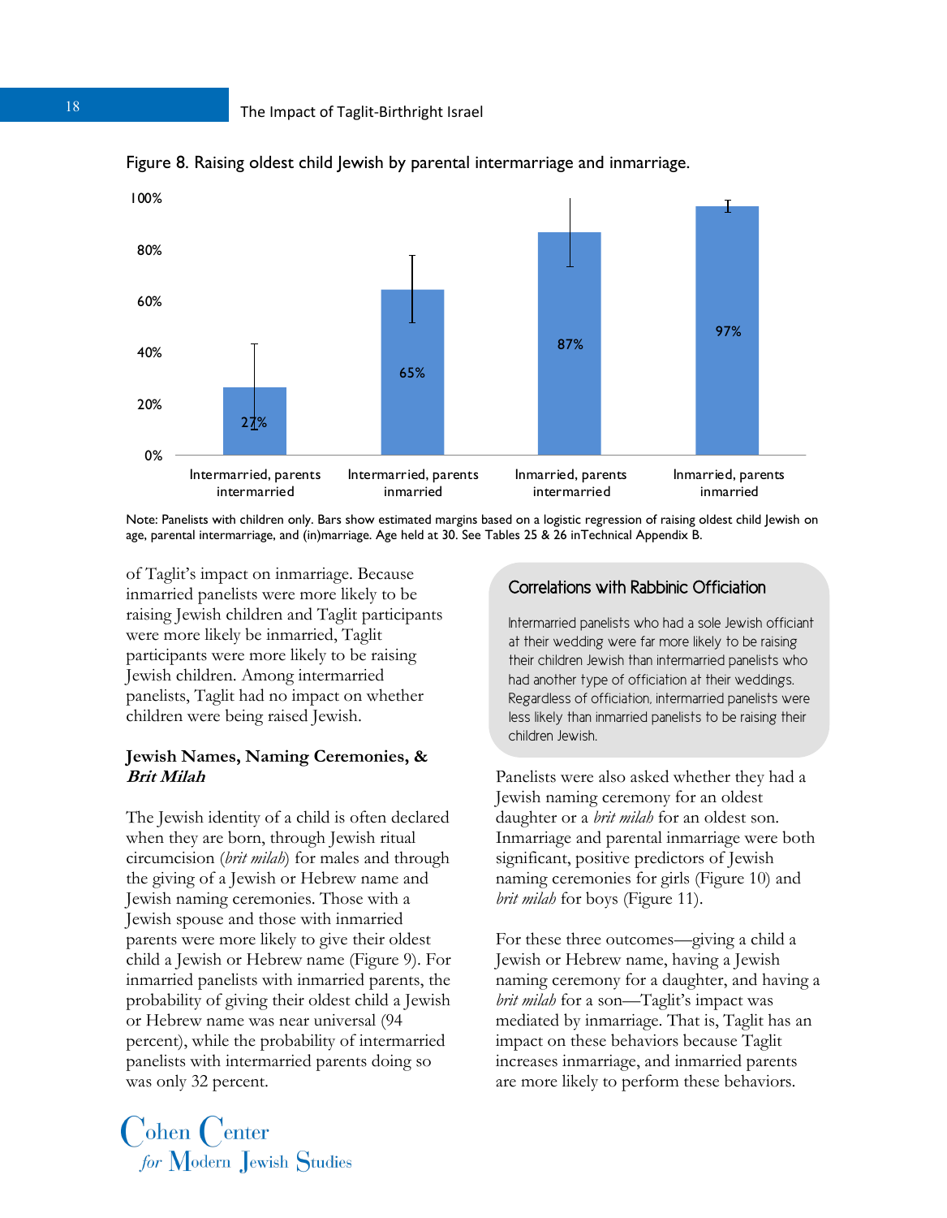Figure 8. Raising oldest child Jewish by parental intermarriage and inmarriage.

| | Intermarried, parents intermarried | Intermarried, parents inmarried | Inmarried, parents intermarried | Inmarried, parents inmarried |
|---|---|---|---|---|
| Raising oldest child Jewish | 27% | 65% | 87% | 97% |

Note: Panelists with children only. Bars show estimated margins based on a logistic regression of raising oldest child Jewish on age, parental intermarriage, and (in)marriage. Age held at 30. See Tables 25 & 26 inTechnical Appendix B.

of Taglit's impact on inmarriage. Because inmarried panelists were more likely to be raising Jewish children and Taglit participants were more likely be inmarried, Taglit participants were more likely to be raising Jewish children. Among intermarried panelists, Taglit had no impact on whether children were being raised Jewish.

> **Correlations with Rabbinic Officiation**
>
> Intermarried panelists who had a sole Jewish officiant at their wedding were far more likely to be raising their children Jewish than intermarried panelists who had another type of officiation at their weddings. Regardless of officiation, intermarried panelists were less likely than inmarried panelists to be raising their children Jewish.

### Jewish Names, Naming Ceremonies, & *Brit Milah*

The Jewish identity of a child is often declared when they are born, through Jewish ritual circumcision (*brit milah*) for males and through the giving of a Jewish or Hebrew name and Jewish naming ceremonies. Those with a Jewish spouse and those with inmarried parents were more likely to give their oldest child a Jewish or Hebrew name (Figure 9). For inmarried panelists with inmarried parents, the probability of giving their oldest child a Jewish or Hebrew name was near universal (94 percent), while the probability of intermarried panelists with intermarried parents doing so was only 32 percent.

Panelists were also asked whether they had a Jewish naming ceremony for an oldest daughter or a *brit milah* for an oldest son. Inmarriage and parental inmarriage were both significant, positive predictors of Jewish naming ceremonies for girls (Figure 10) and *brit milah* for boys (Figure 11).

For these three outcomes—giving a child a Jewish or Hebrew name, having a Jewish naming ceremony for a daughter, and having a *brit milah* for a son—Taglit's impact was mediated by inmarriage. That is, Taglit has an impact on these behaviors because Taglit increases inmarriage, and inmarried parents are more likely to perform these behaviors.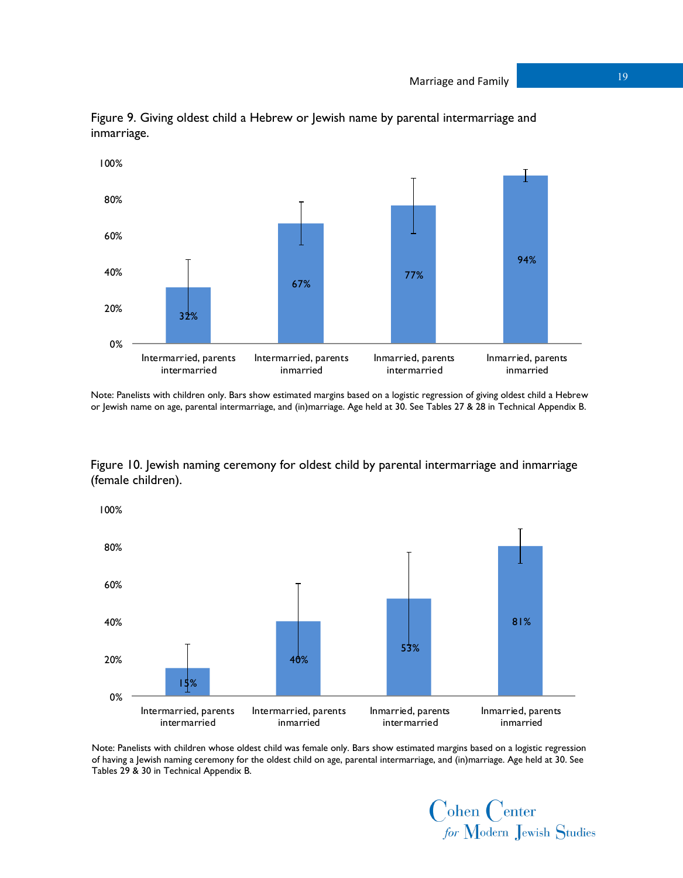Figure 9. Giving oldest child a Hebrew or Jewish name by parental intermarriage and inmarriage.

| | Intermarried, parents intermarried | Intermarried, parents inmarried | Inmarried, parents intermarried | Inmarried, parents inmarried |
|---|---|---|---|---|
| Estimated margin | 32% | 67% | 77% | 94% |

Note: Panelists with children only. Bars show estimated margins based on a logistic regression of giving oldest child a Hebrew or Jewish name on age, parental intermarriage, and (in)marriage. Age held at 30. See Tables 27 & 28 in Technical Appendix B.

Figure 10. Jewish naming ceremony for oldest child by parental intermarriage and inmarriage (female children).

| | Intermarried, parents intermarried | Intermarried, parents inmarried | Inmarried, parents intermarried | Inmarried, parents inmarried |
|---|---|---|---|---|
| Estimated margin | 15% | 40% | 53% | 81% |

Note: Panelists with children whose oldest child was female only. Bars show estimated margins based on a logistic regression of having a Jewish naming ceremony for the oldest child on age, parental intermarriage, and (in)marriage. Age held at 30. See Tables 29 & 30 in Technical Appendix B.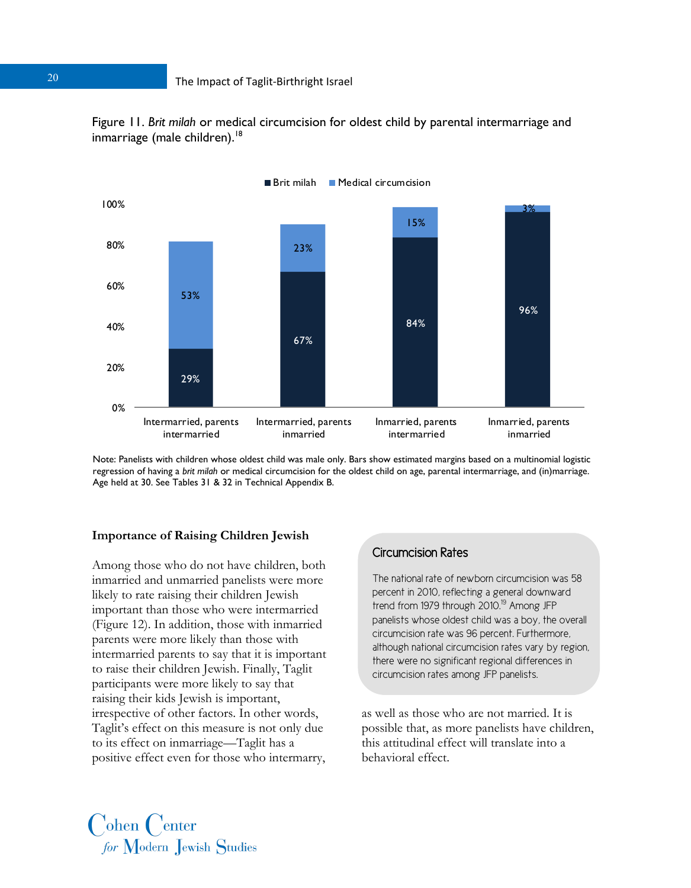Figure 11. *Brit milah* or medical circumcision for oldest child by parental intermarriage and inmarriage (male children).[18]

| | Brit milah | Medical circumcision |
|---|---|---|
| Intermarried, parents intermarried | 29% | 53% |
| Intermarried, parents inmarried | 67% | 23% |
| Inmarried, parents intermarried | 84% | 15% |
| Inmarried, parents inmarried | 96% | 3% |

Note: Panelists with children whose oldest child was male only. Bars show estimated margins based on a multinomial logistic regression of having a *brit milah* or medical circumcision for the oldest child on age, parental intermarriage, and (in)marriage. Age held at 30. See Tables 31 & 32 in Technical Appendix B.

### Importance of Raising Children Jewish

Among those who do not have children, both inmarried and unmarried panelists were more likely to rate raising their children Jewish important than those who were intermarried (Figure 12). In addition, those with inmarried parents were more likely than those with intermarried parents to say that it is important to raise their children Jewish. Finally, Taglit participants were more likely to say that raising their kids Jewish is important, irrespective of other factors. In other words, Taglit's effect on this measure is not only due to its effect on inmarriage—Taglit has a positive effect even for those who intermarry, as well as those who are not married. It is possible that, as more panelists have children, this attitudinal effect will translate into a behavioral effect.

> **Circumcision Rates**
>
> The national rate of newborn circumcision was 58 percent in 2010, reflecting a general downward trend from 1979 through 2010.[19] Among JFP panelists whose oldest child was a boy, the overall circumcision rate was 96 percent. Furthermore, although national circumcision rates vary by region, there were no significant regional differences in circumcision rates among JFP panelists.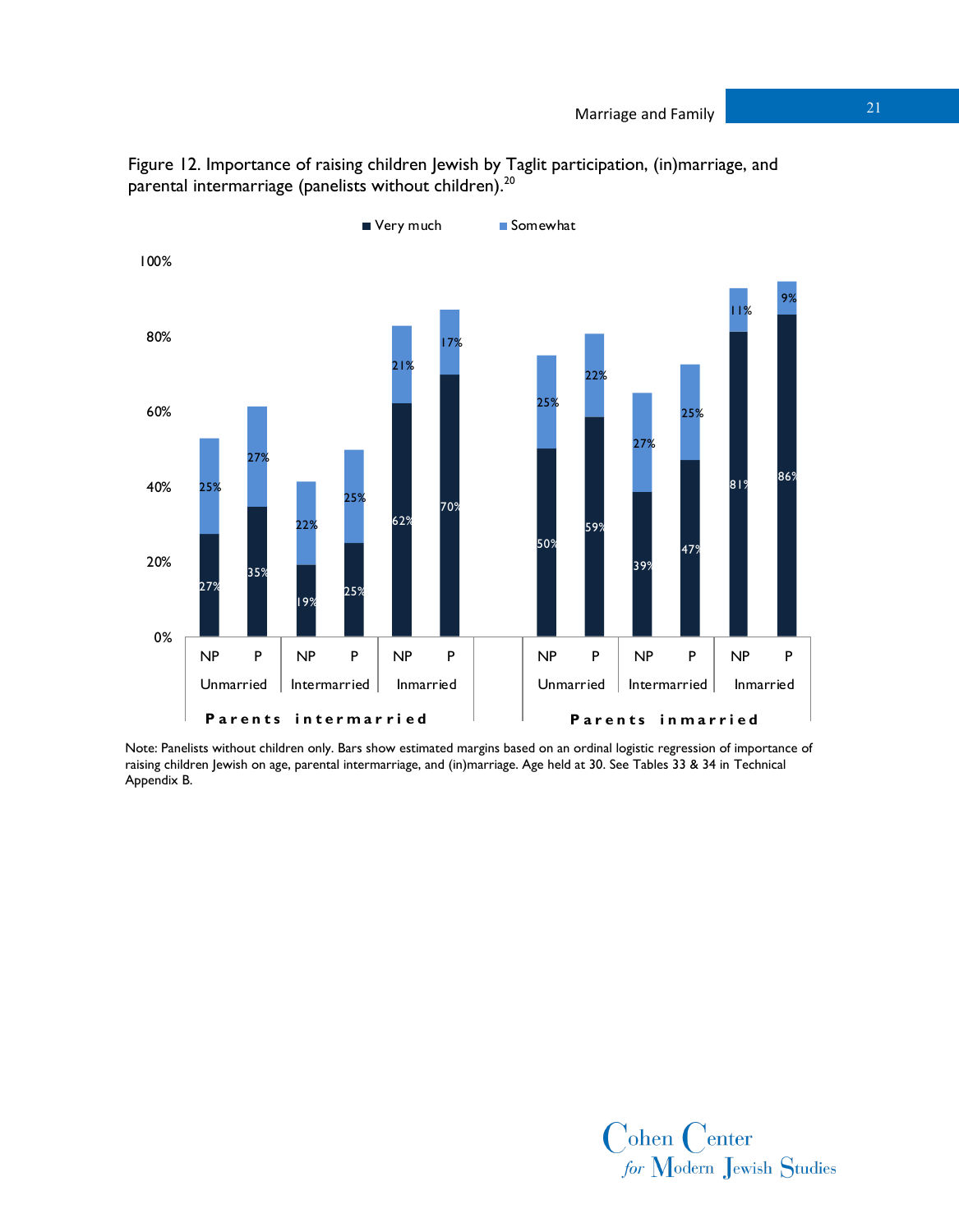Figure 12. Importance of raising children Jewish by Taglit participation, (in)marriage, and parental intermarriage (panelists without children).[20]

| | | Very much | Somewhat |
|---|---|---|---|
| Parents intermarried | Unmarried NP | 27% | 25% |
| | Unmarried P | 35% | 27% |
| | Intermarried NP | 19% | 22% |
| | Intermarried P | 25% | 25% |
| | Inmarried NP | 62% | 21% |
| | Inmarried P | 70% | 17% |
| Parents inmarried | Unmarried NP | 50% | 25% |
| | Unmarried P | 59% | 22% |
| | Intermarried NP | 39% | 27% |
| | Intermarried P | 47% | 25% |
| | Inmarried NP | 81% | 11% |
| | Inmarried P | 86% | 9% |

Note: Panelists without children only. Bars show estimated margins based on an ordinal logistic regression of importance of raising children Jewish on age, parental intermarriage, and (in)marriage. Age held at 30. See Tables 33 & 34 in Technical Appendix B.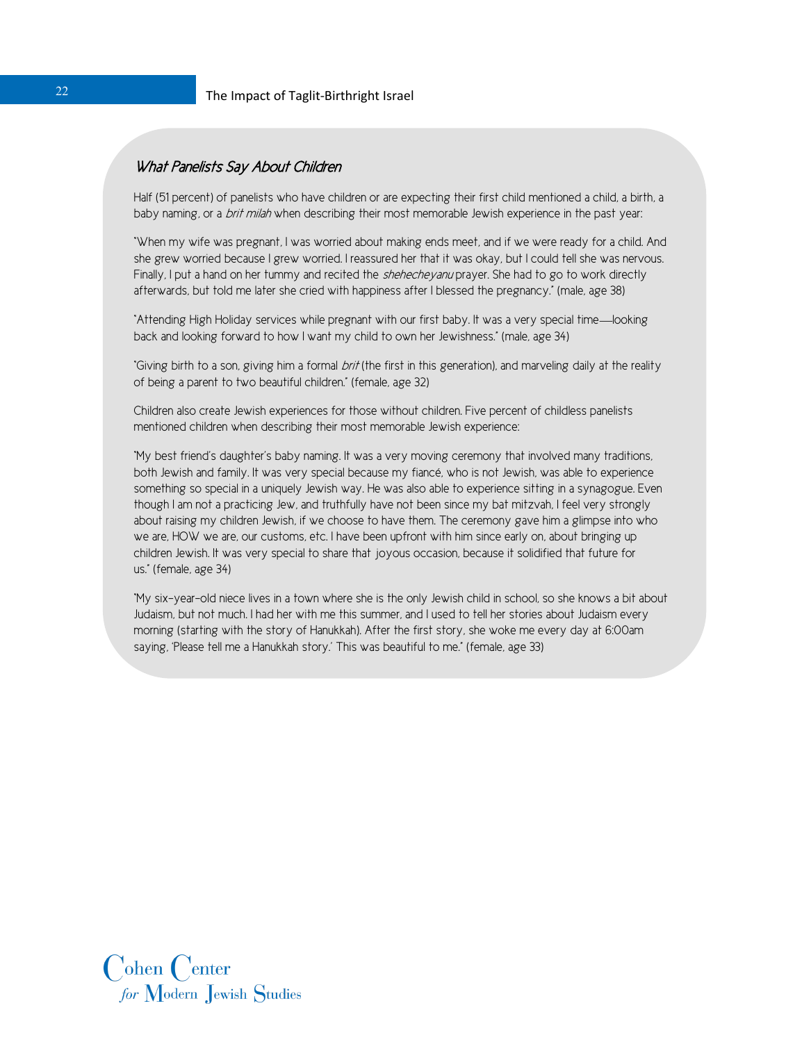### *What Panelists Say About Children*

Half (51 percent) of panelists who have children or are expecting their first child mentioned a child, a birth, a baby naming, or a *brit milah* when describing their most memorable Jewish experience in the past year:

"When my wife was pregnant, I was worried about making ends meet, and if we were ready for a child. And she grew worried because I grew worried. I reassured her that it was okay, but I could tell she was nervous. Finally, I put a hand on her tummy and recited the *shehecheyanu* prayer. She had to go to work directly afterwards, but told me later she cried with happiness after I blessed the pregnancy." (male, age 38)

"Attending High Holiday services while pregnant with our first baby. It was a very special time—looking back and looking forward to how I want my child to own her Jewishness." (male, age 34)

"Giving birth to a son, giving him a formal *brit* (the first in this generation), and marveling daily at the reality of being a parent to two beautiful children." (female, age 32)

Children also create Jewish experiences for those without children. Five percent of childless panelists mentioned children when describing their most memorable Jewish experience:

"My best friend's daughter's baby naming. It was a very moving ceremony that involved many traditions, both Jewish and family. It was very special because my fiancé, who is not Jewish, was able to experience something so special in a uniquely Jewish way. He was also able to experience sitting in a synagogue. Even though I am not a practicing Jew, and truthfully have not been since my bat mitzvah, I feel very strongly about raising my children Jewish, if we choose to have them. The ceremony gave him a glimpse into who we are, HOW we are, our customs, etc. I have been upfront with him since early on, about bringing up children Jewish. It was very special to share that joyous occasion, because it solidified that future for us." (female, age 34)

"My six-year-old niece lives in a town where she is the only Jewish child in school, so she knows a bit about Judaism, but not much. I had her with me this summer, and I used to tell her stories about Judaism every morning (starting with the story of Hanukkah). After the first story, she woke me every day at 6:00am saying, 'Please tell me a Hanukkah story.' This was beautiful to me." (female, age 33)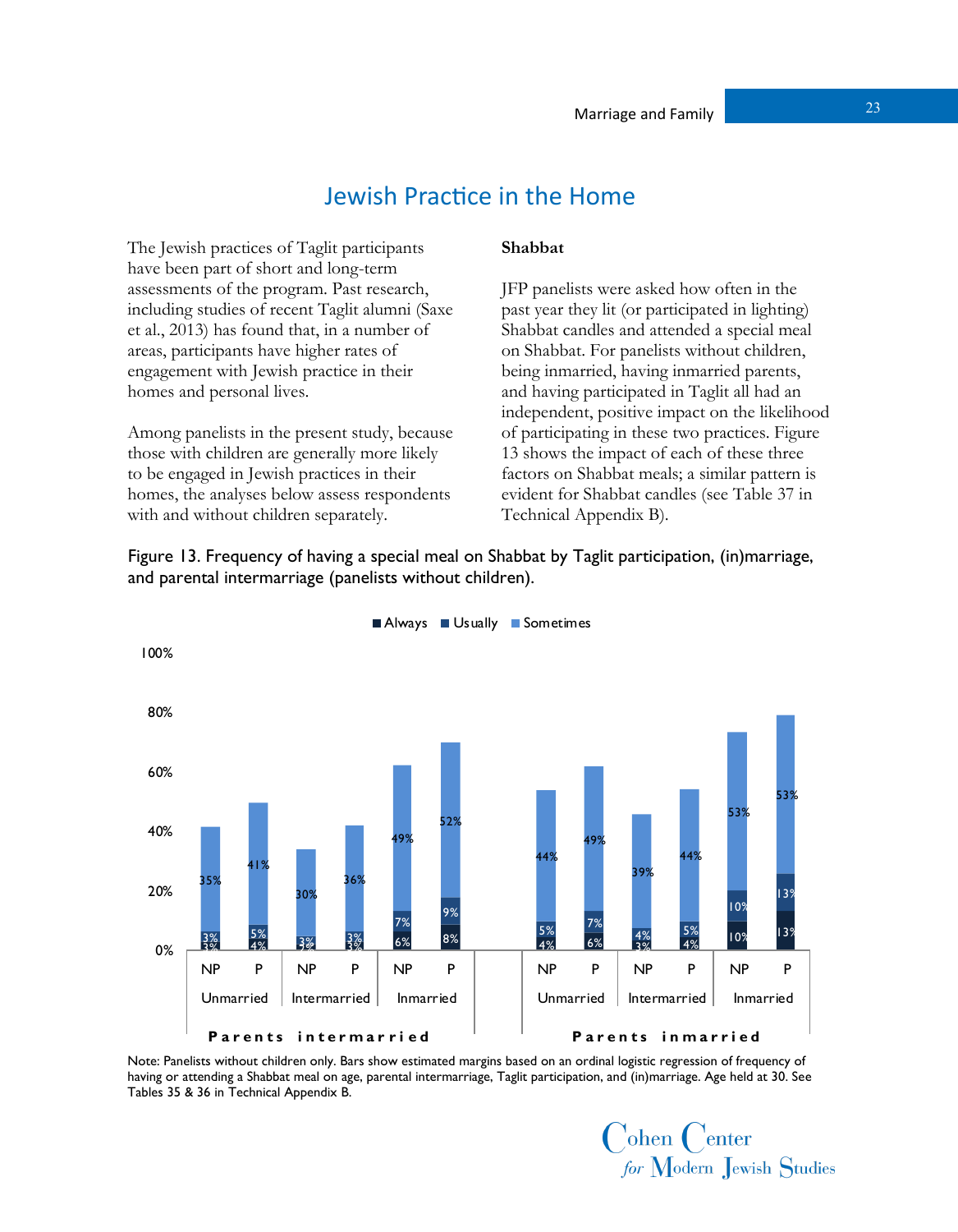# Jewish Practice in the Home

The Jewish practices of Taglit participants have been part of short and long-term assessments of the program. Past research, including studies of recent Taglit alumni (Saxe et al., 2013) has found that, in a number of areas, participants have higher rates of engagement with Jewish practice in their homes and personal lives.

Among panelists in the present study, because those with children are generally more likely to be engaged in Jewish practices in their homes, the analyses below assess respondents with and without children separately.

**Shabbat**

JFP panelists were asked how often in the past year they lit (or participated in lighting) Shabbat candles and attended a special meal on Shabbat. For panelists without children, being inmarried, having inmarried parents, and having participated in Taglit all had an independent, positive impact on the likelihood of participating in these two practices. Figure 13 shows the impact of each of these three factors on Shabbat meals; a similar pattern is evident for Shabbat candles (see Table 37 in Technical Appendix B).

Figure 13. Frequency of having a special meal on Shabbat by Taglit participation, (in)marriage, and parental intermarriage (panelists without children).

| Parents | Marital status | Taglit | Always | Usually | Sometimes |
|---|---|---|---|---|---|
| Parents intermarried | Unmarried | NP | 3% | 3% | 35% |
| | | P | 4% | 5% | 41% |
| | Intermarried | NP | 2% | 3% | 30% |
| | | P | 3% | 3% | 36% |
| | Inmarried | NP | 6% | 7% | 49% |
| | | P | 8% | 9% | 52% |
| Parents inmarried | Unmarried | NP | 4% | 5% | 44% |
| | | P | 6% | 7% | 49% |
| | Intermarried | NP | 3% | 4% | 39% |
| | | P | 4% | 5% | 44% |
| | Inmarried | NP | 10% | 10% | 53% |
| | | P | 13% | 13% | 53% |

Note: Panelists without children only. Bars show estimated margins based on an ordinal logistic regression of frequency of having or attending a Shabbat meal on age, parental intermarriage, Taglit participation, and (in)marriage. Age held at 30. See Tables 35 & 36 in Technical Appendix B.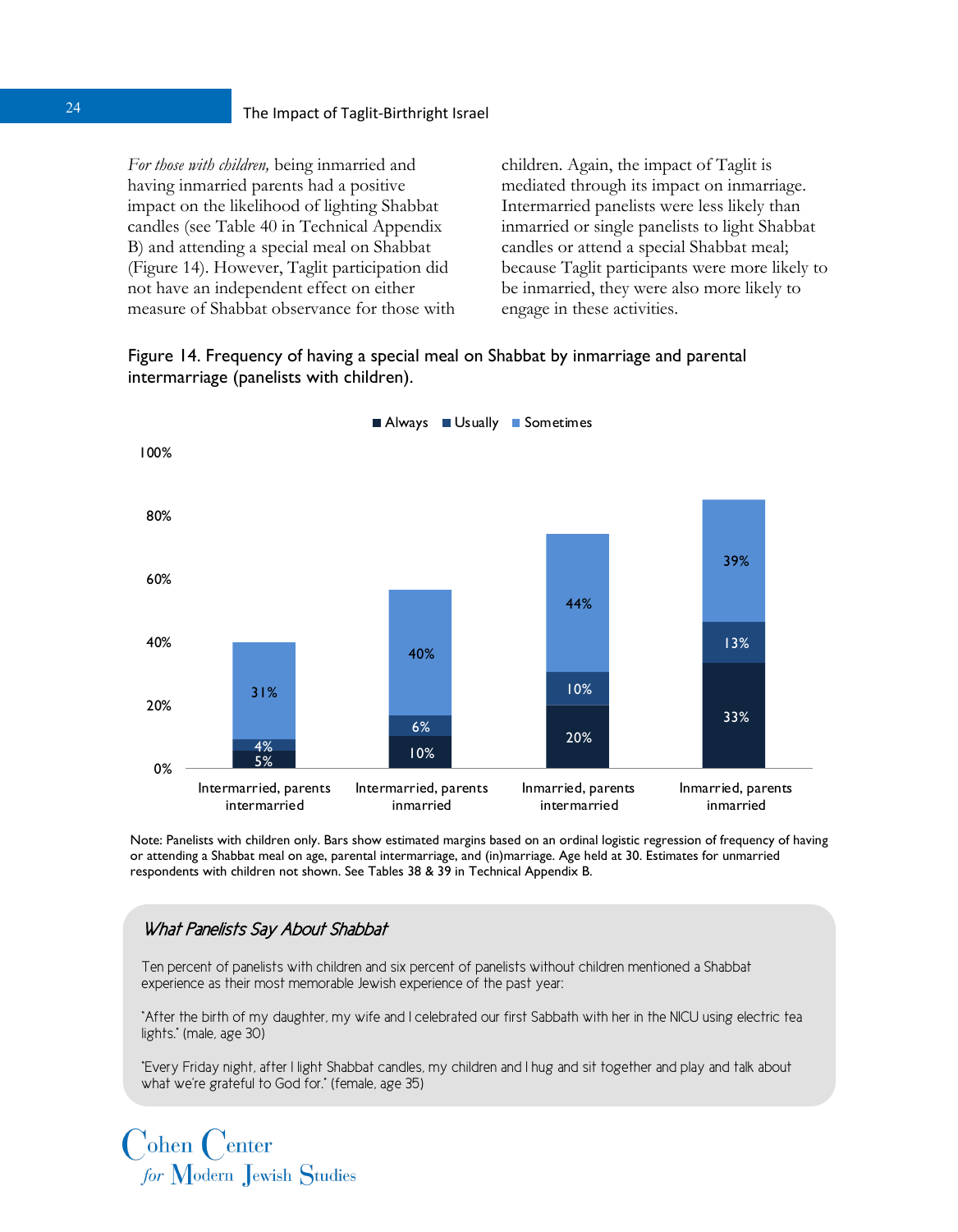*For those with children,* being inmarried and having inmarried parents had a positive impact on the likelihood of lighting Shabbat candles (see Table 40 in Technical Appendix B) and attending a special meal on Shabbat (Figure 14). However, Taglit participation did not have an independent effect on either measure of Shabbat observance for those with children. Again, the impact of Taglit is mediated through its impact on inmarriage. Intermarried panelists were less likely than inmarried or single panelists to light Shabbat candles or attend a special Shabbat meal; because Taglit participants were more likely to be inmarried, they were also more likely to engage in these activities.

Figure 14. Frequency of having a special meal on Shabbat by inmarriage and parental intermarriage (panelists with children).

| | Always | Usually | Sometimes |
|---|---|---|---|
| Intermarried, parents intermarried | 5% | 4% | 31% |
| Intermarried, parents inmarried | 10% | 6% | 40% |
| Inmarried, parents intermarried | 20% | 10% | 44% |
| Inmarried, parents inmarried | 33% | 13% | 39% |

Note: Panelists with children only. Bars show estimated margins based on an ordinal logistic regression of frequency of having or attending a Shabbat meal on age, parental intermarriage, and (in)marriage. Age held at 30. Estimates for unmarried respondents with children not shown. See Tables 38 & 39 in Technical Appendix B.

### *What Panelists Say About Shabbat*

Ten percent of panelists with children and six percent of panelists without children mentioned a Shabbat experience as their most memorable Jewish experience of the past year:

"After the birth of my daughter, my wife and I celebrated our first Sabbath with her in the NICU using electric tea lights." (male, age 30)

"Every Friday night, after I light Shabbat candles, my children and I hug and sit together and play and talk about what we're grateful to God for." (female, age 35)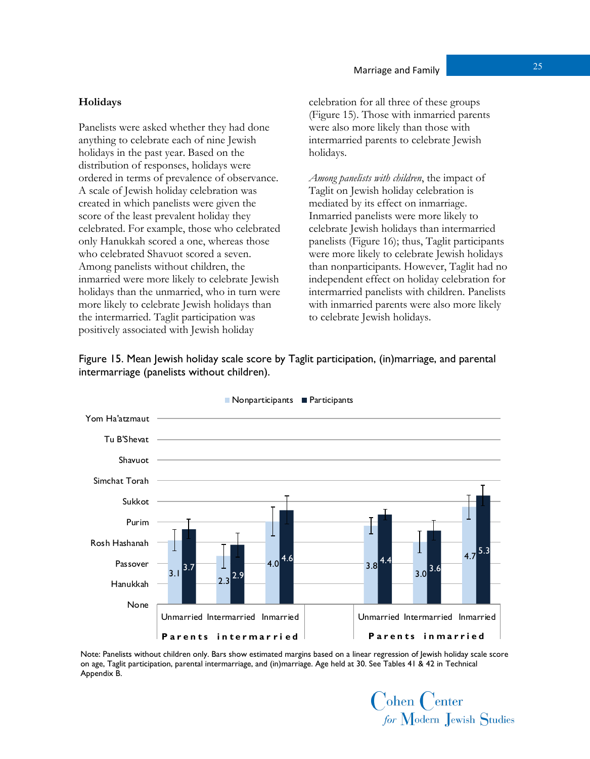### Holidays

Panelists were asked whether they had done anything to celebrate each of nine Jewish holidays in the past year. Based on the distribution of responses, holidays were ordered in terms of prevalence of observance. A scale of Jewish holiday celebration was created in which panelists were given the score of the least prevalent holiday they celebrated. For example, those who celebrated only Hanukkah scored a one, whereas those who celebrated Shavuot scored a seven. Among panelists without children, the inmarried were more likely to celebrate Jewish holidays than the unmarried, who in turn were more likely to celebrate Jewish holidays than the intermarried. Taglit participation was positively associated with Jewish holiday celebration for all three of these groups (Figure 15). Those with inmarried parents were also more likely than those with intermarried parents to celebrate Jewish holidays.

*Among panelists with children*, the impact of Taglit on Jewish holiday celebration is mediated by its effect on inmarriage. Inmarried panelists were more likely to celebrate Jewish holidays than intermarried panelists (Figure 16); thus, Taglit participants were more likely to celebrate Jewish holidays than nonparticipants. However, Taglit had no independent effect on holiday celebration for intermarried panelists with children. Panelists with inmarried parents were also more likely to celebrate Jewish holidays.

Figure 15. Mean Jewish holiday scale score by Taglit participation, (in)marriage, and parental intermarriage (panelists without children).

| | | Nonparticipants | Participants |
|---|---|---|---|
| Parents intermarried | Unmarried | 3.1 | 3.7 |
| | Intermarried | 2.3 | 2.9 |
| | Inmarried | 4.0 | 4.6 |
| Parents inmarried | Unmarried | 3.8 | 4.4 |
| | Intermarried | 3.0 | 3.6 |
| | Inmarried | 4.7 | 5.3 |

Scale: None, Hanukkah, Passover, Rosh Hashanah, Purim, Sukkot, Simchat Torah, Shavuot, Tu B'Shevat, Yom Ha'atzmaut

Note: Panelists without children only. Bars show estimated margins based on a linear regression of Jewish holiday scale score on age, Taglit participation, parental intermarriage, and (in)marriage. Age held at 30. See Tables 41 & 42 in Technical Appendix B.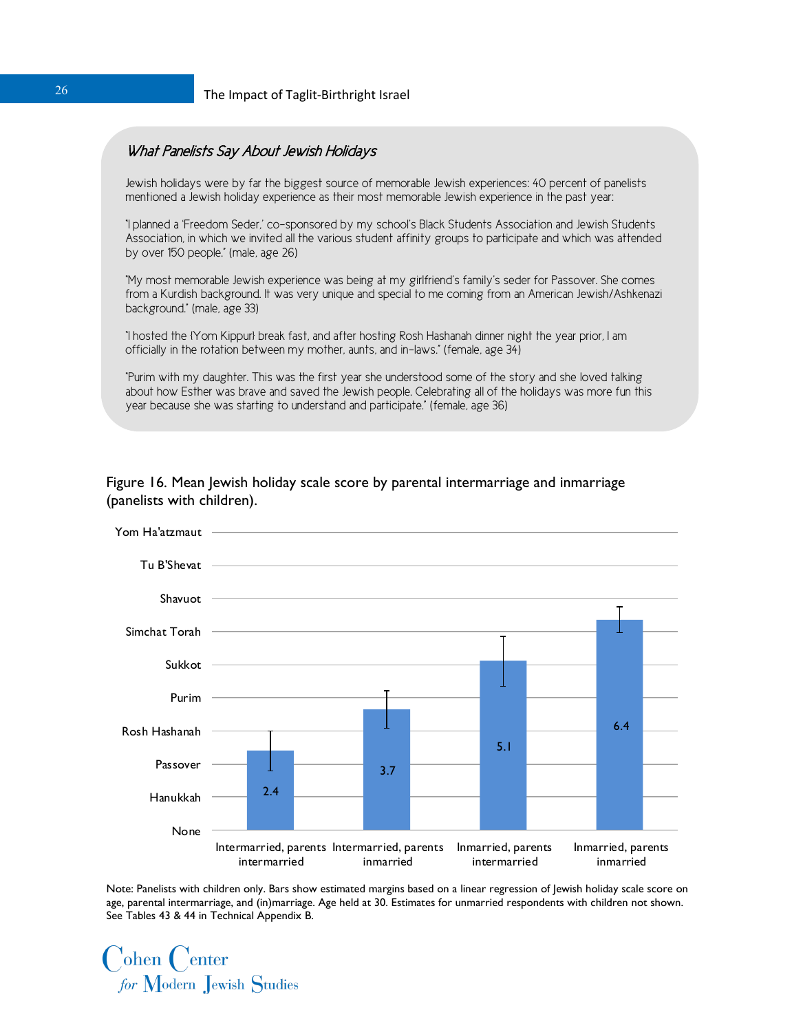### *What Panelists Say About Jewish Holidays*

Jewish holidays were by far the biggest source of memorable Jewish experiences: 40 percent of panelists mentioned a Jewish holiday experience as their most memorable Jewish experience in the past year:

"I planned a 'Freedom Seder,' co-sponsored by my school's Black Students Association and Jewish Students Association, in which we invited all the various student affinity groups to participate and which was attended by over 150 people." (male, age 26)

"My most memorable Jewish experience was being at my girlfriend's family's seder for Passover. She comes from a Kurdish background. It was very unique and special to me coming from an American Jewish/Ashkenazi background." (male, age 33)

"I hosted the {Yom Kippur} break fast, and after hosting Rosh Hashanah dinner night the year prior, I am officially in the rotation between my mother, aunts, and in-laws." (female, age 34)

"Purim with my daughter. This was the first year she understood some of the story and she loved talking about how Esther was brave and saved the Jewish people. Celebrating all of the holidays was more fun this year because she was starting to understand and participate." (female, age 36)

Figure 16. Mean Jewish holiday scale score by parental intermarriage and inmarriage (panelists with children).

| Group | Mean Jewish holiday scale score |
|---|---|
| Intermarried, parents intermarried | 2.4 |
| Intermarried, parents inmarried | 3.7 |
| Inmarried, parents intermarried | 5.1 |
| Inmarried, parents inmarried | 6.4 |

Scale (y-axis): None, Hanukkah, Passover, Rosh Hashanah, Purim, Sukkot, Simchat Torah, Shavuot, Tu B'Shevat, Yom Ha'atzmaut

Note: Panelists with children only. Bars show estimated margins based on a linear regression of Jewish holiday scale score on age, parental intermarriage, and (in)marriage. Age held at 30. Estimates for unmarried respondents with children not shown. See Tables 43 & 44 in Technical Appendix B.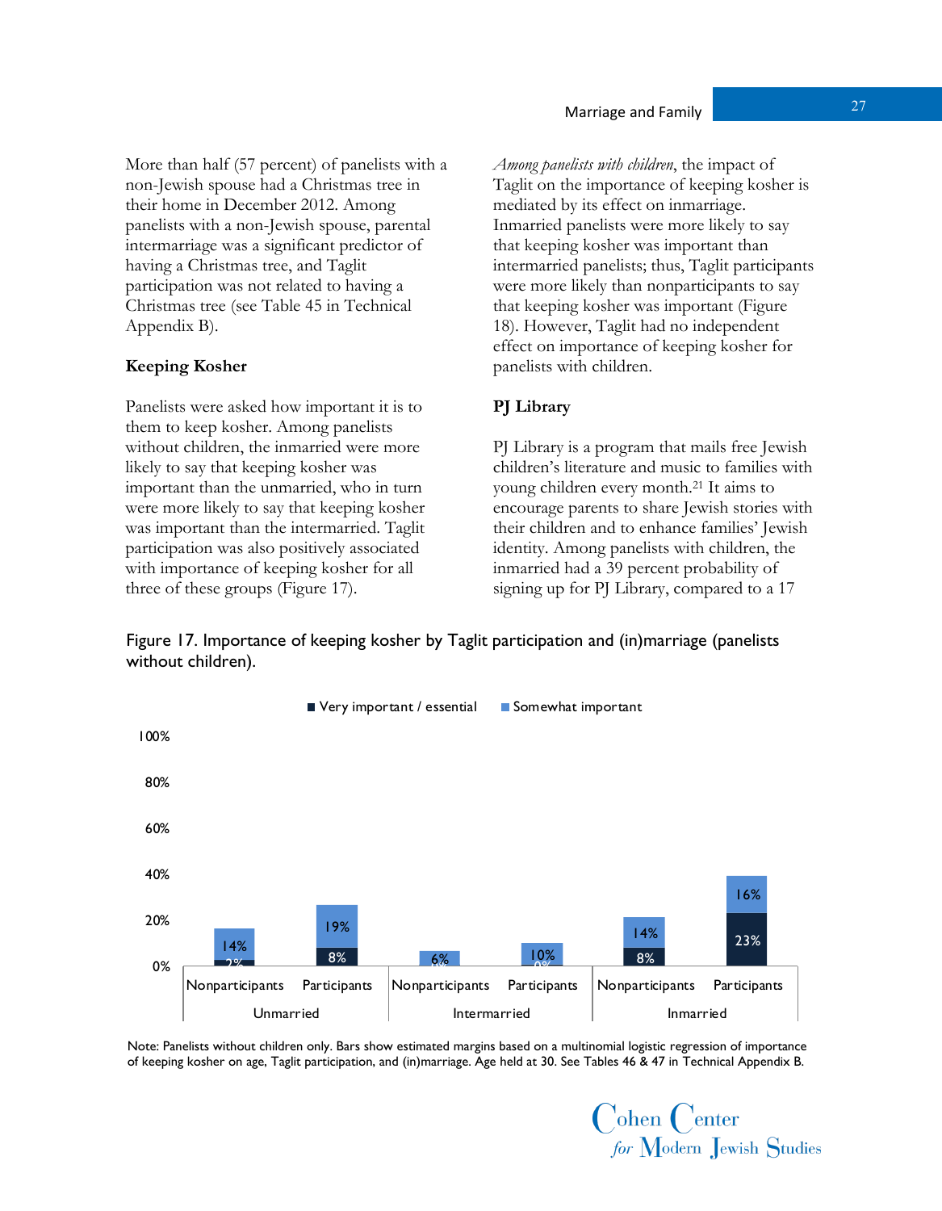More than half (57 percent) of panelists with a non-Jewish spouse had a Christmas tree in their home in December 2012. Among panelists with a non-Jewish spouse, parental intermarriage was a significant predictor of having a Christmas tree, and Taglit participation was not related to having a Christmas tree (see Table 45 in Technical Appendix B).

**Keeping Kosher**

Panelists were asked how important it is to them to keep kosher. Among panelists without children, the inmarried were more likely to say that keeping kosher was important than the unmarried, who in turn were more likely to say that keeping kosher was important than the intermarried. Taglit participation was also positively associated with importance of keeping kosher for all three of these groups (Figure 17).

*Among panelists with children*, the impact of Taglit on the importance of keeping kosher is mediated by its effect on inmarriage. Inmarried panelists were more likely to say that keeping kosher was important than intermarried panelists; thus, Taglit participants were more likely than nonparticipants to say that keeping kosher was important (Figure 18). However, Taglit had no independent effect on importance of keeping kosher for panelists with children.

**PJ Library**

PJ Library is a program that mails free Jewish children's literature and music to families with young children every month.[21] It aims to encourage parents to share Jewish stories with their children and to enhance families' Jewish identity. Among panelists with children, the inmarried had a 39 percent probability of signing up for PJ Library, compared to a 17

Figure 17. Importance of keeping kosher by Taglit participation and (in)marriage (panelists without children).

| Group | | Very important / essential | Somewhat important |
|---|---|---|---|
| Unmarried | Nonparticipants | 2% | 14% |
| Unmarried | Participants | 8% | 19% |
| Intermarried | Nonparticipants | 0% | 6% |
| Intermarried | Participants | 0% | 10% |
| Inmarried | Nonparticipants | 8% | 14% |
| Inmarried | Participants | 23% | 16% |

Note: Panelists without children only. Bars show estimated margins based on a multinomial logistic regression of importance of keeping kosher on age, Taglit participation, and (in)marriage. Age held at 30. See Tables 46 & 47 in Technical Appendix B.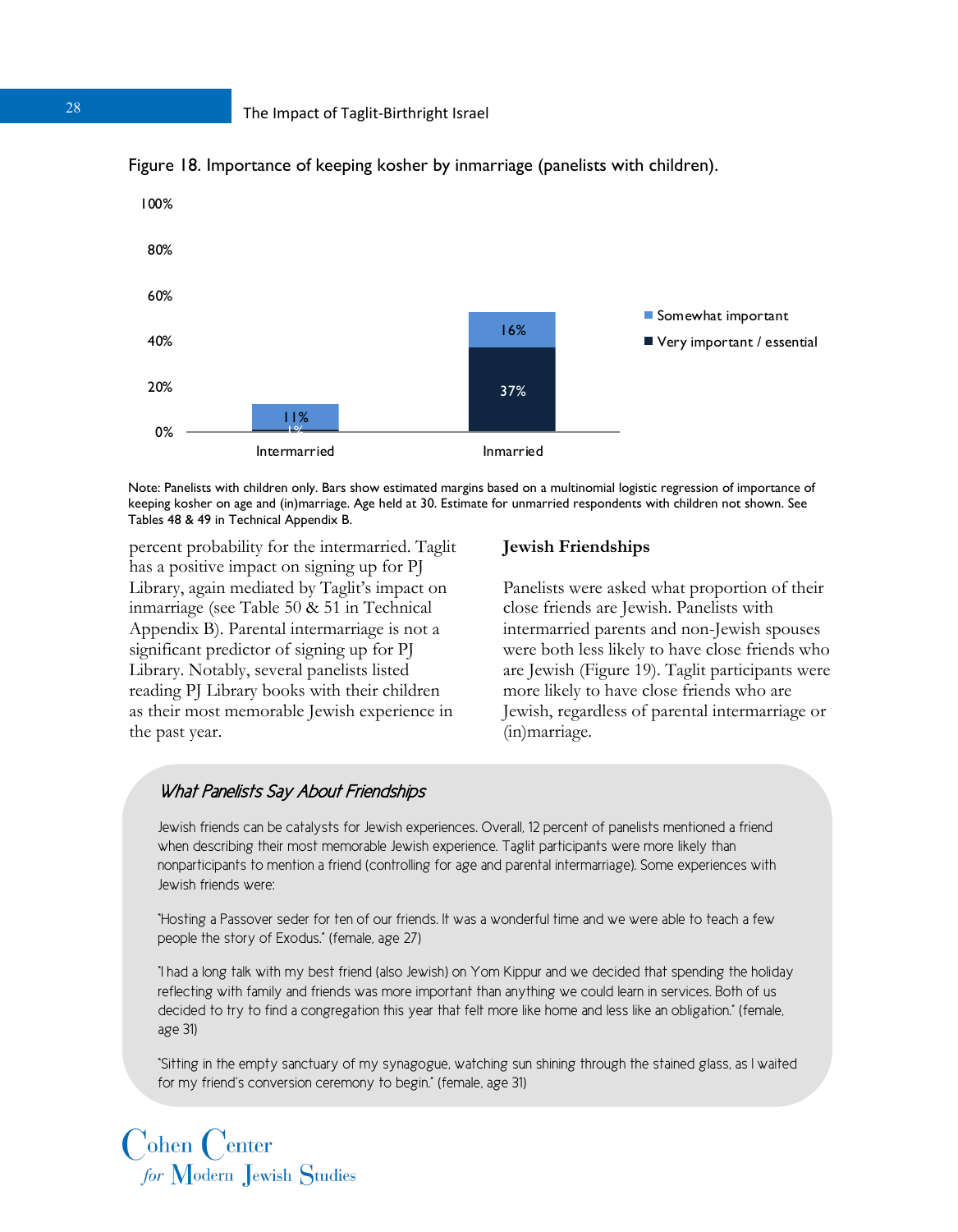Figure 18. Importance of keeping kosher by inmarriage (panelists with children).

| | Very important / essential | Somewhat important |
|---|---|---|
| Intermarried | 1% | 11% |
| Inmarried | 37% | 16% |

Note: Panelists with children only. Bars show estimated margins based on a multinomial logistic regression of importance of keeping kosher on age and (in)marriage. Age held at 30. Estimate for unmarried respondents with children not shown. See Tables 48 & 49 in Technical Appendix B.

percent probability for the intermarried. Taglit has a positive impact on signing up for PJ Library, again mediated by Taglit's impact on inmarriage (see Table 50 & 51 in Technical Appendix B). Parental intermarriage is not a significant predictor of signing up for PJ Library. Notably, several panelists listed reading PJ Library books with their children as their most memorable Jewish experience in the past year.

## Jewish Friendships

Panelists were asked what proportion of their close friends are Jewish. Panelists with intermarried parents and non-Jewish spouses were both less likely to have close friends who are Jewish (Figure 19). Taglit participants were more likely to have close friends who are Jewish, regardless of parental intermarriage or (in)marriage.

### *What Panelists Say About Friendships*

Jewish friends can be catalysts for Jewish experiences. Overall, 12 percent of panelists mentioned a friend when describing their most memorable Jewish experience. Taglit participants were more likely than nonparticipants to mention a friend (controlling for age and parental intermarriage). Some experiences with Jewish friends were:

"Hosting a Passover seder for ten of our friends. It was a wonderful time and we were able to teach a few people the story of Exodus." (female, age 27)

"I had a long talk with my best friend (also Jewish) on Yom Kippur and we decided that spending the holiday reflecting with family and friends was more important than anything we could learn in services. Both of us decided to try to find a congregation this year that felt more like home and less like an obligation." (female, age 31)

"Sitting in the empty sanctuary of my synagogue, watching sun shining through the stained glass, as I waited for my friend's conversion ceremony to begin." (female, age 31)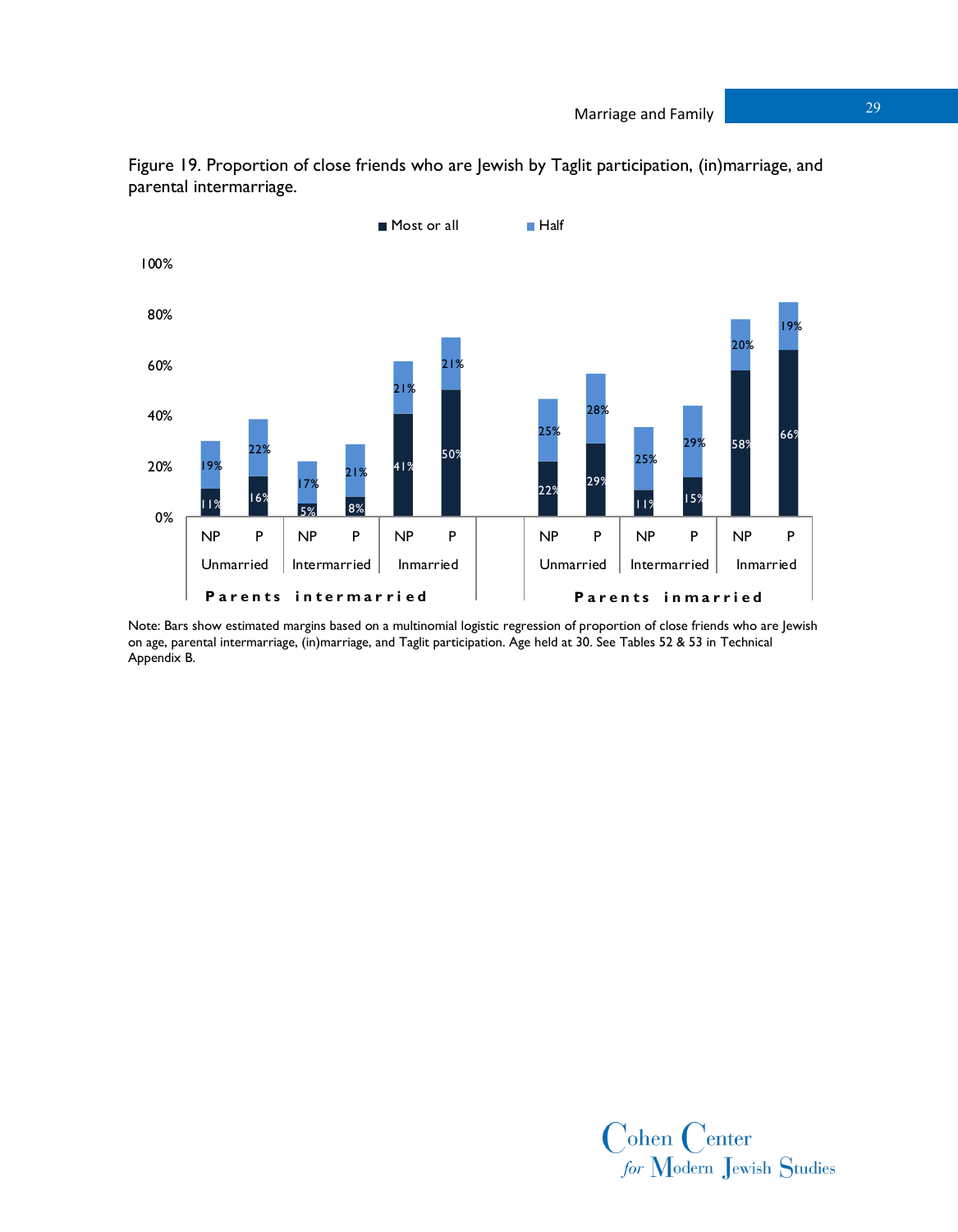Figure 19. Proportion of close friends who are Jewish by Taglit participation, (in)marriage, and parental intermarriage.

| Parents | Marital status | Taglit | Most or all | Half |
|---|---|---|---|---|
| Parents intermarried | Unmarried | NP | 11% | 19% |
| Parents intermarried | Unmarried | P | 16% | 22% |
| Parents intermarried | Intermarried | NP | 5% | 17% |
| Parents intermarried | Intermarried | P | 8% | 21% |
| Parents intermarried | Inmarried | NP | 41% | 21% |
| Parents intermarried | Inmarried | P | 50% | 21% |
| Parents inmarried | Unmarried | NP | 22% | 25% |
| Parents inmarried | Unmarried | P | 29% | 28% |
| Parents inmarried | Intermarried | NP | 11% | 25% |
| Parents inmarried | Intermarried | P | 15% | 29% |
| Parents inmarried | Inmarried | NP | 58% | 20% |
| Parents inmarried | Inmarried | P | 66% | 19% |

Note: Bars show estimated margins based on a multinomial logistic regression of proportion of close friends who are Jewish on age, parental intermarriage, (in)marriage, and Taglit participation. Age held at 30. See Tables 52 & 53 in Technical Appendix B.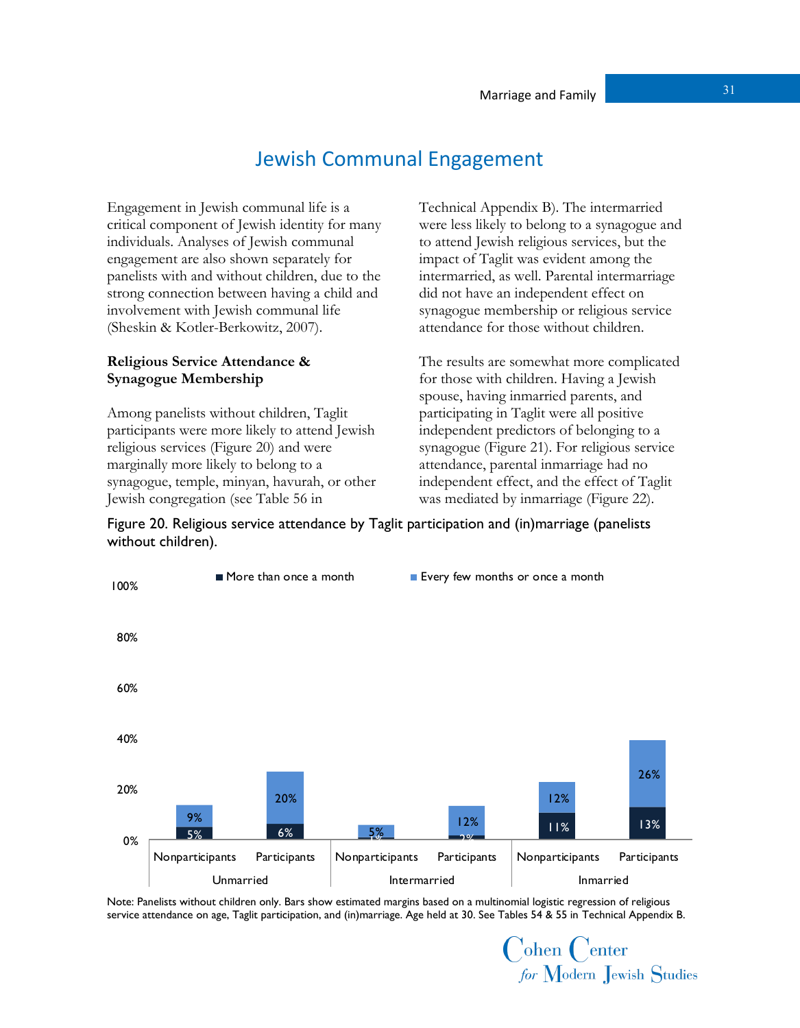## Jewish Communal Engagement

Engagement in Jewish communal life is a critical component of Jewish identity for many individuals. Analyses of Jewish communal engagement are also shown separately for panelists with and without children, due to the strong connection between having a child and involvement with Jewish communal life (Sheskin & Kotler-Berkowitz, 2007).

### Religious Service Attendance & Synagogue Membership

Among panelists without children, Taglit participants were more likely to attend Jewish religious services (Figure 20) and were marginally more likely to belong to a synagogue, temple, minyan, havurah, or other Jewish congregation (see Table 56 in Technical Appendix B). The intermarried were less likely to belong to a synagogue and to attend Jewish religious services, but the impact of Taglit was evident among the intermarried, as well. Parental intermarriage did not have an independent effect on synagogue membership or religious service attendance for those without children.

The results are somewhat more complicated for those with children. Having a Jewish spouse, having inmarried parents, and participating in Taglit were all positive independent predictors of belonging to a synagogue (Figure 21). For religious service attendance, parental inmarriage had no independent effect, and the effect of Taglit was mediated by inmarriage (Figure 22).

Figure 20. Religious service attendance by Taglit participation and (in)marriage (panelists without children).

| | | More than once a month | Every few months or once a month |
|---|---|---|---|
| Unmarried | Nonparticipants | 5% | 9% |
| | Participants | 6% | 20% |
| Intermarried | Nonparticipants | 1% | 5% |
| | Participants | 2% | 12% |
| Inmarried | Nonparticipants | 11% | 12% |
| | Participants | 13% | 26% |

Note: Panelists without children only. Bars show estimated margins based on a multinomial logistic regression of religious service attendance on age, Taglit participation, and (in)marriage. Age held at 30. See Tables 54 & 55 in Technical Appendix B.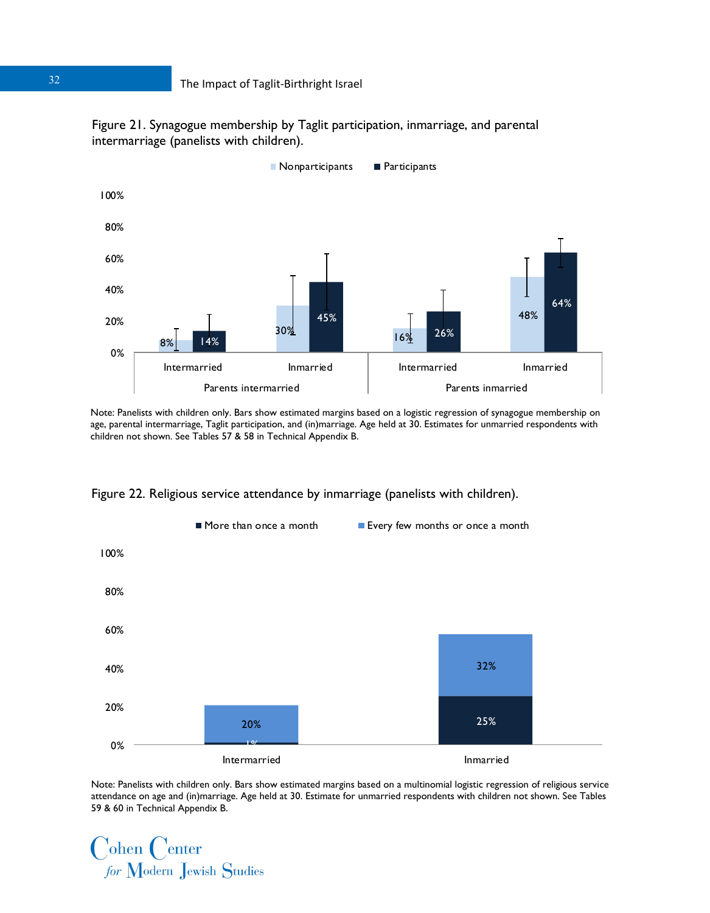Figure 21. Synagogue membership by Taglit participation, inmarriage, and parental intermarriage (panelists with children).

| | | Nonparticipants | Participants |
|---|---|---|---|
| Parents intermarried | Intermarried | 8% | 14% |
| | Inmarried | 30% | 45% |
| Parents inmarried | Intermarried | 16% | 26% |
| | Inmarried | 48% | 64% |

Note: Panelists with children only. Bars show estimated margins based on a logistic regression of synagogue membership on age, parental intermarriage, Taglit participation, and (in)marriage. Age held at 30. Estimates for unmarried respondents with children not shown. See Tables 57 & 58 in Technical Appendix B.

Figure 22. Religious service attendance by inmarriage (panelists with children).

| | More than once a month | Every few months or once a month |
|---|---|---|
| Intermarried | 1% | 20% |
| Inmarried | 25% | 32% |

Note: Panelists with children only. Bars show estimated margins based on a multinomial logistic regression of religious service attendance on age and (in)marriage. Age held at 30. Estimate for unmarried respondents with children not shown. See Tables 59 & 60 in Technical Appendix B.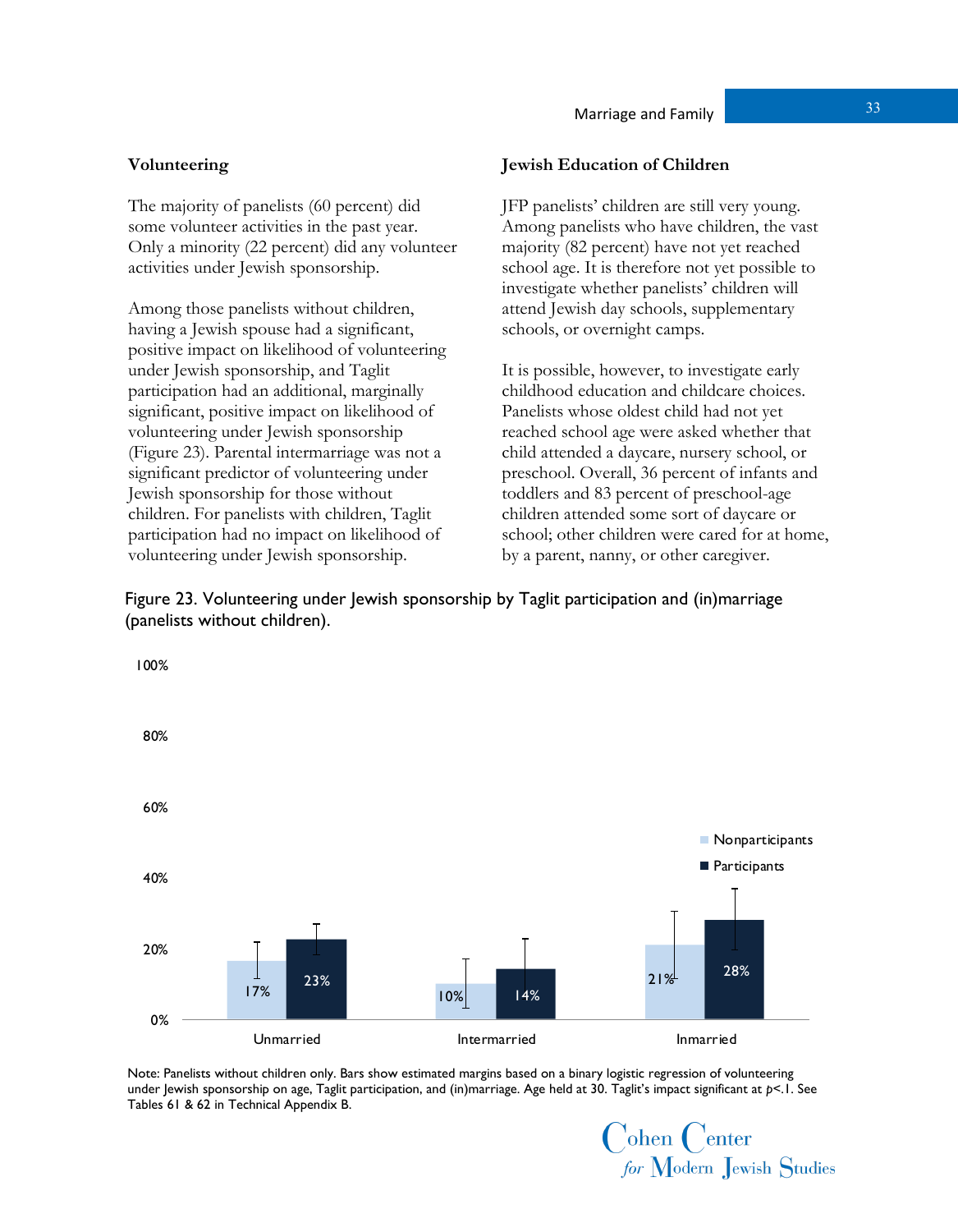## Volunteering

The majority of panelists (60 percent) did some volunteer activities in the past year. Only a minority (22 percent) did any volunteer activities under Jewish sponsorship.

Among those panelists without children, having a Jewish spouse had a significant, positive impact on likelihood of volunteering under Jewish sponsorship, and Taglit participation had an additional, marginally significant, positive impact on likelihood of volunteering under Jewish sponsorship (Figure 23). Parental intermarriage was not a significant predictor of volunteering under Jewish sponsorship for those without children. For panelists with children, Taglit participation had no impact on likelihood of volunteering under Jewish sponsorship.

## Jewish Education of Children

JFP panelists' children are still very young. Among panelists who have children, the vast majority (82 percent) have not yet reached school age. It is therefore not yet possible to investigate whether panelists' children will attend Jewish day schools, supplementary schools, or overnight camps.

It is possible, however, to investigate early childhood education and childcare choices. Panelists whose oldest child had not yet reached school age were asked whether that child attended a daycare, nursery school, or preschool. Overall, 36 percent of infants and toddlers and 83 percent of preschool-age children attended some sort of daycare or school; other children were cared for at home, by a parent, nanny, or other caregiver.

Figure 23. Volunteering under Jewish sponsorship by Taglit participation and (in)marriage (panelists without children).

| | Nonparticipants | Participants |
|---|---|---|
| Unmarried | 17% | 23% |
| Intermarried | 10% | 14% |
| Inmarried | 21% | 28% |

Note: Panelists without children only. Bars show estimated margins based on a binary logistic regression of volunteering under Jewish sponsorship on age, Taglit participation, and (in)marriage. Age held at 30. Taglit's impact significant at $p<.1$. See Tables 61 & 62 in Technical Appendix B.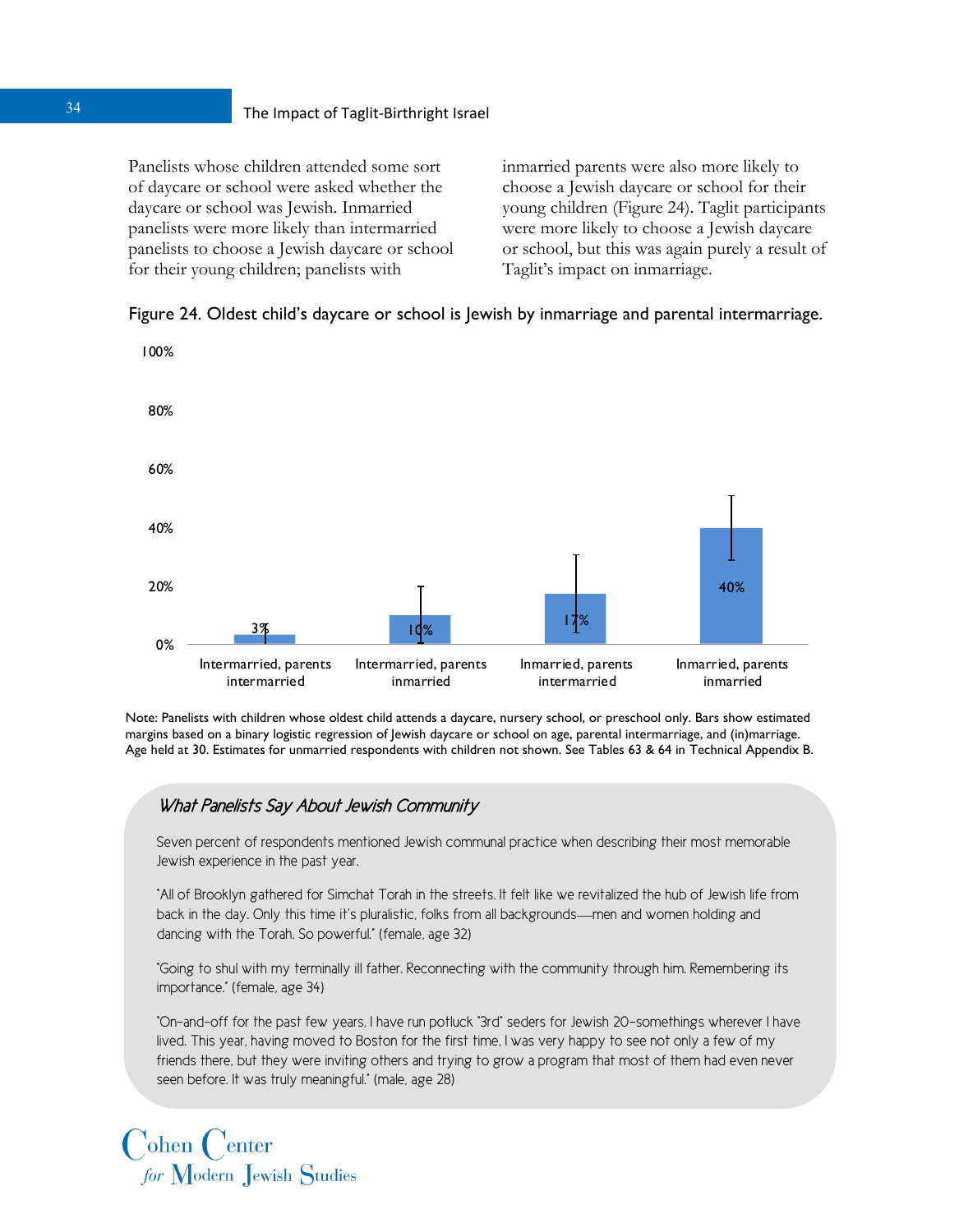Panelists whose children attended some sort of daycare or school were asked whether the daycare or school was Jewish. Inmarried panelists were more likely than intermarried panelists to choose a Jewish daycare or school for their young children; panelists with inmarried parents were also more likely to choose a Jewish daycare or school for their young children (Figure 24). Taglit participants were more likely to choose a Jewish daycare or school, but this was again purely a result of Taglit's impact on inmarriage.

Figure 24. Oldest child's daycare or school is Jewish by inmarriage and parental intermarriage.

| | Intermarried, parents intermarried | Intermarried, parents inmarried | Inmarried, parents intermarried | Inmarried, parents inmarried |
|---|---|---|---|---|
| Oldest child's daycare or school is Jewish | 3% | 10% | 17% | 40% |

Note: Panelists with children whose oldest child attends a daycare, nursery school, or preschool only. Bars show estimated margins based on a binary logistic regression of Jewish daycare or school on age, parental intermarriage, and (in)marriage. Age held at 30. Estimates for unmarried respondents with children not shown. See Tables 63 & 64 in Technical Appendix B.

### *What Panelists Say About Jewish Community*

Seven percent of respondents mentioned Jewish communal practice when describing their most memorable Jewish experience in the past year.

"All of Brooklyn gathered for Simchat Torah in the streets. It felt like we revitalized the hub of Jewish life from back in the day. Only this time it's pluralistic, folks from all backgrounds—men and women holding and dancing with the Torah. So powerful." (female, age 32)

"Going to shul with my terminally ill father. Reconnecting with the community through him. Remembering its importance." (female, age 34)

"On-and-off for the past few years, I have run potluck "3rd" seders for Jewish 20-somethings wherever I have lived. This year, having moved to Boston for the first time, I was very happy to see not only a few of my friends there, but they were inviting others and trying to grow a program that most of them had even never seen before. It was truly meaningful." (male, age 28)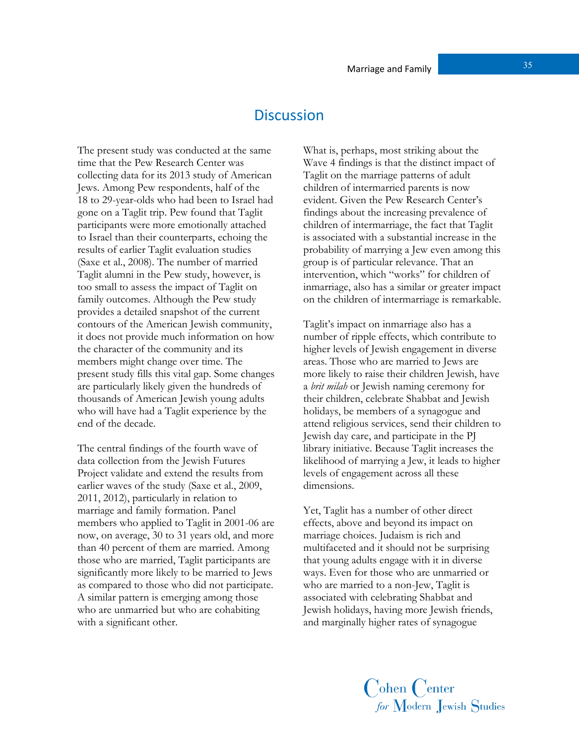## Discussion

The present study was conducted at the same time that the Pew Research Center was collecting data for its 2013 study of American Jews. Among Pew respondents, half of the 18 to 29-year-olds who had been to Israel had gone on a Taglit trip. Pew found that Taglit participants were more emotionally attached to Israel than their counterparts, echoing the results of earlier Taglit evaluation studies (Saxe et al., 2008). The number of married Taglit alumni in the Pew study, however, is too small to assess the impact of Taglit on family outcomes. Although the Pew study provides a detailed snapshot of the current contours of the American Jewish community, it does not provide much information on how the character of the community and its members might change over time. The present study fills this vital gap. Some changes are particularly likely given the hundreds of thousands of American Jewish young adults who will have had a Taglit experience by the end of the decade.

The central findings of the fourth wave of data collection from the Jewish Futures Project validate and extend the results from earlier waves of the study (Saxe et al., 2009, 2011, 2012), particularly in relation to marriage and family formation. Panel members who applied to Taglit in 2001-06 are now, on average, 30 to 31 years old, and more than 40 percent of them are married. Among those who are married, Taglit participants are significantly more likely to be married to Jews as compared to those who did not participate. A similar pattern is emerging among those who are unmarried but who are cohabiting with a significant other.

What is, perhaps, most striking about the Wave 4 findings is that the distinct impact of Taglit on the marriage patterns of adult children of intermarried parents is now evident. Given the Pew Research Center's findings about the increasing prevalence of children of intermarriage, the fact that Taglit is associated with a substantial increase in the probability of marrying a Jew even among this group is of particular relevance. That an intervention, which "works" for children of inmarriage, also has a similar or greater impact on the children of intermarriage is remarkable.

Taglit's impact on inmarriage also has a number of ripple effects, which contribute to higher levels of Jewish engagement in diverse areas. Those who are married to Jews are more likely to raise their children Jewish, have a *brit milah* or Jewish naming ceremony for their children, celebrate Shabbat and Jewish holidays, be members of a synagogue and attend religious services, send their children to Jewish day care, and participate in the PJ library initiative. Because Taglit increases the likelihood of marrying a Jew, it leads to higher levels of engagement across all these dimensions.

Yet, Taglit has a number of other direct effects, above and beyond its impact on marriage choices. Judaism is rich and multifaceted and it should not be surprising that young adults engage with it in diverse ways. Even for those who are unmarried or who are married to a non-Jew, Taglit is associated with celebrating Shabbat and Jewish holidays, having more Jewish friends, and marginally higher rates of synagogue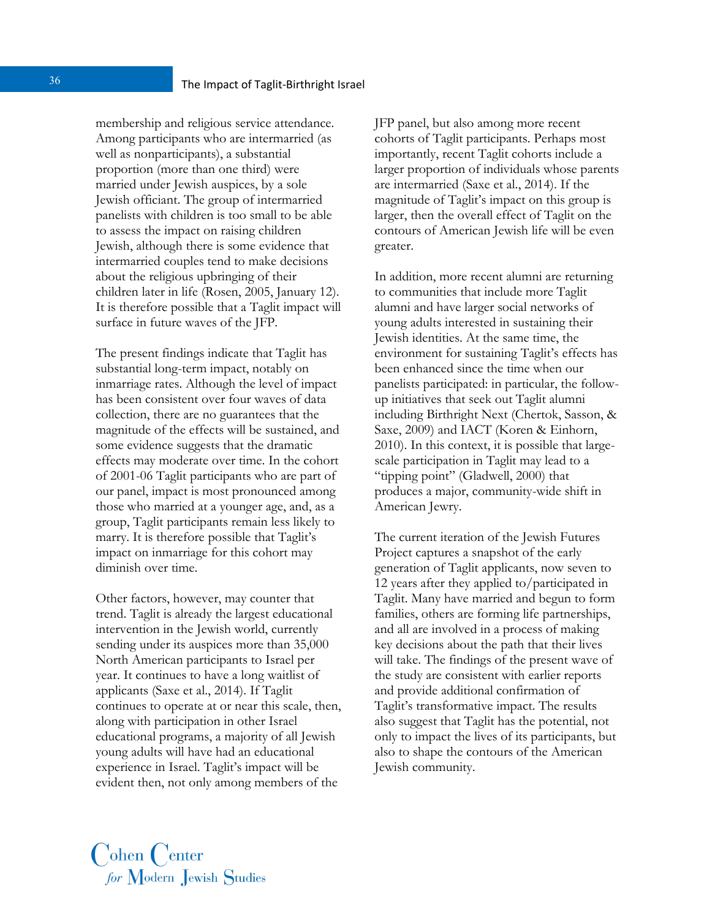membership and religious service attendance. Among participants who are intermarried (as well as nonparticipants), a substantial proportion (more than one third) were married under Jewish auspices, by a sole Jewish officiant. The group of intermarried panelists with children is too small to be able to assess the impact on raising children Jewish, although there is some evidence that intermarried couples tend to make decisions about the religious upbringing of their children later in life (Rosen, 2005, January 12). It is therefore possible that a Taglit impact will surface in future waves of the JFP.

The present findings indicate that Taglit has substantial long-term impact, notably on inmarriage rates. Although the level of impact has been consistent over four waves of data collection, there are no guarantees that the magnitude of the effects will be sustained, and some evidence suggests that the dramatic effects may moderate over time. In the cohort of 2001-06 Taglit participants who are part of our panel, impact is most pronounced among those who married at a younger age, and, as a group, Taglit participants remain less likely to marry. It is therefore possible that Taglit's impact on inmarriage for this cohort may diminish over time.

Other factors, however, may counter that trend. Taglit is already the largest educational intervention in the Jewish world, currently sending under its auspices more than 35,000 North American participants to Israel per year. It continues to have a long waitlist of applicants (Saxe et al., 2014). If Taglit continues to operate at or near this scale, then, along with participation in other Israel educational programs, a majority of all Jewish young adults will have had an educational experience in Israel. Taglit's impact will be evident then, not only among members of the JFP panel, but also among more recent cohorts of Taglit participants. Perhaps most importantly, recent Taglit cohorts include a larger proportion of individuals whose parents are intermarried (Saxe et al., 2014). If the magnitude of Taglit's impact on this group is larger, then the overall effect of Taglit on the contours of American Jewish life will be even greater.

In addition, more recent alumni are returning to communities that include more Taglit alumni and have larger social networks of young adults interested in sustaining their Jewish identities. At the same time, the environment for sustaining Taglit's effects has been enhanced since the time when our panelists participated: in particular, the follow-up initiatives that seek out Taglit alumni including Birthright Next (Chertok, Sasson, & Saxe, 2009) and IACT (Koren & Einhorn, 2010). In this context, it is possible that large-scale participation in Taglit may lead to a "tipping point" (Gladwell, 2000) that produces a major, community-wide shift in American Jewry.

The current iteration of the Jewish Futures Project captures a snapshot of the early generation of Taglit applicants, now seven to 12 years after they applied to/participated in Taglit. Many have married and begun to form families, others are forming life partnerships, and all are involved in a process of making key decisions about the path that their lives will take. The findings of the present wave of the study are consistent with earlier reports and provide additional confirmation of Taglit's transformative impact. The results also suggest that Taglit has the potential, not only to impact the lives of its participants, but also to shape the contours of the American Jewish community.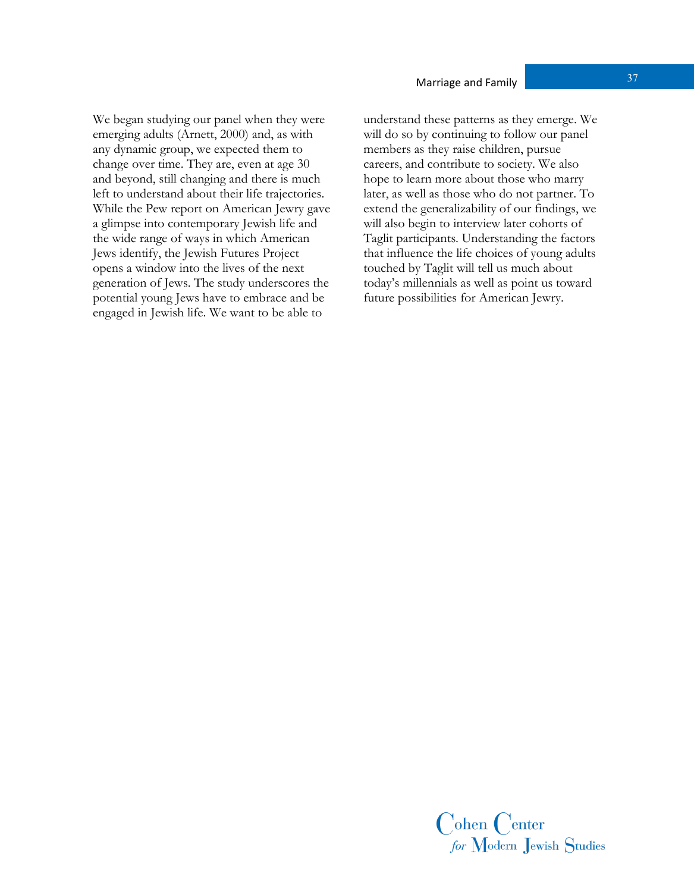We began studying our panel when they were emerging adults (Arnett, 2000) and, as with any dynamic group, we expected them to change over time. They are, even at age 30 and beyond, still changing and there is much left to understand about their life trajectories. While the Pew report on American Jewry gave a glimpse into contemporary Jewish life and the wide range of ways in which American Jews identify, the Jewish Futures Project opens a window into the lives of the next generation of Jews. The study underscores the potential young Jews have to embrace and be engaged in Jewish life. We want to be able to understand these patterns as they emerge. We will do so by continuing to follow our panel members as they raise children, pursue careers, and contribute to society. We also hope to learn more about those who marry later, as well as those who do not partner. To extend the generalizability of our findings, we will also begin to interview later cohorts of Taglit participants. Understanding the factors that influence the life choices of young adults touched by Taglit will tell us much about today's millennials as well as point us toward future possibilities for American Jewry.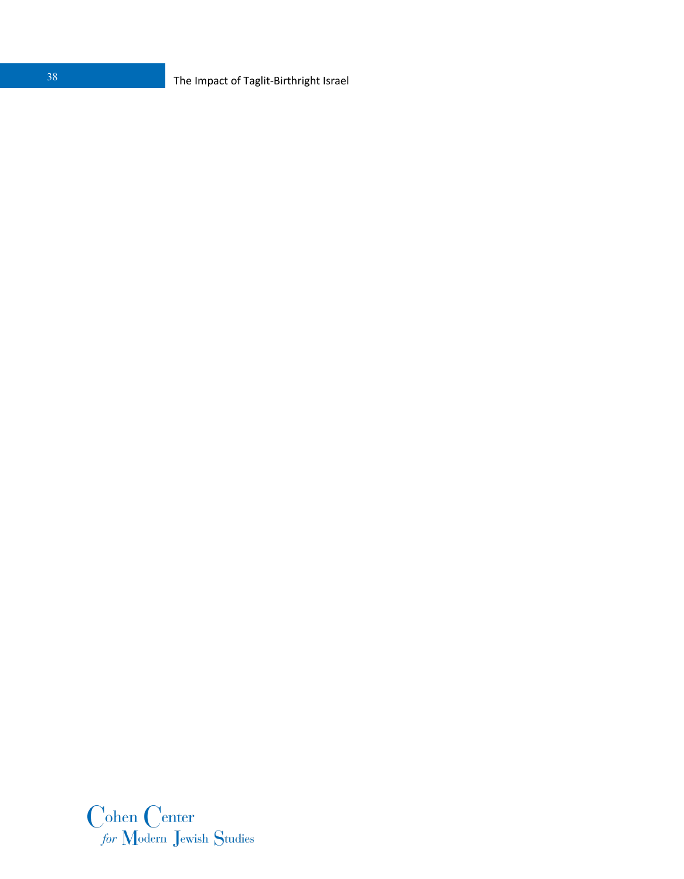Cohen Center *for* Modern Jewish Studies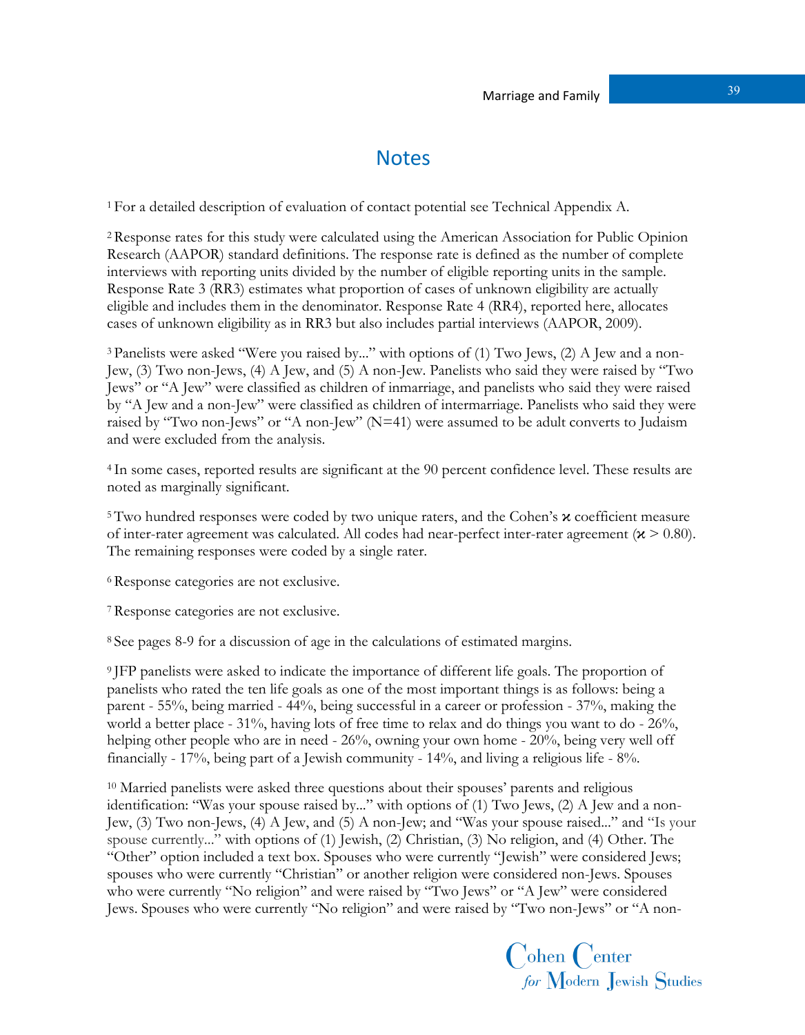# Notes

[1] For a detailed description of evaluation of contact potential see Technical Appendix A.

[2] Response rates for this study were calculated using the American Association for Public Opinion Research (AAPOR) standard definitions. The response rate is defined as the number of complete interviews with reporting units divided by the number of eligible reporting units in the sample. Response Rate 3 (RR3) estimates what proportion of cases of unknown eligibility are actually eligible and includes them in the denominator. Response Rate 4 (RR4), reported here, allocates cases of unknown eligibility as in RR3 but also includes partial interviews (AAPOR, 2009).

[3] Panelists were asked "Were you raised by..." with options of (1) Two Jews, (2) A Jew and a non-Jew, (3) Two non-Jews, (4) A Jew, and (5) A non-Jew. Panelists who said they were raised by "Two Jews" or "A Jew" were classified as children of inmarriage, and panelists who said they were raised by "A Jew and a non-Jew" were classified as children of intermarriage. Panelists who said they were raised by "Two non-Jews" or "A non-Jew" (N=41) were assumed to be adult converts to Judaism and were excluded from the analysis.

[4] In some cases, reported results are significant at the 90 percent confidence level. These results are noted as marginally significant.

[5] Two hundred responses were coded by two unique raters, and the Cohen's $\kappa$ coefficient measure of inter-rater agreement was calculated. All codes had near-perfect inter-rater agreement ($\kappa > 0.80$). The remaining responses were coded by a single rater.

[6] Response categories are not exclusive.

[7] Response categories are not exclusive.

[8] See pages 8-9 for a discussion of age in the calculations of estimated margins.

[9] JFP panelists were asked to indicate the importance of different life goals. The proportion of panelists who rated the ten life goals as one of the most important things is as follows: being a parent - 55%, being married - 44%, being successful in a career or profession - 37%, making the world a better place - 31%, having lots of free time to relax and do things you want to do - 26%, helping other people who are in need - 26%, owning your own home - 20%, being very well off financially - 17%, being part of a Jewish community - 14%, and living a religious life - 8%.

[10] Married panelists were asked three questions about their spouses' parents and religious identification: "Was your spouse raised by..." with options of (1) Two Jews, (2) A Jew and a non-Jew, (3) Two non-Jews, (4) A Jew, and (5) A non-Jew; and "Was your spouse raised..." and "Is your spouse currently..." with options of (1) Jewish, (2) Christian, (3) No religion, and (4) Other. The "Other" option included a text box. Spouses who were currently "Jewish" were considered Jews; spouses who were currently "Christian" or another religion were considered non-Jews. Spouses who were currently "No religion" and were raised by "Two Jews" or "A Jew" were considered Jews. Spouses who were currently "No religion" and were raised by "Two non-Jews" or "A non-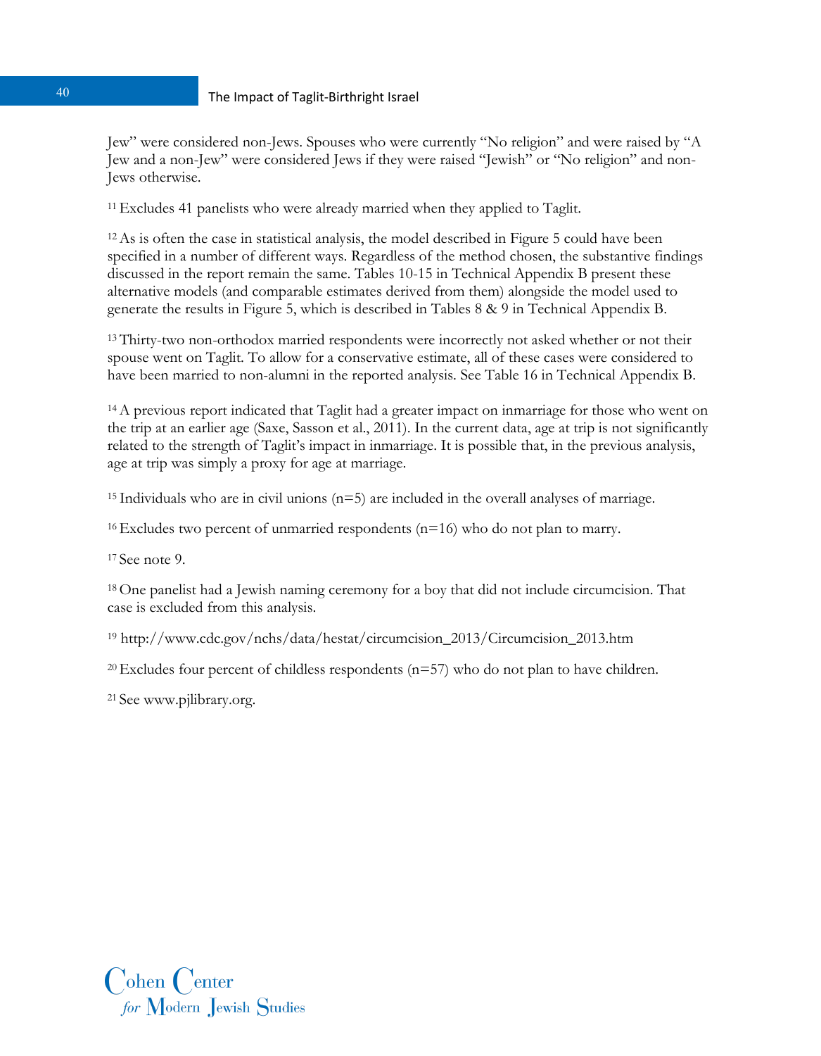Jew" were considered non-Jews. Spouses who were currently "No religion" and were raised by "A Jew and a non-Jew" were considered Jews if they were raised "Jewish" or "No religion" and non-Jews otherwise.

[11] Excludes 41 panelists who were already married when they applied to Taglit.

[12] As is often the case in statistical analysis, the model described in Figure 5 could have been specified in a number of different ways. Regardless of the method chosen, the substantive findings discussed in the report remain the same. Tables 10-15 in Technical Appendix B present these alternative models (and comparable estimates derived from them) alongside the model used to generate the results in Figure 5, which is described in Tables 8 & 9 in Technical Appendix B.

[13] Thirty-two non-orthodox married respondents were incorrectly not asked whether or not their spouse went on Taglit. To allow for a conservative estimate, all of these cases were considered to have been married to non-alumni in the reported analysis. See Table 16 in Technical Appendix B.

[14] A previous report indicated that Taglit had a greater impact on inmarriage for those who went on the trip at an earlier age (Saxe, Sasson et al., 2011). In the current data, age at trip is not significantly related to the strength of Taglit's impact in inmarriage. It is possible that, in the previous analysis, age at trip was simply a proxy for age at marriage.

[15] Individuals who are in civil unions (n=5) are included in the overall analyses of marriage.

[16] Excludes two percent of unmarried respondents (n=16) who do not plan to marry.

[17] See note 9.

[18] One panelist had a Jewish naming ceremony for a boy that did not include circumcision. That case is excluded from this analysis.

[19] http://www.cdc.gov/nchs/data/hestat/circumcision_2013/Circumcision_2013.htm

[20] Excludes four percent of childless respondents (n=57) who do not plan to have children.

[21] See www.pjlibrary.org.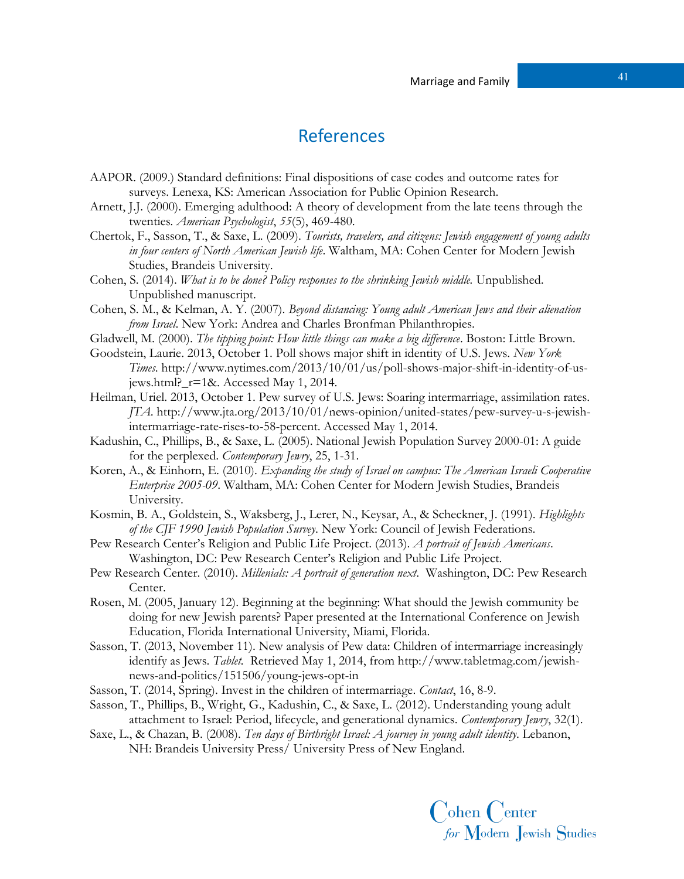# References

AAPOR. (2009.) Standard definitions: Final dispositions of case codes and outcome rates for surveys. Lenexa, KS: American Association for Public Opinion Research.

Arnett, J.J. (2000). Emerging adulthood: A theory of development from the late teens through the twenties. *American Psychologist*, *55*(5), 469-480.

Chertok, F., Sasson, T., & Saxe, L. (2009). *Tourists, travelers, and citizens: Jewish engagement of young adults in four centers of North American Jewish life*. Waltham, MA: Cohen Center for Modern Jewish Studies, Brandeis University.

Cohen, S. (2014). *What is to be done? Policy responses to the shrinking Jewish middle.* Unpublished. Unpublished manuscript.

Cohen, S. M., & Kelman, A. Y. (2007). *Beyond distancing: Young adult American Jews and their alienation from Israel*. New York: Andrea and Charles Bronfman Philanthropies.

Gladwell, M. (2000). *The tipping point: How little things can make a big difference*. Boston: Little Brown.

Goodstein, Laurie. 2013, October 1. Poll shows major shift in identity of U.S. Jews. *New York Times*. http://www.nytimes.com/2013/10/01/us/poll-shows-major-shift-in-identity-of-us-jews.html?_r=1&. Accessed May 1, 2014.

Heilman, Uriel. 2013, October 1. Pew survey of U.S. Jews: Soaring intermarriage, assimilation rates. *JTA*. http://www.jta.org/2013/10/01/news-opinion/united-states/pew-survey-u-s-jewish-intermarriage-rate-rises-to-58-percent. Accessed May 1, 2014.

Kadushin, C., Phillips, B., & Saxe, L. (2005). National Jewish Population Survey 2000-01: A guide for the perplexed. *Contemporary Jewry*, 25, 1-31.

Koren, A., & Einhorn, E. (2010). *Expanding the study of Israel on campus: The American Israeli Cooperative Enterprise 2005-09*. Waltham, MA: Cohen Center for Modern Jewish Studies, Brandeis University.

Kosmin, B. A., Goldstein, S., Waksberg, J., Lerer, N., Keysar, A., & Scheckner, J. (1991). *Highlights of the CJF 1990 Jewish Population Survey*. New York: Council of Jewish Federations.

Pew Research Center's Religion and Public Life Project. (2013). *A portrait of Jewish Americans*. Washington, DC: Pew Research Center's Religion and Public Life Project.

Pew Research Center. (2010). *Millenials: A portrait of generation next*. Washington, DC: Pew Research Center.

Rosen, M. (2005, January 12). Beginning at the beginning: What should the Jewish community be doing for new Jewish parents? Paper presented at the International Conference on Jewish Education, Florida International University, Miami, Florida.

Sasson, T. (2013, November 11). New analysis of Pew data: Children of intermarriage increasingly identify as Jews. *Tablet*. Retrieved May 1, 2014, from http://www.tabletmag.com/jewish-news-and-politics/151506/young-jews-opt-in

Sasson, T. (2014, Spring). Invest in the children of intermarriage. *Contact*, 16, 8-9.

Sasson, T., Phillips, B., Wright, G., Kadushin, C., & Saxe, L. (2012). Understanding young adult attachment to Israel: Period, lifecycle, and generational dynamics. *Contemporary Jewry*, 32(1).

Saxe, L., & Chazan, B. (2008). *Ten days of Birthright Israel: A journey in young adult identity*. Lebanon, NH: Brandeis University Press/ University Press of New England.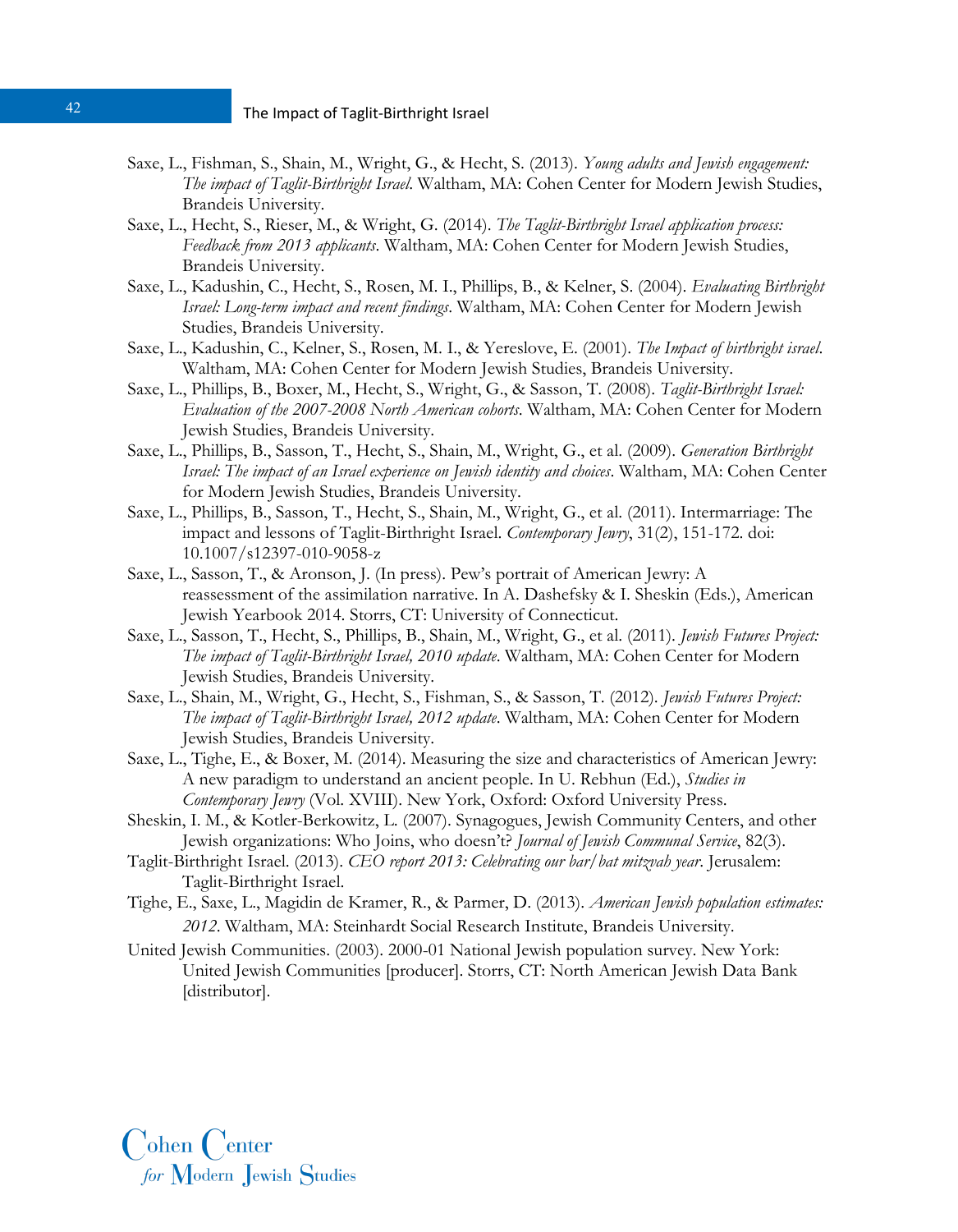Saxe, L., Fishman, S., Shain, M., Wright, G., & Hecht, S. (2013). *Young adults and Jewish engagement: The impact of Taglit-Birthright Israel*. Waltham, MA: Cohen Center for Modern Jewish Studies, Brandeis University.

Saxe, L., Hecht, S., Rieser, M., & Wright, G. (2014). *The Taglit-Birthright Israel application process: Feedback from 2013 applicants*. Waltham, MA: Cohen Center for Modern Jewish Studies, Brandeis University.

Saxe, L., Kadushin, C., Hecht, S., Rosen, M. I., Phillips, B., & Kelner, S. (2004). *Evaluating Birthright Israel: Long-term impact and recent findings*. Waltham, MA: Cohen Center for Modern Jewish Studies, Brandeis University.

Saxe, L., Kadushin, C., Kelner, S., Rosen, M. I., & Yereslove, E. (2001). *The Impact of birthright israel*. Waltham, MA: Cohen Center for Modern Jewish Studies, Brandeis University.

Saxe, L., Phillips, B., Boxer, M., Hecht, S., Wright, G., & Sasson, T. (2008). *Taglit-Birthright Israel: Evaluation of the 2007-2008 North American cohorts*. Waltham, MA: Cohen Center for Modern Jewish Studies, Brandeis University.

Saxe, L., Phillips, B., Sasson, T., Hecht, S., Shain, M., Wright, G., et al. (2009). *Generation Birthright Israel: The impact of an Israel experience on Jewish identity and choices*. Waltham, MA: Cohen Center for Modern Jewish Studies, Brandeis University.

Saxe, L., Phillips, B., Sasson, T., Hecht, S., Shain, M., Wright, G., et al. (2011). Intermarriage: The impact and lessons of Taglit-Birthright Israel. *Contemporary Jewry*, 31(2), 151-172. doi: 10.1007/s12397-010-9058-z

Saxe, L., Sasson, T., & Aronson, J. (In press). Pew's portrait of American Jewry: A reassessment of the assimilation narrative. In A. Dashefsky & I. Sheskin (Eds.), American Jewish Yearbook 2014. Storrs, CT: University of Connecticut.

Saxe, L., Sasson, T., Hecht, S., Phillips, B., Shain, M., Wright, G., et al. (2011). *Jewish Futures Project: The impact of Taglit-Birthright Israel, 2010 update*. Waltham, MA: Cohen Center for Modern Jewish Studies, Brandeis University.

Saxe, L., Shain, M., Wright, G., Hecht, S., Fishman, S., & Sasson, T. (2012). *Jewish Futures Project: The impact of Taglit-Birthright Israel, 2012 update*. Waltham, MA: Cohen Center for Modern Jewish Studies, Brandeis University.

Saxe, L., Tighe, E., & Boxer, M. (2014). Measuring the size and characteristics of American Jewry: A new paradigm to understand an ancient people. In U. Rebhun (Ed.), *Studies in Contemporary Jewry* (Vol. XVIII). New York, Oxford: Oxford University Press.

Sheskin, I. M., & Kotler-Berkowitz, L. (2007). Synagogues, Jewish Community Centers, and other Jewish organizations: Who Joins, who doesn't? *Journal of Jewish Communal Service*, 82(3).

Taglit-Birthright Israel. (2013). *CEO report 2013: Celebrating our bar/bat mitzvah year*. Jerusalem: Taglit-Birthright Israel.

Tighe, E., Saxe, L., Magidin de Kramer, R., & Parmer, D. (2013). *American Jewish population estimates: 2012*. Waltham, MA: Steinhardt Social Research Institute, Brandeis University.

United Jewish Communities. (2003). 2000-01 National Jewish population survey. New York: United Jewish Communities [producer]. Storrs, CT: North American Jewish Data Bank [distributor].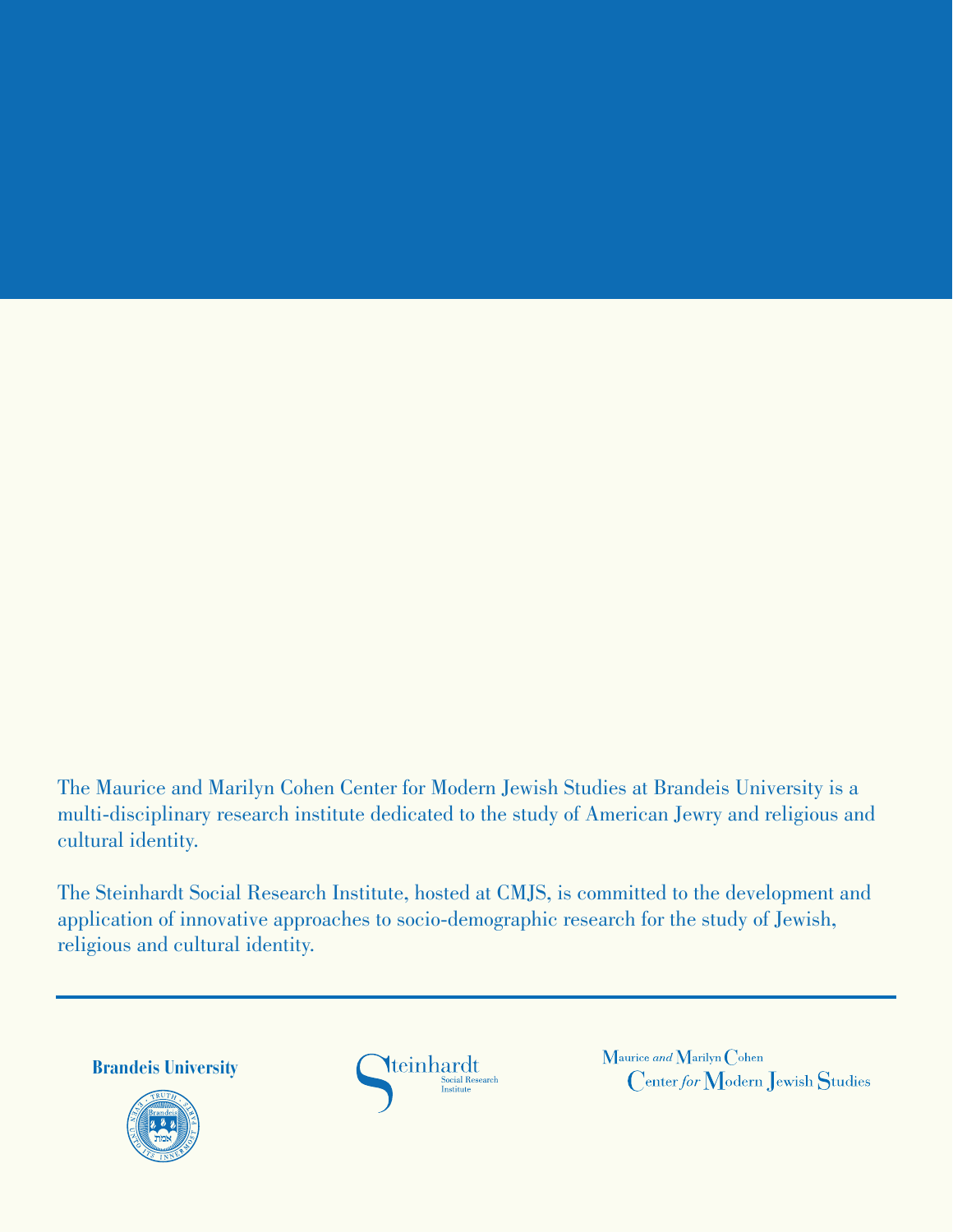The Maurice and Marilyn Cohen Center for Modern Jewish Studies at Brandeis University is a multi-disciplinary research institute dedicated to the study of American Jewry and religious and cultural identity.

The Steinhardt Social Research Institute, hosted at CMJS, is committed to the development and application of innovative approaches to socio-demographic research for the study of Jewish, religious and cultural identity.

---

**Brandeis University**

Steinhardt Social Research Institute

Maurice *and* Marilyn Cohen Center *for* Modern Jewish Studies